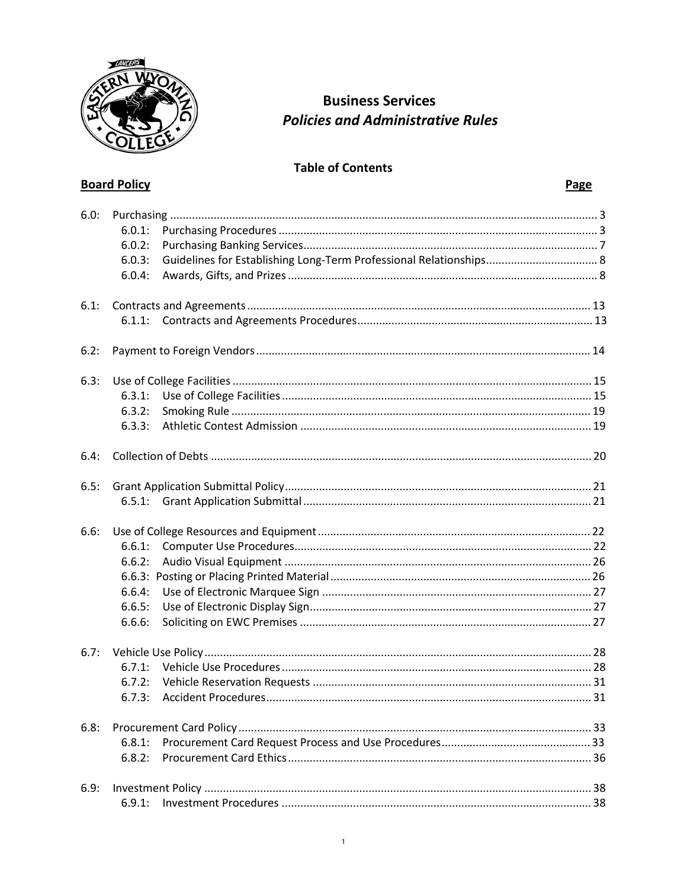# Business Services

## *Policies and Administrative Rules*

### Table of Contents

| **Board Policy** | | **Page** |
|---|---|---|
| 6.0: | Purchasing | 3 |
| | 6.0.1: Purchasing Procedures | 3 |
| | 6.0.2: Purchasing Banking Services | 7 |
| | 6.0.3: Guidelines for Establishing Long-Term Professional Relationships | 8 |
| | 6.0.4: Awards, Gifts, and Prizes | 8 |
| 6.1: | Contracts and Agreements | 13 |
| | 6.1.1: Contracts and Agreements Procedures | 13 |
| 6.2: | Payment to Foreign Vendors | 14 |
| 6.3: | Use of College Facilities | 15 |
| | 6.3.1: Use of College Facilities | 15 |
| | 6.3.2: Smoking Rule | 19 |
| | 6.3.3: Athletic Contest Admission | 19 |
| 6.4: | Collection of Debts | 20 |
| 6.5: | Grant Application Submittal Policy | 21 |
| | 6.5.1: Grant Application Submittal | 21 |
| 6.6: | Use of College Resources and Equipment | 22 |
| | 6.6.1: Computer Use Procedures | 22 |
| | 6.6.2: Audio Visual Equipment | 26 |
| | 6.6.3: Posting or Placing Printed Material | 26 |
| | 6.6.4: Use of Electronic Marquee Sign | 27 |
| | 6.6.5: Use of Electronic Display Sign | 27 |
| | 6.6.6: Soliciting on EWC Premises | 27 |
| 6.7: | Vehicle Use Policy | 28 |
| | 6.7.1: Vehicle Use Procedures | 28 |
| | 6.7.2: Vehicle Reservation Requests | 31 |
| | 6.7.3: Accident Procedures | 31 |
| 6.8: | Procurement Card Policy | 33 |
| | 6.8.1: Procurement Card Request Process and Use Procedures | 33 |
| | 6.8.2: Procurement Card Ethics | 36 |
| 6.9: | Investment Policy | 38 |
| | 6.9.1: Investment Procedures | 38 |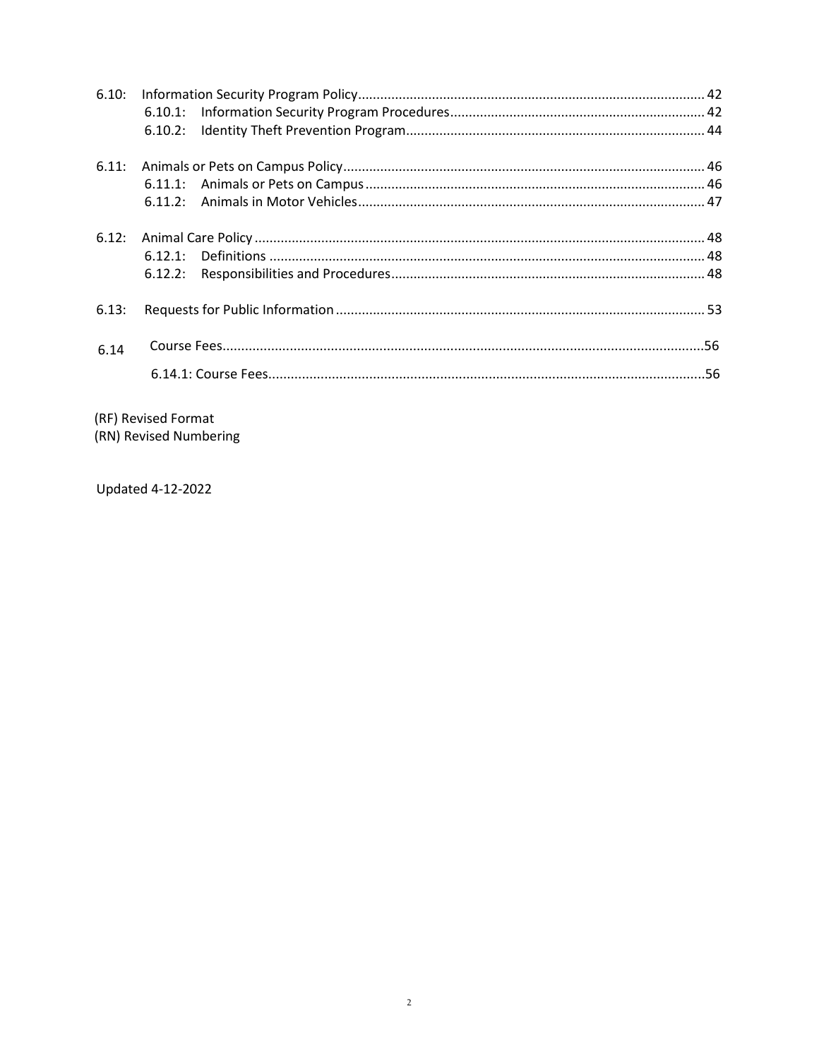6.10: Information Security Program Policy ............................................................................................ 42
- 6.10.1: Information Security Program Procedures .................................................................... 42
- 6.10.2: Identity Theft Prevention Program ................................................................................ 44

6.11: Animals or Pets on Campus Policy ................................................................................................ 46
- 6.11.1: Animals or Pets on Campus ........................................................................................... 46
- 6.11.2: Animals in Motor Vehicles ............................................................................................. 47

6.12: Animal Care Policy ........................................................................................................................ 48
- 6.12.1: Definitions .................................................................................................................... 48
- 6.12.2: Responsibilities and Procedures .................................................................................... 48

6.13: Requests for Public Information ................................................................................................... 53

6.14 Course Fees................................................................................................................................56
- 6.14.1: Course Fees....................................................................................................................56

(RF) Revised Format
(RN) Revised Numbering

Updated 4-12-2022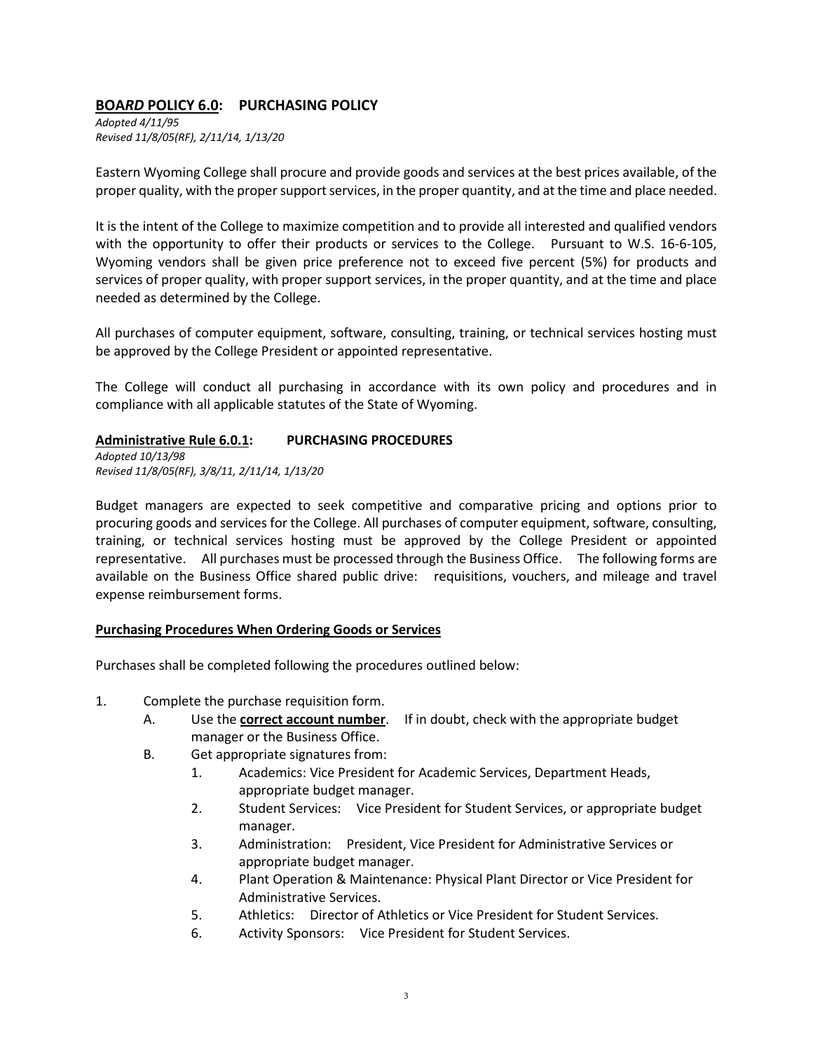## <u>**BOA*RD* POLICY 6.0**</u>: PURCHASING POLICY

*Adopted 4/11/95*
*Revised 11/8/05(RF), 2/11/14, 1/13/20*

Eastern Wyoming College shall procure and provide goods and services at the best prices available, of the proper quality, with the proper support services, in the proper quantity, and at the time and place needed.

It is the intent of the College to maximize competition and to provide all interested and qualified vendors with the opportunity to offer their products or services to the College. Pursuant to W.S. 16-6-105, Wyoming vendors shall be given price preference not to exceed five percent (5%) for products and services of proper quality, with proper support services, in the proper quantity, and at the time and place needed as determined by the College.

All purchases of computer equipment, software, consulting, training, or technical services hosting must be approved by the College President or appointed representative.

The College will conduct all purchasing in accordance with its own policy and procedures and in compliance with all applicable statutes of the State of Wyoming.

### <u>**Administrative Rule 6.0.1**</u>: PURCHASING PROCEDURES

*Adopted 10/13/98*
*Revised 11/8/05(RF), 3/8/11, 2/11/14, 1/13/20*

Budget managers are expected to seek competitive and comparative pricing and options prior to procuring goods and services for the College. All purchases of computer equipment, software, consulting, training, or technical services hosting must be approved by the College President or appointed representative. All purchases must be processed through the Business Office. The following forms are available on the Business Office shared public drive: requisitions, vouchers, and mileage and travel expense reimbursement forms.

#### <u>**Purchasing Procedures When Ordering Goods or Services**</u>

Purchases shall be completed following the procedures outlined below:

1. Complete the purchase requisition form.
   - A. Use the <u>**correct account number**</u>. If in doubt, check with the appropriate budget manager or the Business Office.
   - B. Get appropriate signatures from:
     1. Academics: Vice President for Academic Services, Department Heads, appropriate budget manager.
     2. Student Services: Vice President for Student Services, or appropriate budget manager.
     3. Administration: President, Vice President for Administrative Services or appropriate budget manager.
     4. Plant Operation & Maintenance: Physical Plant Director or Vice President for Administrative Services.
     5. Athletics: Director of Athletics or Vice President for Student Services.
     6. Activity Sponsors: Vice President for Student Services.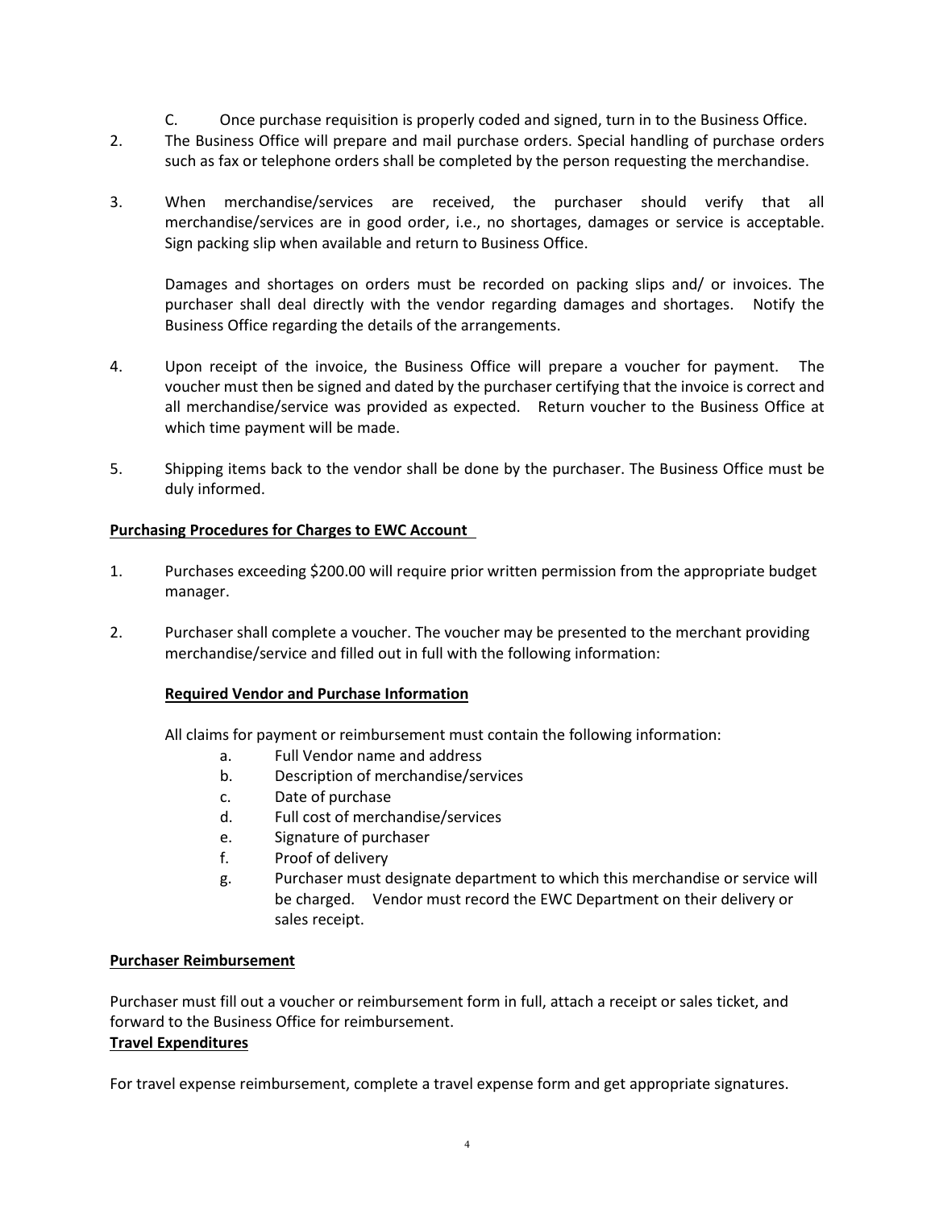C. Once purchase requisition is properly coded and signed, turn in to the Business Office.

2. The Business Office will prepare and mail purchase orders. Special handling of purchase orders such as fax or telephone orders shall be completed by the person requesting the merchandise.

3. When merchandise/services are received, the purchaser should verify that all merchandise/services are in good order, i.e., no shortages, damages or service is acceptable. Sign packing slip when available and return to Business Office.

   Damages and shortages on orders must be recorded on packing slips and/ or invoices. The purchaser shall deal directly with the vendor regarding damages and shortages. Notify the Business Office regarding the details of the arrangements.

4. Upon receipt of the invoice, the Business Office will prepare a voucher for payment. The voucher must then be signed and dated by the purchaser certifying that the invoice is correct and all merchandise/service was provided as expected. Return voucher to the Business Office at which time payment will be made.

5. Shipping items back to the vendor shall be done by the purchaser. The Business Office must be duly informed.

**Purchasing Procedures for Charges to EWC Account**

1. Purchases exceeding $200.00 will require prior written permission from the appropriate budget manager.

2. Purchaser shall complete a voucher. The voucher may be presented to the merchant providing merchandise/service and filled out in full with the following information:

   **Required Vendor and Purchase Information**

   All claims for payment or reimbursement must contain the following information:

   a. Full Vendor name and address
   b. Description of merchandise/services
   c. Date of purchase
   d. Full cost of merchandise/services
   e. Signature of purchaser
   f. Proof of delivery
   g. Purchaser must designate department to which this merchandise or service will be charged. Vendor must record the EWC Department on their delivery or sales receipt.

**Purchaser Reimbursement**

Purchaser must fill out a voucher or reimbursement form in full, attach a receipt or sales ticket, and forward to the Business Office for reimbursement.

**Travel Expenditures**

For travel expense reimbursement, complete a travel expense form and get appropriate signatures.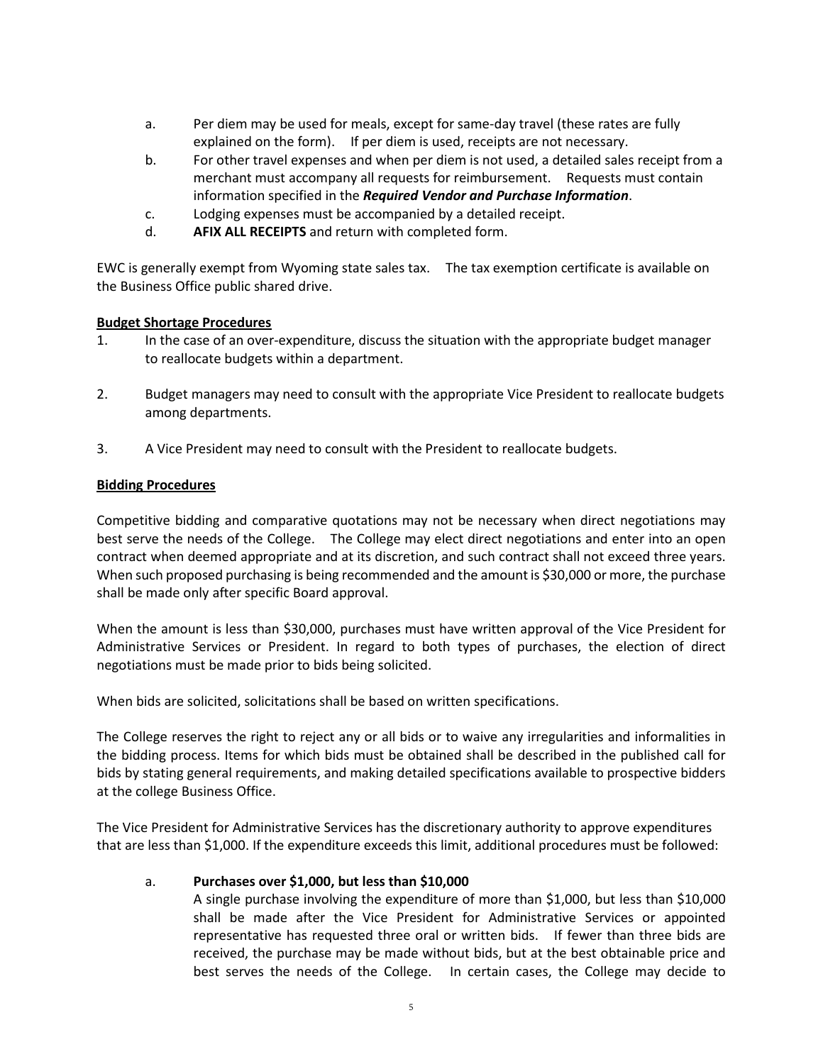a. Per diem may be used for meals, except for same-day travel (these rates are fully explained on the form). If per diem is used, receipts are not necessary.

b. For other travel expenses and when per diem is not used, a detailed sales receipt from a merchant must accompany all requests for reimbursement. Requests must contain information specified in the ***Required Vendor and Purchase Information***.

c. Lodging expenses must be accompanied by a detailed receipt.

d. **AFIX ALL RECEIPTS** and return with completed form.

EWC is generally exempt from Wyoming state sales tax. The tax exemption certificate is available on the Business Office public shared drive.

**Budget Shortage Procedures**

1. In the case of an over-expenditure, discuss the situation with the appropriate budget manager to reallocate budgets within a department.

2. Budget managers may need to consult with the appropriate Vice President to reallocate budgets among departments.

3. A Vice President may need to consult with the President to reallocate budgets.

**Bidding Procedures**

Competitive bidding and comparative quotations may not be necessary when direct negotiations may best serve the needs of the College. The College may elect direct negotiations and enter into an open contract when deemed appropriate and at its discretion, and such contract shall not exceed three years. When such proposed purchasing is being recommended and the amount is $30,000 or more, the purchase shall be made only after specific Board approval.

When the amount is less than $30,000, purchases must have written approval of the Vice President for Administrative Services or President. In regard to both types of purchases, the election of direct negotiations must be made prior to bids being solicited.

When bids are solicited, solicitations shall be based on written specifications.

The College reserves the right to reject any or all bids or to waive any irregularities and informalities in the bidding process. Items for which bids must be obtained shall be described in the published call for bids by stating general requirements, and making detailed specifications available to prospective bidders at the college Business Office.

The Vice President for Administrative Services has the discretionary authority to approve expenditures that are less than $1,000. If the expenditure exceeds this limit, additional procedures must be followed:

a. **Purchases over $1,000, but less than $10,000**
A single purchase involving the expenditure of more than $1,000, but less than $10,000 shall be made after the Vice President for Administrative Services or appointed representative has requested three oral or written bids. If fewer than three bids are received, the purchase may be made without bids, but at the best obtainable price and best serves the needs of the College. In certain cases, the College may decide to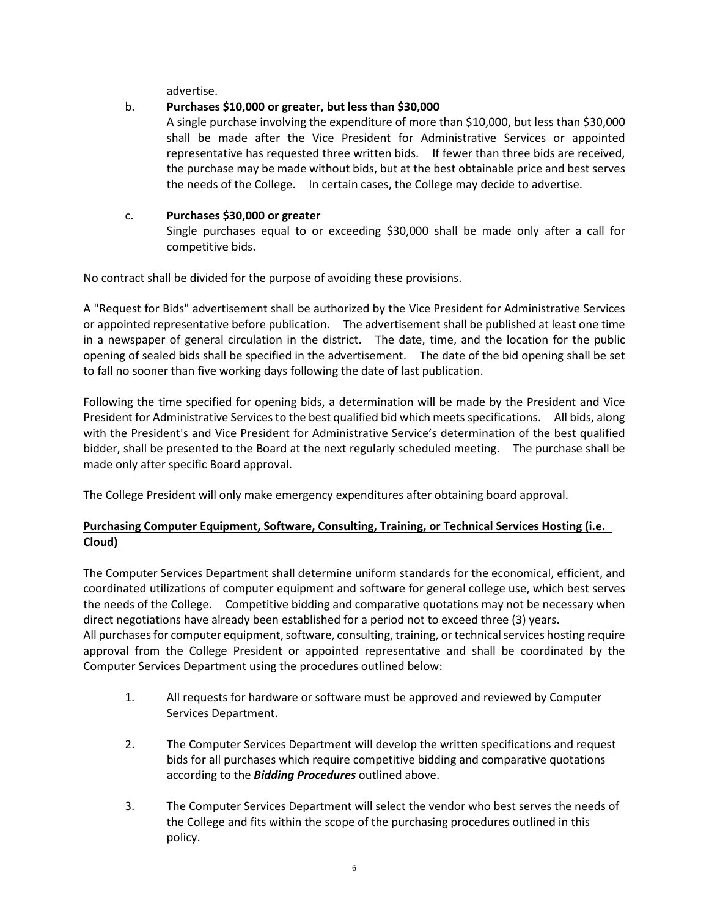advertise.

b. **Purchases $10,000 or greater, but less than $30,000**
   A single purchase involving the expenditure of more than $10,000, but less than $30,000 shall be made after the Vice President for Administrative Services or appointed representative has requested three written bids. If fewer than three bids are received, the purchase may be made without bids, but at the best obtainable price and best serves the needs of the College. In certain cases, the College may decide to advertise.

c. **Purchases $30,000 or greater**
   Single purchases equal to or exceeding $30,000 shall be made only after a call for competitive bids.

No contract shall be divided for the purpose of avoiding these provisions.

A "Request for Bids" advertisement shall be authorized by the Vice President for Administrative Services or appointed representative before publication. The advertisement shall be published at least one time in a newspaper of general circulation in the district. The date, time, and the location for the public opening of sealed bids shall be specified in the advertisement. The date of the bid opening shall be set to fall no sooner than five working days following the date of last publication.

Following the time specified for opening bids, a determination will be made by the President and Vice President for Administrative Services to the best qualified bid which meets specifications. All bids, along with the President's and Vice President for Administrative Service's determination of the best qualified bidder, shall be presented to the Board at the next regularly scheduled meeting. The purchase shall be made only after specific Board approval.

The College President will only make emergency expenditures after obtaining board approval.

**<u>Purchasing Computer Equipment, Software, Consulting, Training, or Technical Services Hosting (i.e. Cloud)</u>**

The Computer Services Department shall determine uniform standards for the economical, efficient, and coordinated utilizations of computer equipment and software for general college use, which best serves the needs of the College. Competitive bidding and comparative quotations may not be necessary when direct negotiations have already been established for a period not to exceed three (3) years.
All purchases for computer equipment, software, consulting, training, or technical services hosting require approval from the College President or appointed representative and shall be coordinated by the Computer Services Department using the procedures outlined below:

1. All requests for hardware or software must be approved and reviewed by Computer Services Department.

2. The Computer Services Department will develop the written specifications and request bids for all purchases which require competitive bidding and comparative quotations according to the ***Bidding Procedures*** outlined above.

3. The Computer Services Department will select the vendor who best serves the needs of the College and fits within the scope of the purchasing procedures outlined in this policy.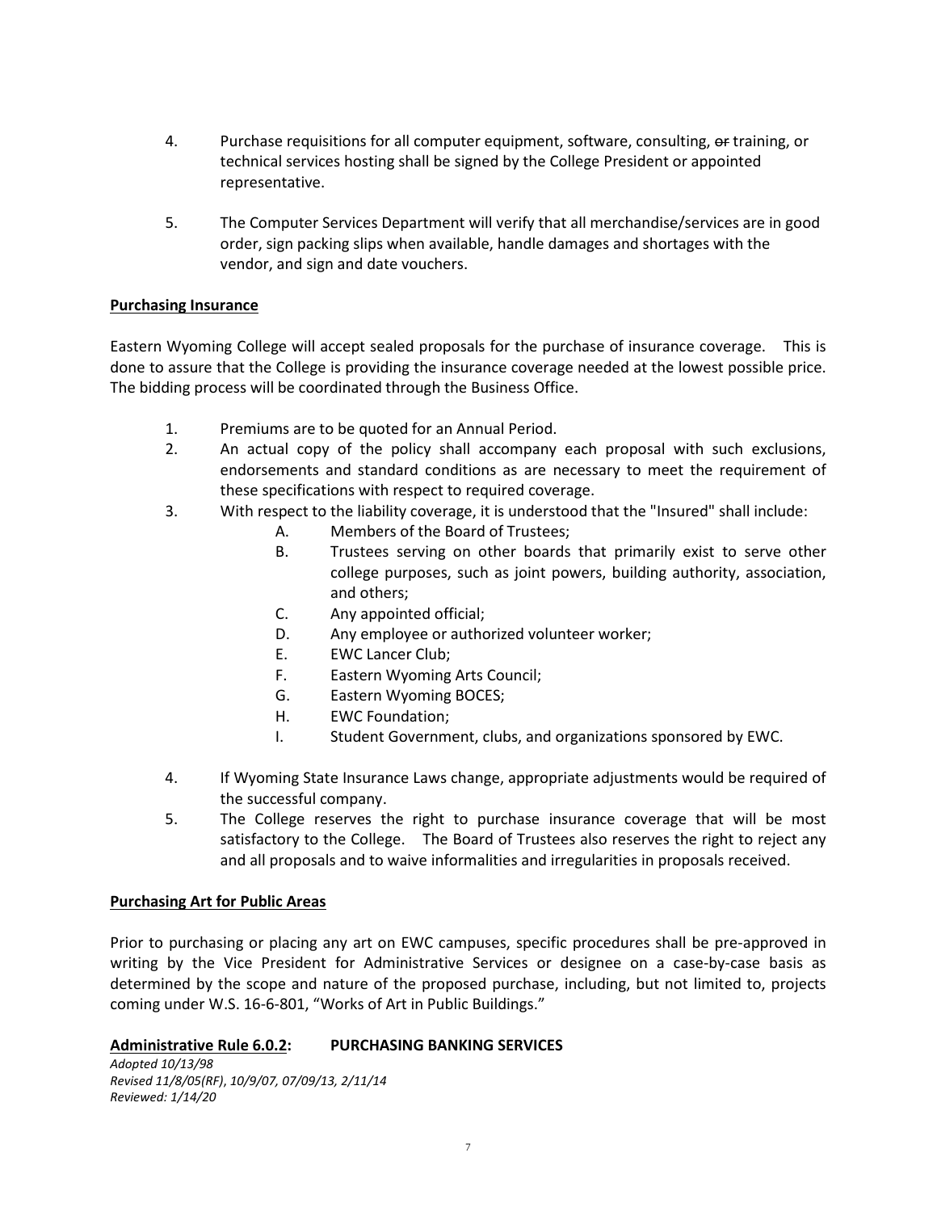4. Purchase requisitions for all computer equipment, software, consulting, ~~or~~ training, or technical services hosting shall be signed by the College President or appointed representative.

5. The Computer Services Department will verify that all merchandise/services are in good order, sign packing slips when available, handle damages and shortages with the vendor, and sign and date vouchers.

**Purchasing Insurance**

Eastern Wyoming College will accept sealed proposals for the purchase of insurance coverage. This is done to assure that the College is providing the insurance coverage needed at the lowest possible price. The bidding process will be coordinated through the Business Office.

1. Premiums are to be quoted for an Annual Period.
2. An actual copy of the policy shall accompany each proposal with such exclusions, endorsements and standard conditions as are necessary to meet the requirement of these specifications with respect to required coverage.
3. With respect to the liability coverage, it is understood that the "Insured" shall include:
   - A. Members of the Board of Trustees;
   - B. Trustees serving on other boards that primarily exist to serve other college purposes, such as joint powers, building authority, association, and others;
   - C. Any appointed official;
   - D. Any employee or authorized volunteer worker;
   - E. EWC Lancer Club;
   - F. Eastern Wyoming Arts Council;
   - G. Eastern Wyoming BOCES;
   - H. EWC Foundation;
   - I. Student Government, clubs, and organizations sponsored by EWC.
4. If Wyoming State Insurance Laws change, appropriate adjustments would be required of the successful company.
5. The College reserves the right to purchase insurance coverage that will be most satisfactory to the College. The Board of Trustees also reserves the right to reject any and all proposals and to waive informalities and irregularities in proposals received.

**Purchasing Art for Public Areas**

Prior to purchasing or placing any art on EWC campuses, specific procedures shall be pre-approved in writing by the Vice President for Administrative Services or designee on a case-by-case basis as determined by the scope and nature of the proposed purchase, including, but not limited to, projects coming under W.S. 16-6-801, "Works of Art in Public Buildings."

## **Administrative Rule 6.0.2:** PURCHASING BANKING SERVICES

*Adopted 10/13/98*
*Revised 11/8/05(RF), 10/9/07, 07/09/13, 2/11/14*
*Reviewed: 1/14/20*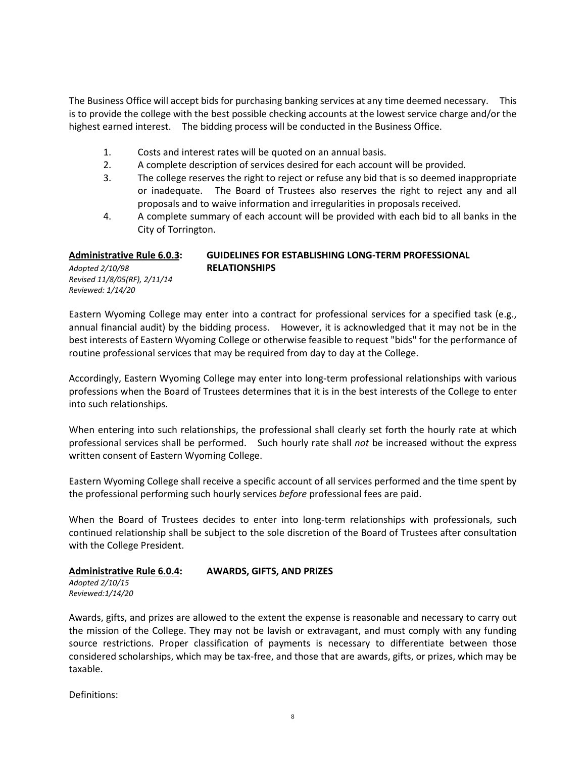The Business Office will accept bids for purchasing banking services at any time deemed necessary. This is to provide the college with the best possible checking accounts at the lowest service charge and/or the highest earned interest. The bidding process will be conducted in the Business Office.

1. Costs and interest rates will be quoted on an annual basis.
2. A complete description of services desired for each account will be provided.
3. The college reserves the right to reject or refuse any bid that is so deemed inappropriate or inadequate. The Board of Trustees also reserves the right to reject any and all proposals and to waive information and irregularities in proposals received.
4. A complete summary of each account will be provided with each bid to all banks in the City of Torrington.

## Administrative Rule 6.0.3: GUIDELINES FOR ESTABLISHING LONG-TERM PROFESSIONAL RELATIONSHIPS

*Adopted 2/10/98*
*Revised 11/8/05(RF), 2/11/14*
*Reviewed: 1/14/20*

Eastern Wyoming College may enter into a contract for professional services for a specified task (e.g., annual financial audit) by the bidding process. However, it is acknowledged that it may not be in the best interests of Eastern Wyoming College or otherwise feasible to request "bids" for the performance of routine professional services that may be required from day to day at the College.

Accordingly, Eastern Wyoming College may enter into long-term professional relationships with various professions when the Board of Trustees determines that it is in the best interests of the College to enter into such relationships.

When entering into such relationships, the professional shall clearly set forth the hourly rate at which professional services shall be performed. Such hourly rate shall *not* be increased without the express written consent of Eastern Wyoming College.

Eastern Wyoming College shall receive a specific account of all services performed and the time spent by the professional performing such hourly services *before* professional fees are paid.

When the Board of Trustees decides to enter into long-term relationships with professionals, such continued relationship shall be subject to the sole discretion of the Board of Trustees after consultation with the College President.

## Administrative Rule 6.0.4: AWARDS, GIFTS, AND PRIZES

*Adopted 2/10/15*
*Reviewed:1/14/20*

Awards, gifts, and prizes are allowed to the extent the expense is reasonable and necessary to carry out the mission of the College. They may not be lavish or extravagant, and must comply with any funding source restrictions. Proper classification of payments is necessary to differentiate between those considered scholarships, which may be tax-free, and those that are awards, gifts, or prizes, which may be taxable.

Definitions: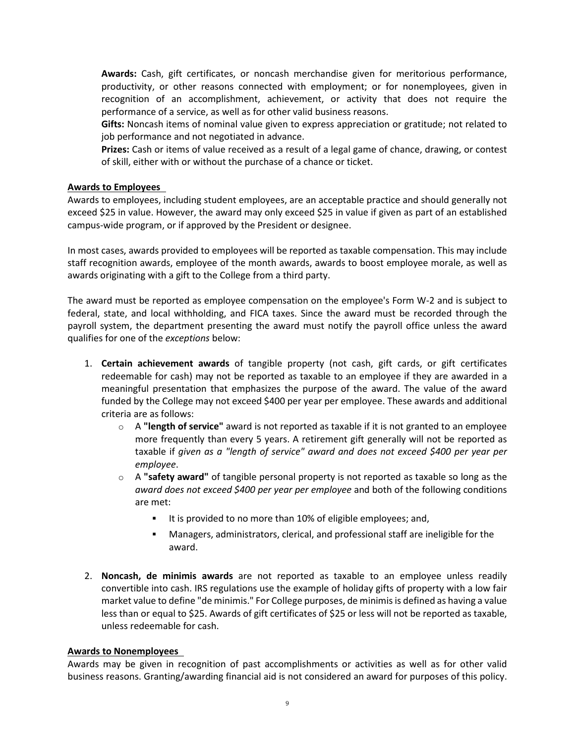**Awards:** Cash, gift certificates, or noncash merchandise given for meritorious performance, productivity, or other reasons connected with employment; or for nonemployees, given in recognition of an accomplishment, achievement, or activity that does not require the performance of a service, as well as for other valid business reasons.

**Gifts:** Noncash items of nominal value given to express appreciation or gratitude; not related to job performance and not negotiated in advance.

**Prizes:** Cash or items of value received as a result of a legal game of chance, drawing, or contest of skill, either with or without the purchase of a chance or ticket.

## Awards to Employees

Awards to employees, including student employees, are an acceptable practice and should generally not exceed $25 in value. However, the award may only exceed $25 in value if given as part of an established campus-wide program, or if approved by the President or designee.

In most cases, awards provided to employees will be reported as taxable compensation. This may include staff recognition awards, employee of the month awards, awards to boost employee morale, as well as awards originating with a gift to the College from a third party.

The award must be reported as employee compensation on the employee's Form W-2 and is subject to federal, state, and local withholding, and FICA taxes. Since the award must be recorded through the payroll system, the department presenting the award must notify the payroll office unless the award qualifies for one of the *exceptions* below:

1. **Certain achievement awards** of tangible property (not cash, gift cards, or gift certificates redeemable for cash) may not be reported as taxable to an employee if they are awarded in a meaningful presentation that emphasizes the purpose of the award. The value of the award funded by the College may not exceed $400 per year per employee. These awards and additional criteria are as follows:
   - A **"length of service"** award is not reported as taxable if it is not granted to an employee more frequently than every 5 years. A retirement gift generally will not be reported as taxable if *given as a "length of service" award and does not exceed $400 per year per employee*.
   - A **"safety award"** of tangible personal property is not reported as taxable so long as the *award does not exceed $400 per year per employee* and both of the following conditions are met:
     - It is provided to no more than 10% of eligible employees; and,
     - Managers, administrators, clerical, and professional staff are ineligible for the award.

2. **Noncash, de minimis awards** are not reported as taxable to an employee unless readily convertible into cash. IRS regulations use the example of holiday gifts of property with a low fair market value to define "de minimis." For College purposes, de minimis is defined as having a value less than or equal to $25. Awards of gift certificates of $25 or less will not be reported as taxable, unless redeemable for cash.

## Awards to Nonemployees

Awards may be given in recognition of past accomplishments or activities as well as for other valid business reasons. Granting/awarding financial aid is not considered an award for purposes of this policy.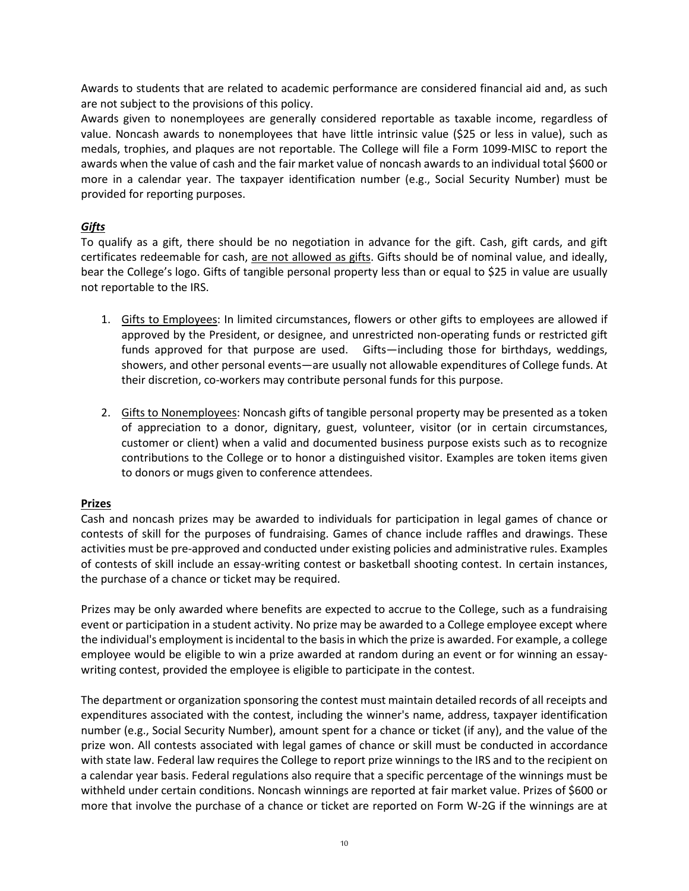Awards to students that are related to academic performance are considered financial aid and, as such are not subject to the provisions of this policy.

Awards given to nonemployees are generally considered reportable as taxable income, regardless of value. Noncash awards to nonemployees that have little intrinsic value ($25 or less in value), such as medals, trophies, and plaques are not reportable. The College will file a Form 1099-MISC to report the awards when the value of cash and the fair market value of noncash awards to an individual total $600 or more in a calendar year. The taxpayer identification number (e.g., Social Security Number) must be provided for reporting purposes.

***Gifts***

To qualify as a gift, there should be no negotiation in advance for the gift. Cash, gift cards, and gift certificates redeemable for cash, are not allowed as gifts. Gifts should be of nominal value, and ideally, bear the College's logo. Gifts of tangible personal property less than or equal to $25 in value are usually not reportable to the IRS.

1. Gifts to Employees: In limited circumstances, flowers or other gifts to employees are allowed if approved by the President, or designee, and unrestricted non-operating funds or restricted gift funds approved for that purpose are used. Gifts—including those for birthdays, weddings, showers, and other personal events—are usually not allowable expenditures of College funds. At their discretion, co-workers may contribute personal funds for this purpose.

2. Gifts to Nonemployees: Noncash gifts of tangible personal property may be presented as a token of appreciation to a donor, dignitary, guest, volunteer, visitor (or in certain circumstances, customer or client) when a valid and documented business purpose exists such as to recognize contributions to the College or to honor a distinguished visitor. Examples are token items given to donors or mugs given to conference attendees.

**Prizes**

Cash and noncash prizes may be awarded to individuals for participation in legal games of chance or contests of skill for the purposes of fundraising. Games of chance include raffles and drawings. These activities must be pre-approved and conducted under existing policies and administrative rules. Examples of contests of skill include an essay-writing contest or basketball shooting contest. In certain instances, the purchase of a chance or ticket may be required.

Prizes may be only awarded where benefits are expected to accrue to the College, such as a fundraising event or participation in a student activity. No prize may be awarded to a College employee except where the individual's employment is incidental to the basis in which the prize is awarded. For example, a college employee would be eligible to win a prize awarded at random during an event or for winning an essay-writing contest, provided the employee is eligible to participate in the contest.

The department or organization sponsoring the contest must maintain detailed records of all receipts and expenditures associated with the contest, including the winner's name, address, taxpayer identification number (e.g., Social Security Number), amount spent for a chance or ticket (if any), and the value of the prize won. All contests associated with legal games of chance or skill must be conducted in accordance with state law. Federal law requires the College to report prize winnings to the IRS and to the recipient on a calendar year basis. Federal regulations also require that a specific percentage of the winnings must be withheld under certain conditions. Noncash winnings are reported at fair market value. Prizes of $600 or more that involve the purchase of a chance or ticket are reported on Form W-2G if the winnings are at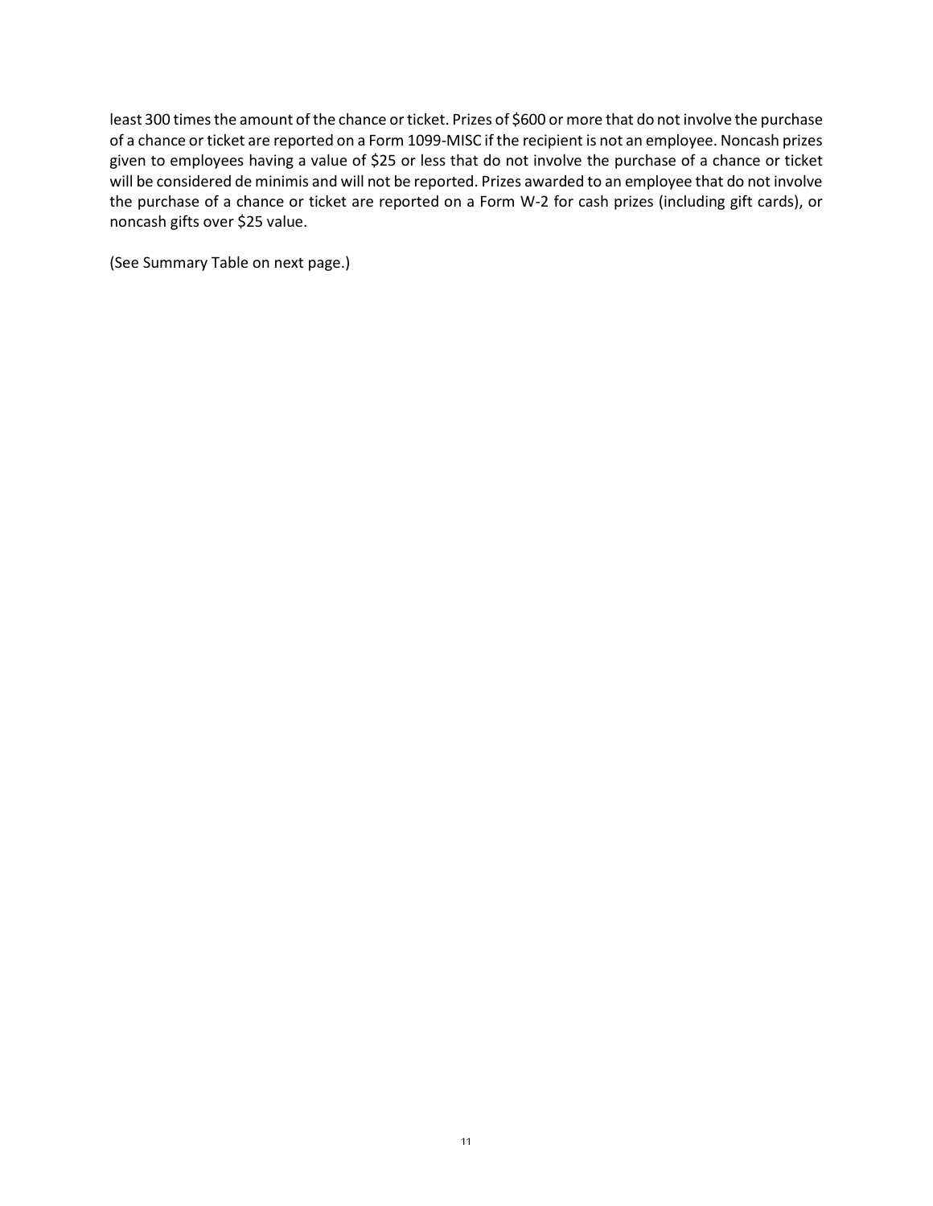least 300 times the amount of the chance or ticket. Prizes of $600 or more that do not involve the purchase of a chance or ticket are reported on a Form 1099-MISC if the recipient is not an employee. Noncash prizes given to employees having a value of $25 or less that do not involve the purchase of a chance or ticket will be considered de minimis and will not be reported. Prizes awarded to an employee that do not involve the purchase of a chance or ticket are reported on a Form W-2 for cash prizes (including gift cards), or noncash gifts over $25 value.

(See Summary Table on next page.)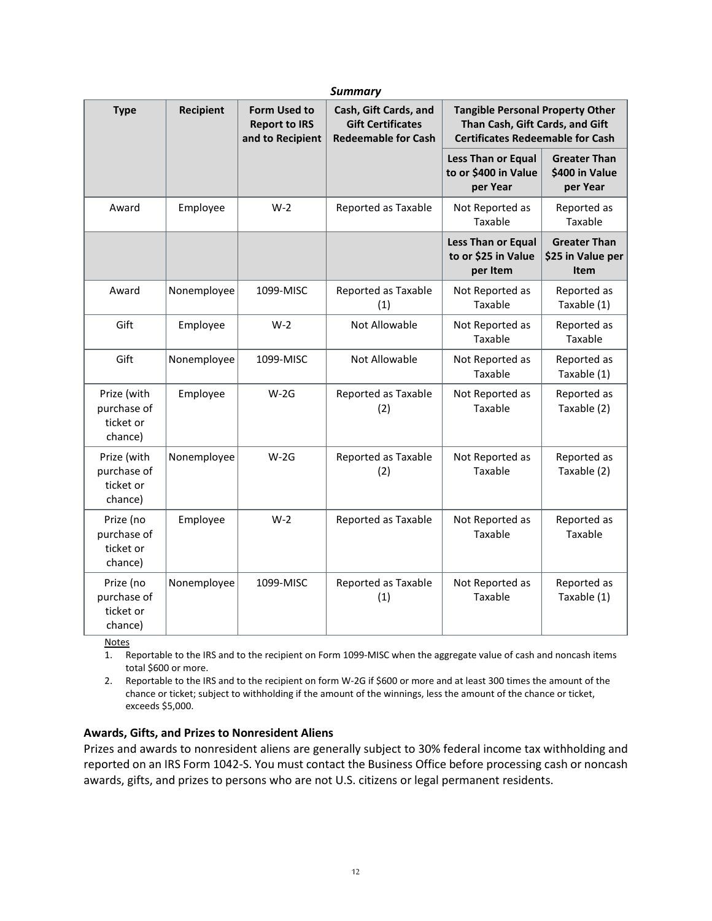***Summary***

| Type | Recipient | Form Used to Report to IRS and to Recipient | Cash, Gift Cards, and Gift Certificates Redeemable for Cash | Tangible Personal Property Other Than Cash, Gift Cards, and Gift Certificates Redeemable for Cash | |
|---|---|---|---|---|---|
| | | | | **Less Than or Equal to or $400 in Value per Year** | **Greater Than $400 in Value per Year** |
| Award | Employee | W-2 | Reported as Taxable | Not Reported as Taxable | Reported as Taxable |
| | | | | **Less Than or Equal to or $25 in Value per Item** | **Greater Than $25 in Value per Item** |
| Award | Nonemployee | 1099-MISC | Reported as Taxable (1) | Not Reported as Taxable | Reported as Taxable (1) |
| Gift | Employee | W-2 | Not Allowable | Not Reported as Taxable | Reported as Taxable |
| Gift | Nonemployee | 1099-MISC | Not Allowable | Not Reported as Taxable | Reported as Taxable (1) |
| Prize (with purchase of ticket or chance) | Employee | W-2G | Reported as Taxable (2) | Not Reported as Taxable | Reported as Taxable (2) |
| Prize (with purchase of ticket or chance) | Nonemployee | W-2G | Reported as Taxable (2) | Not Reported as Taxable | Reported as Taxable (2) |
| Prize (no purchase of ticket or chance) | Employee | W-2 | Reported as Taxable | Not Reported as Taxable | Reported as Taxable |
| Prize (no purchase of ticket or chance) | Nonemployee | 1099-MISC | Reported as Taxable (1) | Not Reported as Taxable | Reported as Taxable (1) |

Notes

1. Reportable to the IRS and to the recipient on Form 1099-MISC when the aggregate value of cash and noncash items total $600 or more.
2. Reportable to the IRS and to the recipient on form W-2G if $600 or more and at least 300 times the amount of the chance or ticket; subject to withholding if the amount of the winnings, less the amount of the chance or ticket, exceeds $5,000.

### Awards, Gifts, and Prizes to Nonresident Aliens

Prizes and awards to nonresident aliens are generally subject to 30% federal income tax withholding and reported on an IRS Form 1042-S. You must contact the Business Office before processing cash or noncash awards, gifts, and prizes to persons who are not U.S. citizens or legal permanent residents.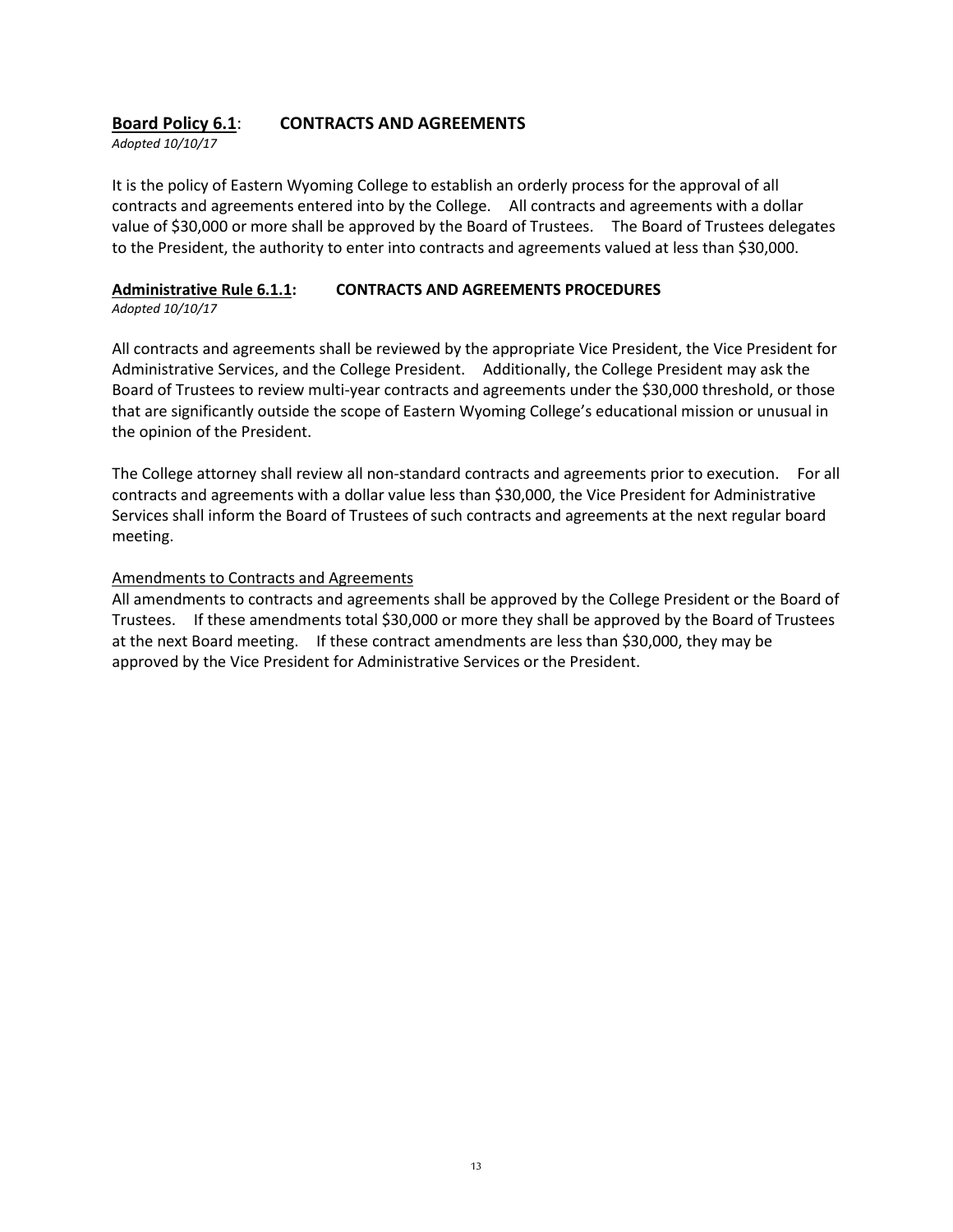## **<u>Board Policy 6.1</u>: CONTRACTS AND AGREEMENTS**

*Adopted 10/10/17*

It is the policy of Eastern Wyoming College to establish an orderly process for the approval of all contracts and agreements entered into by the College. All contracts and agreements with a dollar value of $30,000 or more shall be approved by the Board of Trustees. The Board of Trustees delegates to the President, the authority to enter into contracts and agreements valued at less than $30,000.

## **<u>Administrative Rule 6.1.1</u>: CONTRACTS AND AGREEMENTS PROCEDURES**

*Adopted 10/10/17*

All contracts and agreements shall be reviewed by the appropriate Vice President, the Vice President for Administrative Services, and the College President. Additionally, the College President may ask the Board of Trustees to review multi-year contracts and agreements under the $30,000 threshold, or those that are significantly outside the scope of Eastern Wyoming College's educational mission or unusual in the opinion of the President.

The College attorney shall review all non-standard contracts and agreements prior to execution. For all contracts and agreements with a dollar value less than $30,000, the Vice President for Administrative Services shall inform the Board of Trustees of such contracts and agreements at the next regular board meeting.

<u>Amendments to Contracts and Agreements</u>

All amendments to contracts and agreements shall be approved by the College President or the Board of Trustees. If these amendments total $30,000 or more they shall be approved by the Board of Trustees at the next Board meeting. If these contract amendments are less than $30,000, they may be approved by the Vice President for Administrative Services or the President.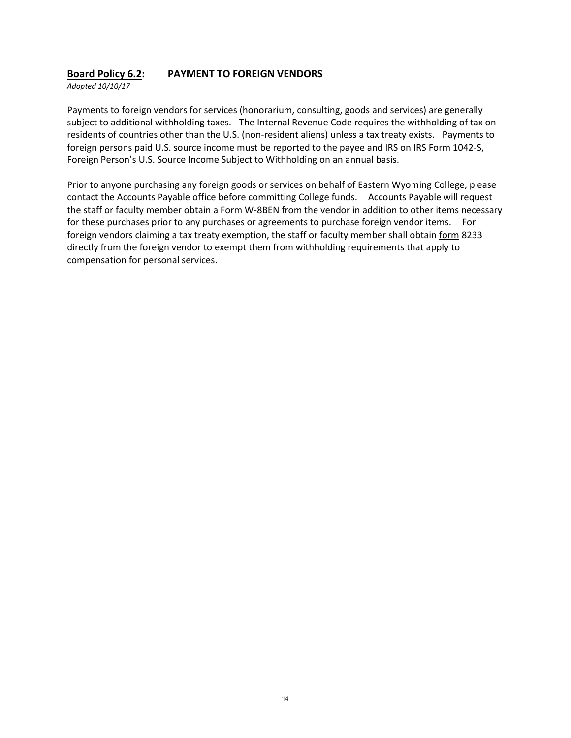## **Board Policy 6.2: PAYMENT TO FOREIGN VENDORS**

*Adopted 10/10/17*

Payments to foreign vendors for services (honorarium, consulting, goods and services) are generally subject to additional withholding taxes. The Internal Revenue Code requires the withholding of tax on residents of countries other than the U.S. (non-resident aliens) unless a tax treaty exists. Payments to foreign persons paid U.S. source income must be reported to the payee and IRS on IRS Form 1042-S, Foreign Person's U.S. Source Income Subject to Withholding on an annual basis.

Prior to anyone purchasing any foreign goods or services on behalf of Eastern Wyoming College, please contact the Accounts Payable office before committing College funds. Accounts Payable will request the staff or faculty member obtain a Form W-8BEN from the vendor in addition to other items necessary for these purchases prior to any purchases or agreements to purchase foreign vendor items. For foreign vendors claiming a tax treaty exemption, the staff or faculty member shall obtain form 8233 directly from the foreign vendor to exempt them from withholding requirements that apply to compensation for personal services.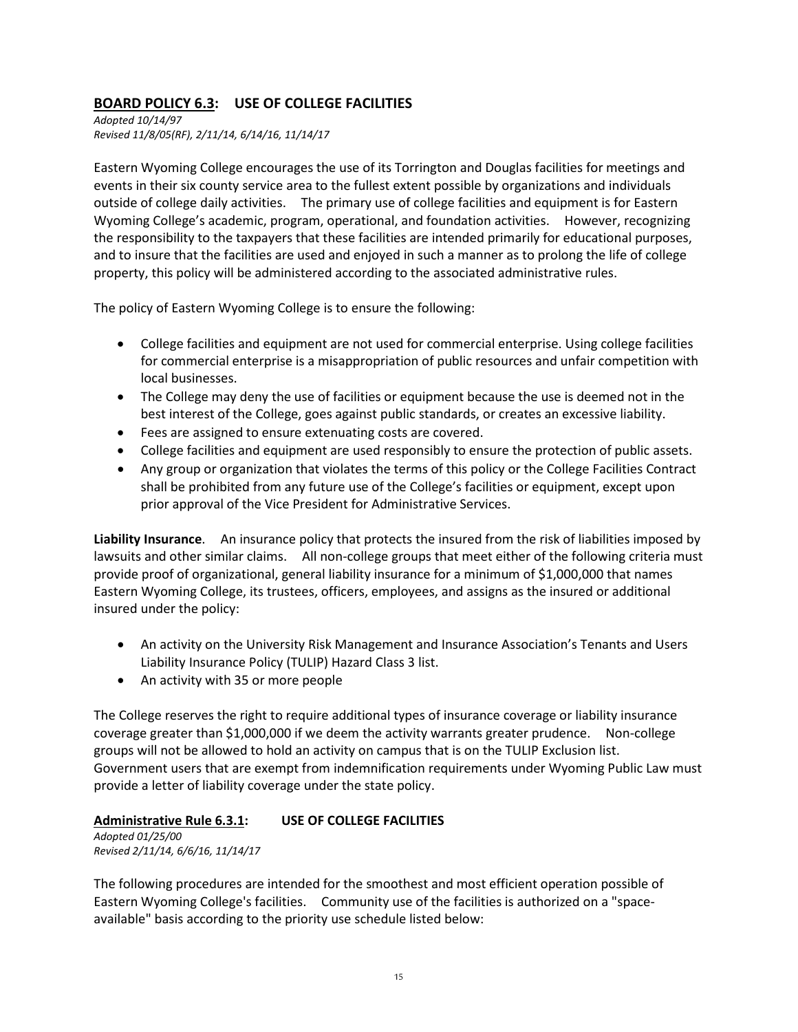## <u>BOARD POLICY 6.3</u>: USE OF COLLEGE FACILITIES

*Adopted 10/14/97*
*Revised 11/8/05(RF), 2/11/14, 6/14/16, 11/14/17*

Eastern Wyoming College encourages the use of its Torrington and Douglas facilities for meetings and events in their six county service area to the fullest extent possible by organizations and individuals outside of college daily activities. The primary use of college facilities and equipment is for Eastern Wyoming College's academic, program, operational, and foundation activities. However, recognizing the responsibility to the taxpayers that these facilities are intended primarily for educational purposes, and to insure that the facilities are used and enjoyed in such a manner as to prolong the life of college property, this policy will be administered according to the associated administrative rules.

The policy of Eastern Wyoming College is to ensure the following:

- College facilities and equipment are not used for commercial enterprise. Using college facilities for commercial enterprise is a misappropriation of public resources and unfair competition with local businesses.
- The College may deny the use of facilities or equipment because the use is deemed not in the best interest of the College, goes against public standards, or creates an excessive liability.
- Fees are assigned to ensure extenuating costs are covered.
- College facilities and equipment are used responsibly to ensure the protection of public assets.
- Any group or organization that violates the terms of this policy or the College Facilities Contract shall be prohibited from any future use of the College's facilities or equipment, except upon prior approval of the Vice President for Administrative Services.

**Liability Insurance**. An insurance policy that protects the insured from the risk of liabilities imposed by lawsuits and other similar claims. All non-college groups that meet either of the following criteria must provide proof of organizational, general liability insurance for a minimum of $1,000,000 that names Eastern Wyoming College, its trustees, officers, employees, and assigns as the insured or additional insured under the policy:

- An activity on the University Risk Management and Insurance Association's Tenants and Users Liability Insurance Policy (TULIP) Hazard Class 3 list.
- An activity with 35 or more people

The College reserves the right to require additional types of insurance coverage or liability insurance coverage greater than $1,000,000 if we deem the activity warrants greater prudence. Non-college groups will not be allowed to hold an activity on campus that is on the TULIP Exclusion list. Government users that are exempt from indemnification requirements under Wyoming Public Law must provide a letter of liability coverage under the state policy.

## <u>Administrative Rule 6.3.1</u>: USE OF COLLEGE FACILITIES

*Adopted 01/25/00*
*Revised 2/11/14, 6/6/16, 11/14/17*

The following procedures are intended for the smoothest and most efficient operation possible of Eastern Wyoming College's facilities. Community use of the facilities is authorized on a "space-available" basis according to the priority use schedule listed below: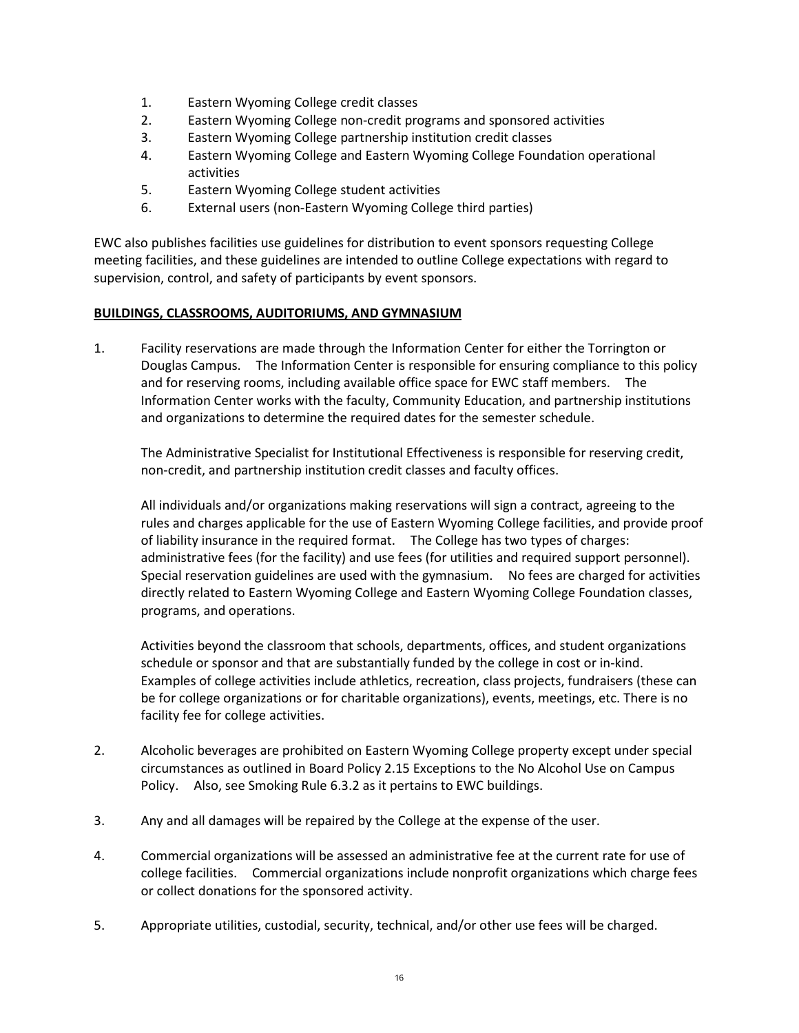1. Eastern Wyoming College credit classes
2. Eastern Wyoming College non-credit programs and sponsored activities
3. Eastern Wyoming College partnership institution credit classes
4. Eastern Wyoming College and Eastern Wyoming College Foundation operational activities
5. Eastern Wyoming College student activities
6. External users (non-Eastern Wyoming College third parties)

EWC also publishes facilities use guidelines for distribution to event sponsors requesting College meeting facilities, and these guidelines are intended to outline College expectations with regard to supervision, control, and safety of participants by event sponsors.

**BUILDINGS, CLASSROOMS, AUDITORIUMS, AND GYMNASIUM**

1. Facility reservations are made through the Information Center for either the Torrington or Douglas Campus. The Information Center is responsible for ensuring compliance to this policy and for reserving rooms, including available office space for EWC staff members. The Information Center works with the faculty, Community Education, and partnership institutions and organizations to determine the required dates for the semester schedule.

   The Administrative Specialist for Institutional Effectiveness is responsible for reserving credit, non-credit, and partnership institution credit classes and faculty offices.

   All individuals and/or organizations making reservations will sign a contract, agreeing to the rules and charges applicable for the use of Eastern Wyoming College facilities, and provide proof of liability insurance in the required format. The College has two types of charges: administrative fees (for the facility) and use fees (for utilities and required support personnel). Special reservation guidelines are used with the gymnasium. No fees are charged for activities directly related to Eastern Wyoming College and Eastern Wyoming College Foundation classes, programs, and operations.

   Activities beyond the classroom that schools, departments, offices, and student organizations schedule or sponsor and that are substantially funded by the college in cost or in-kind. Examples of college activities include athletics, recreation, class projects, fundraisers (these can be for college organizations or for charitable organizations), events, meetings, etc. There is no facility fee for college activities.

2. Alcoholic beverages are prohibited on Eastern Wyoming College property except under special circumstances as outlined in Board Policy 2.15 Exceptions to the No Alcohol Use on Campus Policy. Also, see Smoking Rule 6.3.2 as it pertains to EWC buildings.

3. Any and all damages will be repaired by the College at the expense of the user.

4. Commercial organizations will be assessed an administrative fee at the current rate for use of college facilities. Commercial organizations include nonprofit organizations which charge fees or collect donations for the sponsored activity.

5. Appropriate utilities, custodial, security, technical, and/or other use fees will be charged.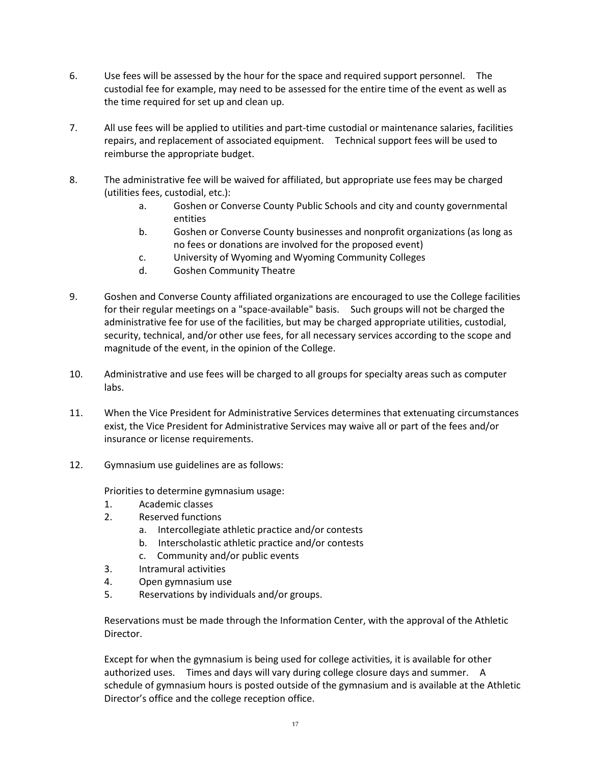6. Use fees will be assessed by the hour for the space and required support personnel. The custodial fee for example, may need to be assessed for the entire time of the event as well as the time required for set up and clean up.

7. All use fees will be applied to utilities and part-time custodial or maintenance salaries, facilities repairs, and replacement of associated equipment. Technical support fees will be used to reimburse the appropriate budget.

8. The administrative fee will be waived for affiliated, but appropriate use fees may be charged (utilities fees, custodial, etc.):
   a. Goshen or Converse County Public Schools and city and county governmental entities
   b. Goshen or Converse County businesses and nonprofit organizations (as long as no fees or donations are involved for the proposed event)
   c. University of Wyoming and Wyoming Community Colleges
   d. Goshen Community Theatre

9. Goshen and Converse County affiliated organizations are encouraged to use the College facilities for their regular meetings on a "space-available" basis. Such groups will not be charged the administrative fee for use of the facilities, but may be charged appropriate utilities, custodial, security, technical, and/or other use fees, for all necessary services according to the scope and magnitude of the event, in the opinion of the College.

10. Administrative and use fees will be charged to all groups for specialty areas such as computer labs.

11. When the Vice President for Administrative Services determines that extenuating circumstances exist, the Vice President for Administrative Services may waive all or part of the fees and/or insurance or license requirements.

12. Gymnasium use guidelines are as follows:

    Priorities to determine gymnasium usage:
    1. Academic classes
    2. Reserved functions
       a. Intercollegiate athletic practice and/or contests
       b. Interscholastic athletic practice and/or contests
       c. Community and/or public events
    3. Intramural activities
    4. Open gymnasium use
    5. Reservations by individuals and/or groups.

    Reservations must be made through the Information Center, with the approval of the Athletic Director.

    Except for when the gymnasium is being used for college activities, it is available for other authorized uses. Times and days will vary during college closure days and summer. A schedule of gymnasium hours is posted outside of the gymnasium and is available at the Athletic Director's office and the college reception office.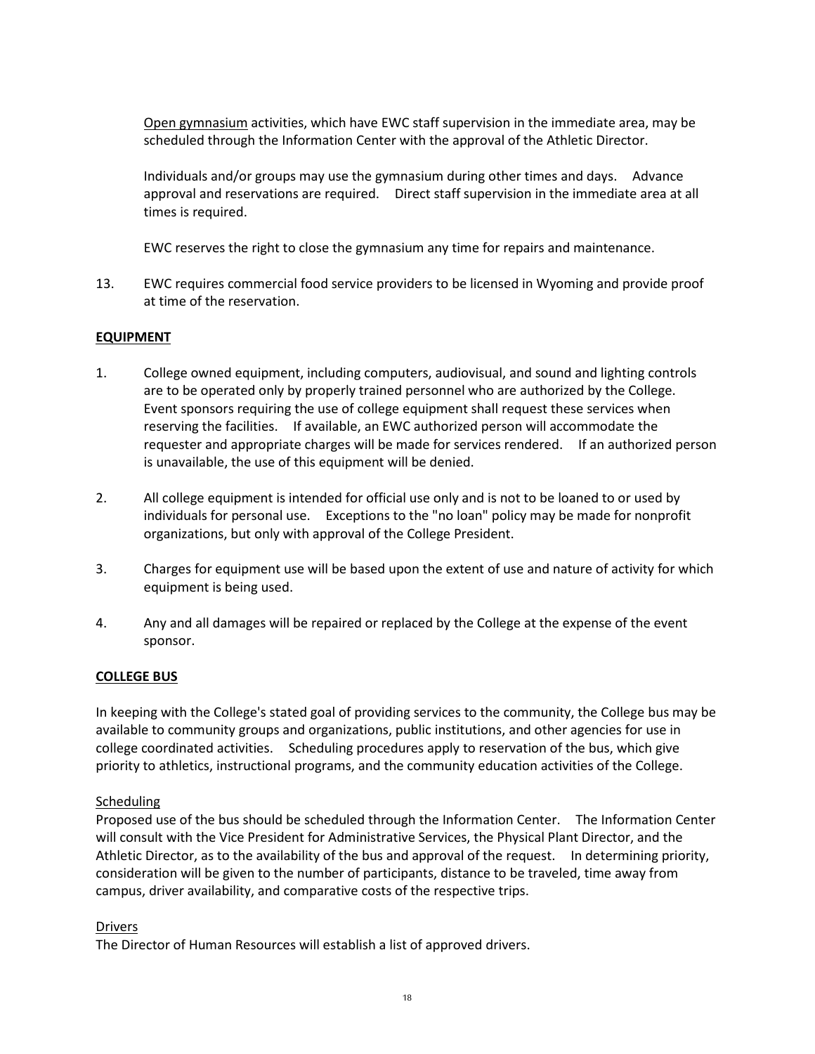Open gymnasium activities, which have EWC staff supervision in the immediate area, may be scheduled through the Information Center with the approval of the Athletic Director.

Individuals and/or groups may use the gymnasium during other times and days. Advance approval and reservations are required. Direct staff supervision in the immediate area at all times is required.

EWC reserves the right to close the gymnasium any time for repairs and maintenance.

13. EWC requires commercial food service providers to be licensed in Wyoming and provide proof at time of the reservation.

**EQUIPMENT**

1. College owned equipment, including computers, audiovisual, and sound and lighting controls are to be operated only by properly trained personnel who are authorized by the College. Event sponsors requiring the use of college equipment shall request these services when reserving the facilities. If available, an EWC authorized person will accommodate the requester and appropriate charges will be made for services rendered. If an authorized person is unavailable, the use of this equipment will be denied.

2. All college equipment is intended for official use only and is not to be loaned to or used by individuals for personal use. Exceptions to the "no loan" policy may be made for nonprofit organizations, but only with approval of the College President.

3. Charges for equipment use will be based upon the extent of use and nature of activity for which equipment is being used.

4. Any and all damages will be repaired or replaced by the College at the expense of the event sponsor.

**COLLEGE BUS**

In keeping with the College's stated goal of providing services to the community, the College bus may be available to community groups and organizations, public institutions, and other agencies for use in college coordinated activities. Scheduling procedures apply to reservation of the bus, which give priority to athletics, instructional programs, and the community education activities of the College.

Scheduling

Proposed use of the bus should be scheduled through the Information Center. The Information Center will consult with the Vice President for Administrative Services, the Physical Plant Director, and the Athletic Director, as to the availability of the bus and approval of the request. In determining priority, consideration will be given to the number of participants, distance to be traveled, time away from campus, driver availability, and comparative costs of the respective trips.

Drivers

The Director of Human Resources will establish a list of approved drivers.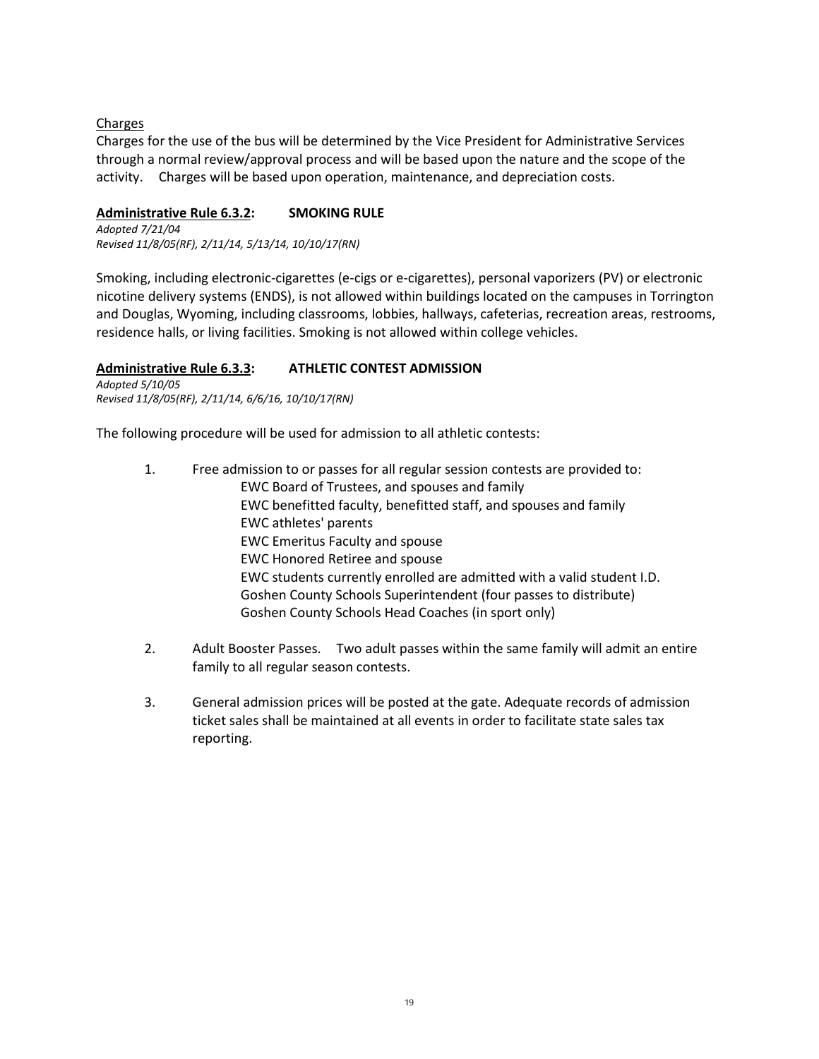Charges

Charges for the use of the bus will be determined by the Vice President for Administrative Services through a normal review/approval process and will be based upon the nature and the scope of the activity. Charges will be based upon operation, maintenance, and depreciation costs.

## Administrative Rule 6.3.2: SMOKING RULE

*Adopted 7/21/04*
*Revised 11/8/05(RF), 2/11/14, 5/13/14, 10/10/17(RN)*

Smoking, including electronic-cigarettes (e-cigs or e-cigarettes), personal vaporizers (PV) or electronic nicotine delivery systems (ENDS), is not allowed within buildings located on the campuses in Torrington and Douglas, Wyoming, including classrooms, lobbies, hallways, cafeterias, recreation areas, restrooms, residence halls, or living facilities. Smoking is not allowed within college vehicles.

## Administrative Rule 6.3.3: ATHLETIC CONTEST ADMISSION

*Adopted 5/10/05*
*Revised 11/8/05(RF), 2/11/14, 6/6/16, 10/10/17(RN)*

The following procedure will be used for admission to all athletic contests:

1. Free admission to or passes for all regular session contests are provided to:
   - EWC Board of Trustees, and spouses and family
   - EWC benefitted faculty, benefitted staff, and spouses and family
   - EWC athletes' parents
   - EWC Emeritus Faculty and spouse
   - EWC Honored Retiree and spouse
   - EWC students currently enrolled are admitted with a valid student I.D.
   - Goshen County Schools Superintendent (four passes to distribute)
   - Goshen County Schools Head Coaches (in sport only)

2. Adult Booster Passes. Two adult passes within the same family will admit an entire family to all regular season contests.

3. General admission prices will be posted at the gate. Adequate records of admission ticket sales shall be maintained at all events in order to facilitate state sales tax reporting.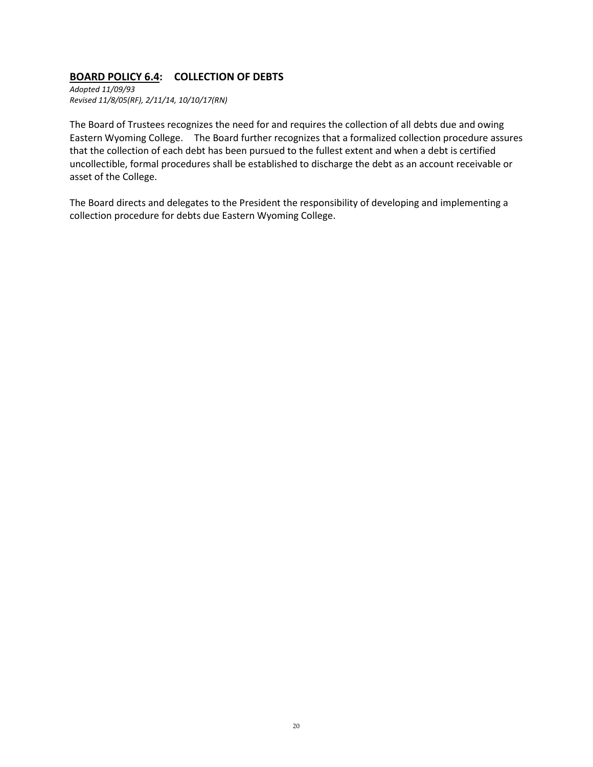## BOARD POLICY 6.4: COLLECTION OF DEBTS

*Adopted 11/09/93*
*Revised 11/8/05(RF), 2/11/14, 10/10/17(RN)*

The Board of Trustees recognizes the need for and requires the collection of all debts due and owing Eastern Wyoming College. The Board further recognizes that a formalized collection procedure assures that the collection of each debt has been pursued to the fullest extent and when a debt is certified uncollectible, formal procedures shall be established to discharge the debt as an account receivable or asset of the College.

The Board directs and delegates to the President the responsibility of developing and implementing a collection procedure for debts due Eastern Wyoming College.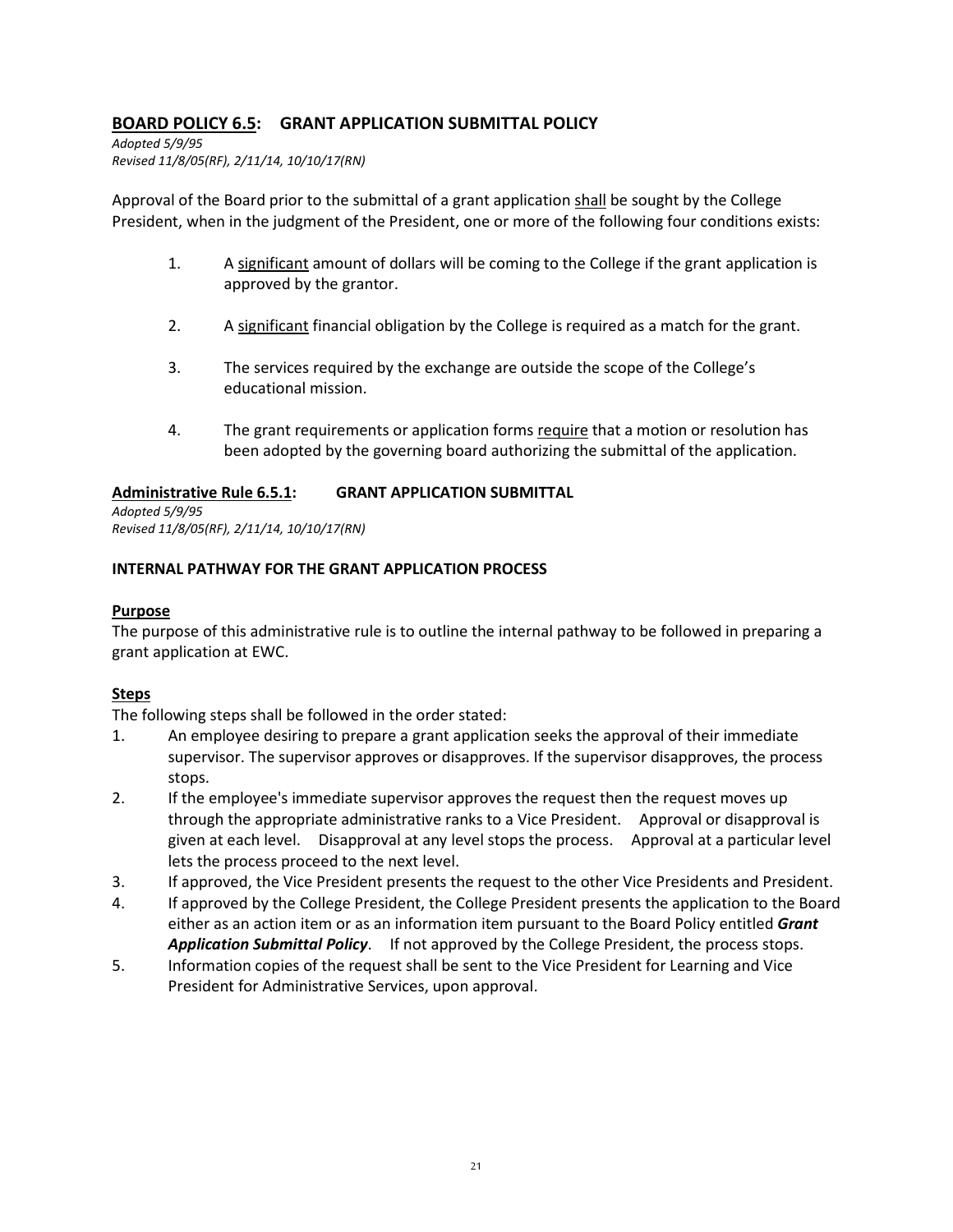## <u>BOARD POLICY 6.5</u>: GRANT APPLICATION SUBMITTAL POLICY

*Adopted 5/9/95*
*Revised 11/8/05(RF), 2/11/14, 10/10/17(RN)*

Approval of the Board prior to the submittal of a grant application <u>shall</u> be sought by the College President, when in the judgment of the President, one or more of the following four conditions exists:

1. A <u>significant</u> amount of dollars will be coming to the College if the grant application is approved by the grantor.
2. A <u>significant</u> financial obligation by the College is required as a match for the grant.
3. The services required by the exchange are outside the scope of the College's educational mission.
4. The grant requirements or application forms <u>require</u> that a motion or resolution has been adopted by the governing board authorizing the submittal of the application.

### <u>Administrative Rule 6.5.1</u>: GRANT APPLICATION SUBMITTAL

*Adopted 5/9/95*
*Revised 11/8/05(RF), 2/11/14, 10/10/17(RN)*

**INTERNAL PATHWAY FOR THE GRANT APPLICATION PROCESS**

**<u>Purpose</u>**

The purpose of this administrative rule is to outline the internal pathway to be followed in preparing a grant application at EWC.

**<u>Steps</u>**

The following steps shall be followed in the order stated:

1. An employee desiring to prepare a grant application seeks the approval of their immediate supervisor. The supervisor approves or disapproves. If the supervisor disapproves, the process stops.
2. If the employee's immediate supervisor approves the request then the request moves up through the appropriate administrative ranks to a Vice President. Approval or disapproval is given at each level. Disapproval at any level stops the process. Approval at a particular level lets the process proceed to the next level.
3. If approved, the Vice President presents the request to the other Vice Presidents and President.
4. If approved by the College President, the College President presents the application to the Board either as an action item or as an information item pursuant to the Board Policy entitled ***Grant Application Submittal Policy***. If not approved by the College President, the process stops.
5. Information copies of the request shall be sent to the Vice President for Learning and Vice President for Administrative Services, upon approval.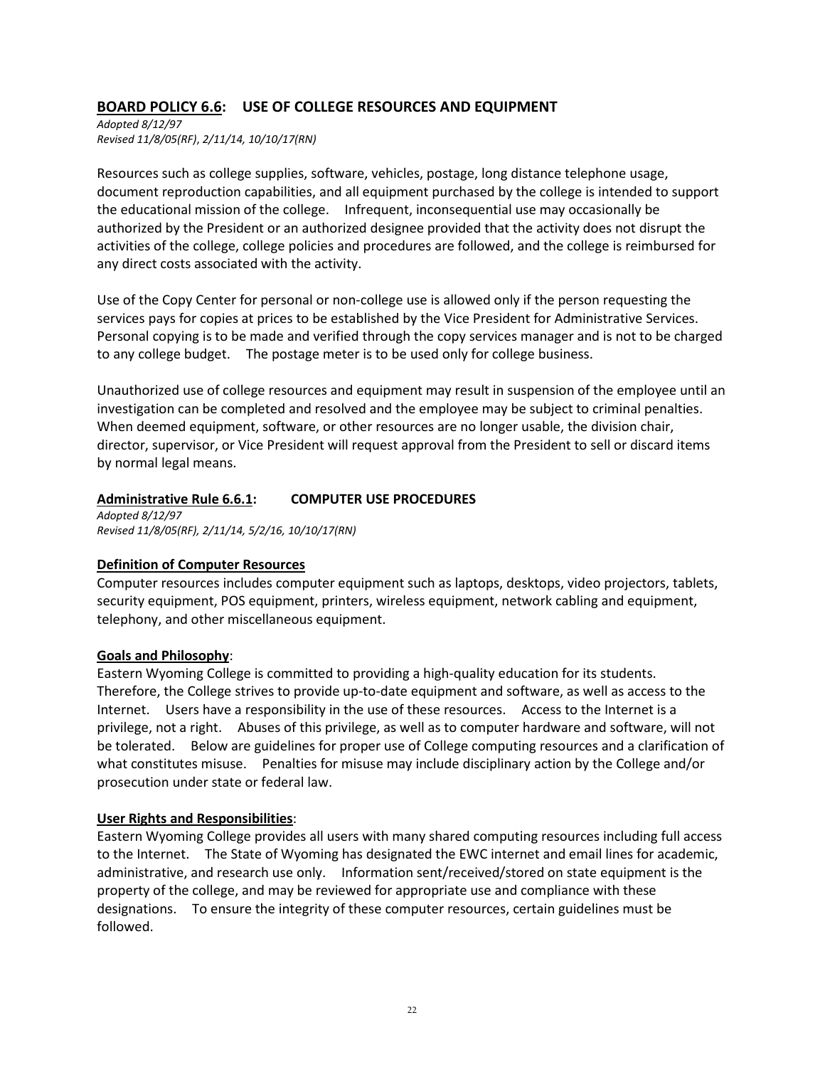## **BOARD POLICY 6.6**: USE OF COLLEGE RESOURCES AND EQUIPMENT

*Adopted 8/12/97*
*Revised 11/8/05(RF), 2/11/14, 10/10/17(RN)*

Resources such as college supplies, software, vehicles, postage, long distance telephone usage, document reproduction capabilities, and all equipment purchased by the college is intended to support the educational mission of the college. Infrequent, inconsequential use may occasionally be authorized by the President or an authorized designee provided that the activity does not disrupt the activities of the college, college policies and procedures are followed, and the college is reimbursed for any direct costs associated with the activity.

Use of the Copy Center for personal or non-college use is allowed only if the person requesting the services pays for copies at prices to be established by the Vice President for Administrative Services. Personal copying is to be made and verified through the copy services manager and is not to be charged to any college budget. The postage meter is to be used only for college business.

Unauthorized use of college resources and equipment may result in suspension of the employee until an investigation can be completed and resolved and the employee may be subject to criminal penalties. When deemed equipment, software, or other resources are no longer usable, the division chair, director, supervisor, or Vice President will request approval from the President to sell or discard items by normal legal means.

### **Administrative Rule 6.6.1**: COMPUTER USE PROCEDURES

*Adopted 8/12/97*
*Revised 11/8/05(RF), 2/11/14, 5/2/16, 10/10/17(RN)*

**Definition of Computer Resources**

Computer resources includes computer equipment such as laptops, desktops, video projectors, tablets, security equipment, POS equipment, printers, wireless equipment, network cabling and equipment, telephony, and other miscellaneous equipment.

**Goals and Philosophy**:

Eastern Wyoming College is committed to providing a high-quality education for its students. Therefore, the College strives to provide up-to-date equipment and software, as well as access to the Internet. Users have a responsibility in the use of these resources. Access to the Internet is a privilege, not a right. Abuses of this privilege, as well as to computer hardware and software, will not be tolerated. Below are guidelines for proper use of College computing resources and a clarification of what constitutes misuse. Penalties for misuse may include disciplinary action by the College and/or prosecution under state or federal law.

**User Rights and Responsibilities**:

Eastern Wyoming College provides all users with many shared computing resources including full access to the Internet. The State of Wyoming has designated the EWC internet and email lines for academic, administrative, and research use only. Information sent/received/stored on state equipment is the property of the college, and may be reviewed for appropriate use and compliance with these designations. To ensure the integrity of these computer resources, certain guidelines must be followed.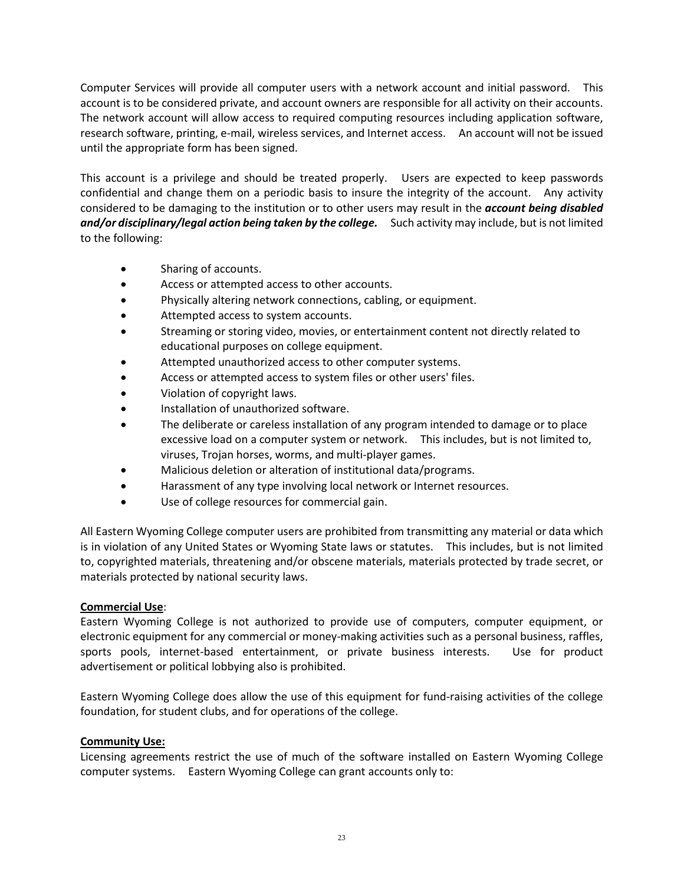Computer Services will provide all computer users with a network account and initial password. This account is to be considered private, and account owners are responsible for all activity on their accounts. The network account will allow access to required computing resources including application software, research software, printing, e-mail, wireless services, and Internet access. An account will not be issued until the appropriate form has been signed.

This account is a privilege and should be treated properly. Users are expected to keep passwords confidential and change them on a periodic basis to insure the integrity of the account. Any activity considered to be damaging to the institution or to other users may result in the ***account being disabled and/or disciplinary/legal action being taken by the college.*** Such activity may include, but is not limited to the following:

- Sharing of accounts.
- Access or attempted access to other accounts.
- Physically altering network connections, cabling, or equipment.
- Attempted access to system accounts.
- Streaming or storing video, movies, or entertainment content not directly related to educational purposes on college equipment.
- Attempted unauthorized access to other computer systems.
- Access or attempted access to system files or other users' files.
- Violation of copyright laws.
- Installation of unauthorized software.
- The deliberate or careless installation of any program intended to damage or to place excessive load on a computer system or network. This includes, but is not limited to, viruses, Trojan horses, worms, and multi-player games.
- Malicious deletion or alteration of institutional data/programs.
- Harassment of any type involving local network or Internet resources.
- Use of college resources for commercial gain.

All Eastern Wyoming College computer users are prohibited from transmitting any material or data which is in violation of any United States or Wyoming State laws or statutes. This includes, but is not limited to, copyrighted materials, threatening and/or obscene materials, materials protected by trade secret, or materials protected by national security laws.

**Commercial Use**:
Eastern Wyoming College is not authorized to provide use of computers, computer equipment, or electronic equipment for any commercial or money-making activities such as a personal business, raffles, sports pools, internet-based entertainment, or private business interests. Use for product advertisement or political lobbying also is prohibited.

Eastern Wyoming College does allow the use of this equipment for fund-raising activities of the college foundation, for student clubs, and for operations of the college.

**Community Use:**
Licensing agreements restrict the use of much of the software installed on Eastern Wyoming College computer systems. Eastern Wyoming College can grant accounts only to: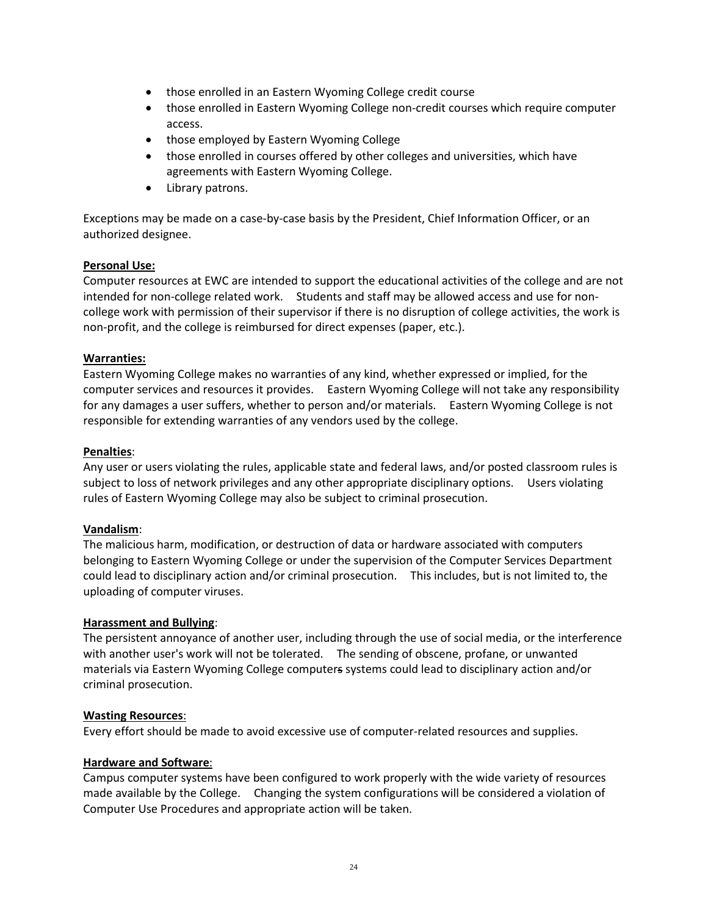- those enrolled in an Eastern Wyoming College credit course
- those enrolled in Eastern Wyoming College non-credit courses which require computer access.
- those employed by Eastern Wyoming College
- those enrolled in courses offered by other colleges and universities, which have agreements with Eastern Wyoming College.
- Library patrons.

Exceptions may be made on a case-by-case basis by the President, Chief Information Officer, or an authorized designee.

**Personal Use:**
Computer resources at EWC are intended to support the educational activities of the college and are not intended for non-college related work. Students and staff may be allowed access and use for non-college work with permission of their supervisor if there is no disruption of college activities, the work is non-profit, and the college is reimbursed for direct expenses (paper, etc.).

**Warranties:**
Eastern Wyoming College makes no warranties of any kind, whether expressed or implied, for the computer services and resources it provides. Eastern Wyoming College will not take any responsibility for any damages a user suffers, whether to person and/or materials. Eastern Wyoming College is not responsible for extending warranties of any vendors used by the college.

**Penalties**:
Any user or users violating the rules, applicable state and federal laws, and/or posted classroom rules is subject to loss of network privileges and any other appropriate disciplinary options. Users violating rules of Eastern Wyoming College may also be subject to criminal prosecution.

**Vandalism**:
The malicious harm, modification, or destruction of data or hardware associated with computers belonging to Eastern Wyoming College or under the supervision of the Computer Services Department could lead to disciplinary action and/or criminal prosecution. This includes, but is not limited to, the uploading of computer viruses.

**Harassment and Bullying**:
The persistent annoyance of another user, including through the use of social media, or the interference with another user's work will not be tolerated. The sending of obscene, profane, or unwanted materials via Eastern Wyoming College computer~~s~~ systems could lead to disciplinary action and/or criminal prosecution.

**Wasting Resources**:
Every effort should be made to avoid excessive use of computer-related resources and supplies.

**Hardware and Software**:
Campus computer systems have been configured to work properly with the wide variety of resources made available by the College. Changing the system configurations will be considered a violation of Computer Use Procedures and appropriate action will be taken.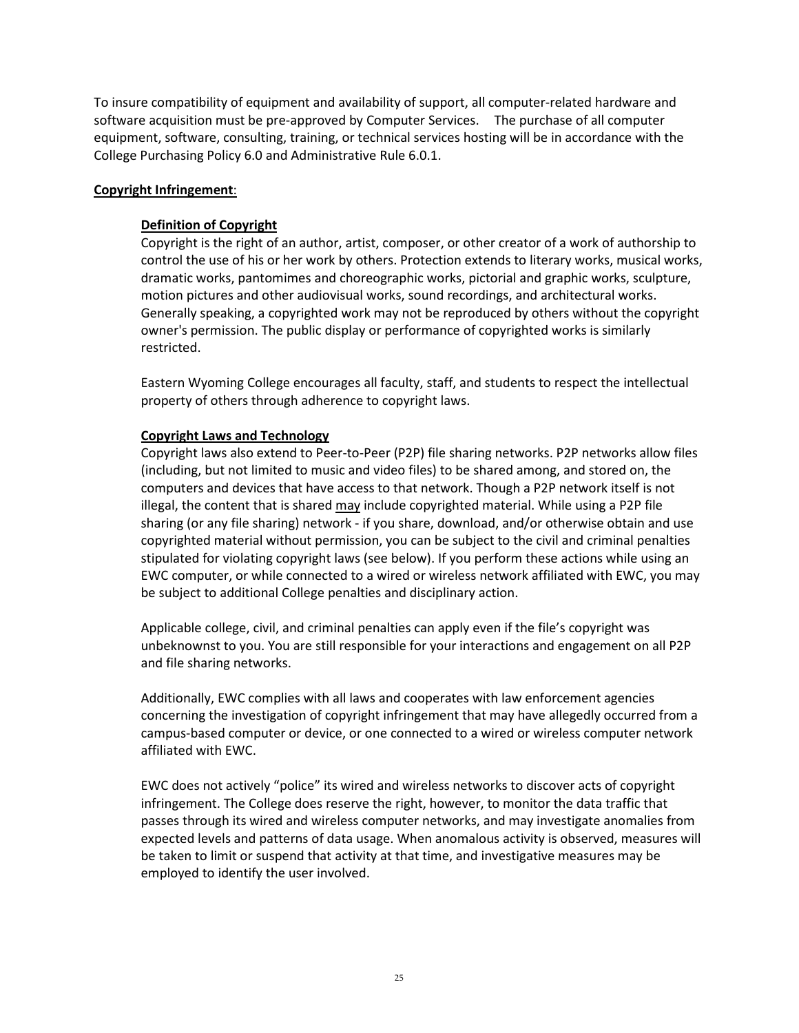To insure compatibility of equipment and availability of support, all computer-related hardware and software acquisition must be pre-approved by Computer Services. The purchase of all computer equipment, software, consulting, training, or technical services hosting will be in accordance with the College Purchasing Policy 6.0 and Administrative Rule 6.0.1.

**Copyright Infringement**:

**Definition of Copyright**

Copyright is the right of an author, artist, composer, or other creator of a work of authorship to control the use of his or her work by others. Protection extends to literary works, musical works, dramatic works, pantomimes and choreographic works, pictorial and graphic works, sculpture, motion pictures and other audiovisual works, sound recordings, and architectural works. Generally speaking, a copyrighted work may not be reproduced by others without the copyright owner's permission. The public display or performance of copyrighted works is similarly restricted.

Eastern Wyoming College encourages all faculty, staff, and students to respect the intellectual property of others through adherence to copyright laws.

**Copyright Laws and Technology**

Copyright laws also extend to Peer-to-Peer (P2P) file sharing networks. P2P networks allow files (including, but not limited to music and video files) to be shared among, and stored on, the computers and devices that have access to that network. Though a P2P network itself is not illegal, the content that is shared may include copyrighted material. While using a P2P file sharing (or any file sharing) network - if you share, download, and/or otherwise obtain and use copyrighted material without permission, you can be subject to the civil and criminal penalties stipulated for violating copyright laws (see below). If you perform these actions while using an EWC computer, or while connected to a wired or wireless network affiliated with EWC, you may be subject to additional College penalties and disciplinary action.

Applicable college, civil, and criminal penalties can apply even if the file's copyright was unbeknownst to you. You are still responsible for your interactions and engagement on all P2P and file sharing networks.

Additionally, EWC complies with all laws and cooperates with law enforcement agencies concerning the investigation of copyright infringement that may have allegedly occurred from a campus-based computer or device, or one connected to a wired or wireless computer network affiliated with EWC.

EWC does not actively "police" its wired and wireless networks to discover acts of copyright infringement. The College does reserve the right, however, to monitor the data traffic that passes through its wired and wireless computer networks, and may investigate anomalies from expected levels and patterns of data usage. When anomalous activity is observed, measures will be taken to limit or suspend that activity at that time, and investigative measures may be employed to identify the user involved.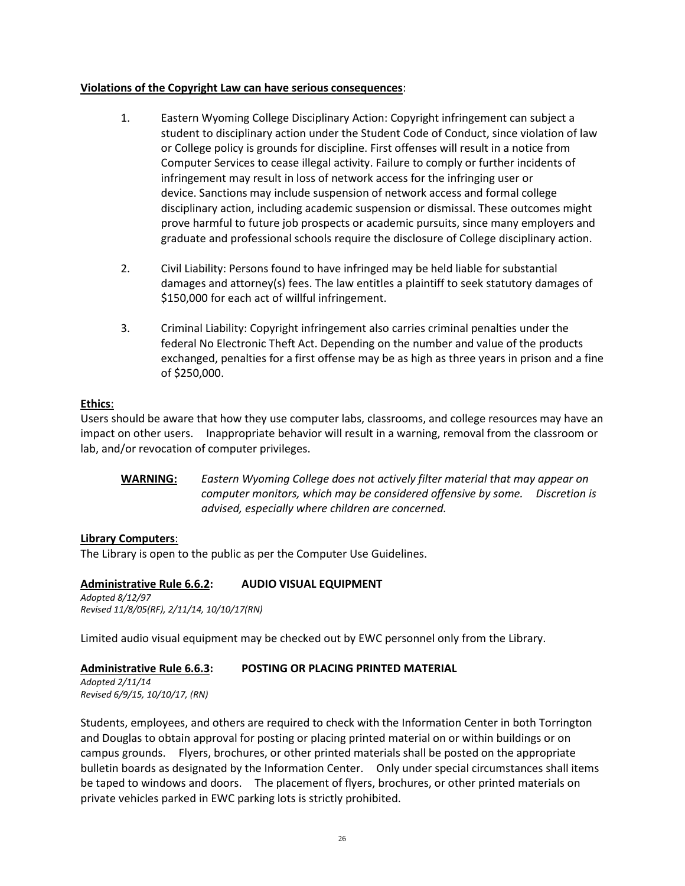**Violations of the Copyright Law can have serious consequences**:

1. Eastern Wyoming College Disciplinary Action: Copyright infringement can subject a student to disciplinary action under the Student Code of Conduct, since violation of law or College policy is grounds for discipline. First offenses will result in a notice from Computer Services to cease illegal activity. Failure to comply or further incidents of infringement may result in loss of network access for the infringing user or device. Sanctions may include suspension of network access and formal college disciplinary action, including academic suspension or dismissal. These outcomes might prove harmful to future job prospects or academic pursuits, since many employers and graduate and professional schools require the disclosure of College disciplinary action.

2. Civil Liability: Persons found to have infringed may be held liable for substantial damages and attorney(s) fees. The law entitles a plaintiff to seek statutory damages of $150,000 for each act of willful infringement.

3. Criminal Liability: Copyright infringement also carries criminal penalties under the federal No Electronic Theft Act. Depending on the number and value of the products exchanged, penalties for a first offense may be as high as three years in prison and a fine of $250,000.

**Ethics**:

Users should be aware that how they use computer labs, classrooms, and college resources may have an impact on other users. Inappropriate behavior will result in a warning, removal from the classroom or lab, and/or revocation of computer privileges.

> **WARNING:** *Eastern Wyoming College does not actively filter material that may appear on computer monitors, which may be considered offensive by some. Discretion is advised, especially where children are concerned.*

**Library Computers**:

The Library is open to the public as per the Computer Use Guidelines.

## Administrative Rule 6.6.2: AUDIO VISUAL EQUIPMENT

*Adopted 8/12/97*
*Revised 11/8/05(RF), 2/11/14, 10/10/17(RN)*

Limited audio visual equipment may be checked out by EWC personnel only from the Library.

## Administrative Rule 6.6.3: POSTING OR PLACING PRINTED MATERIAL

*Adopted 2/11/14*
*Revised 6/9/15, 10/10/17, (RN)*

Students, employees, and others are required to check with the Information Center in both Torrington and Douglas to obtain approval for posting or placing printed material on or within buildings or on campus grounds. Flyers, brochures, or other printed materials shall be posted on the appropriate bulletin boards as designated by the Information Center. Only under special circumstances shall items be taped to windows and doors. The placement of flyers, brochures, or other printed materials on private vehicles parked in EWC parking lots is strictly prohibited.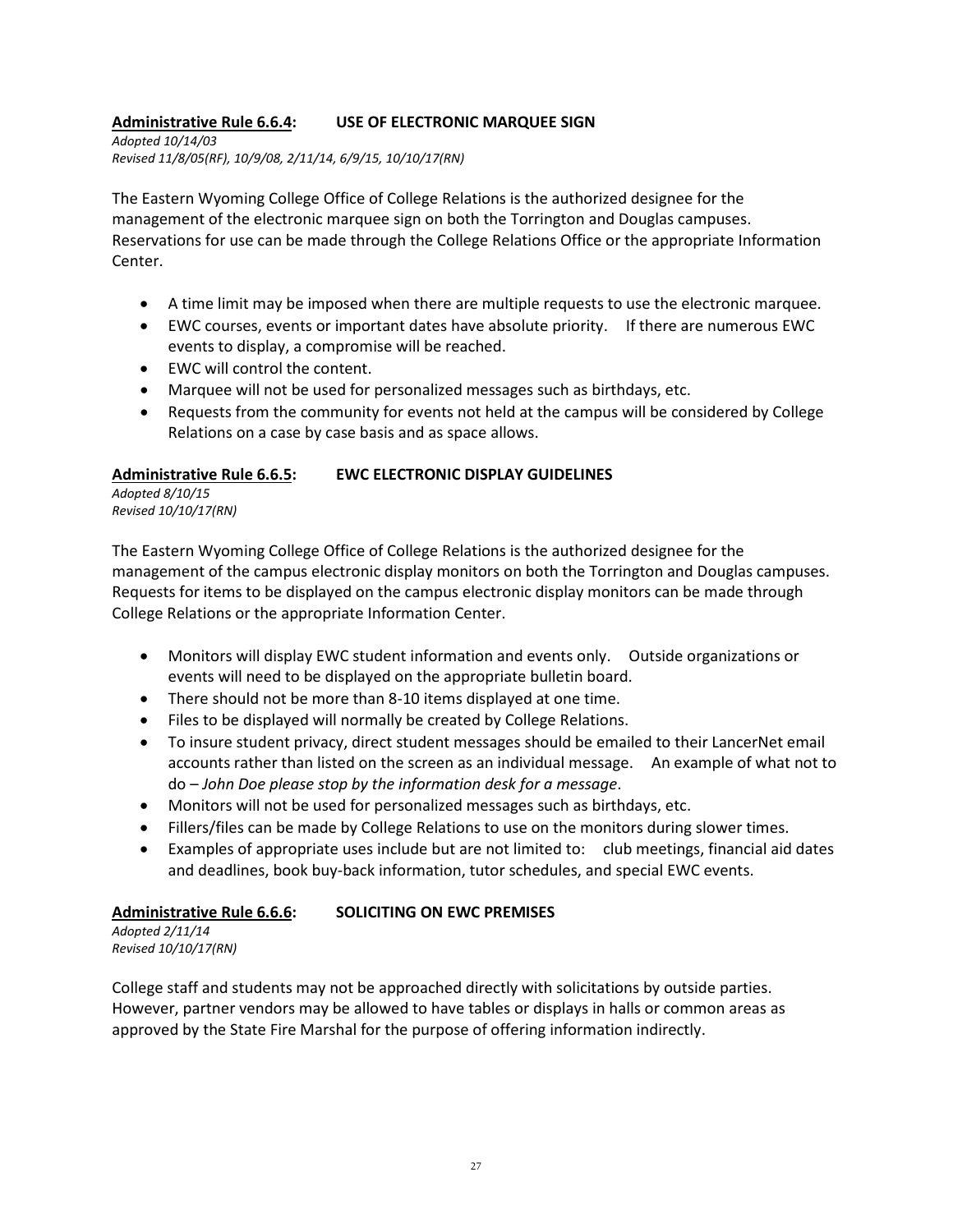### **Administrative Rule 6.6.4: USE OF ELECTRONIC MARQUEE SIGN**

*Adopted 10/14/03*
*Revised 11/8/05(RF), 10/9/08, 2/11/14, 6/9/15, 10/10/17(RN)*

The Eastern Wyoming College Office of College Relations is the authorized designee for the management of the electronic marquee sign on both the Torrington and Douglas campuses. Reservations for use can be made through the College Relations Office or the appropriate Information Center.

- A time limit may be imposed when there are multiple requests to use the electronic marquee.
- EWC courses, events or important dates have absolute priority. If there are numerous EWC events to display, a compromise will be reached.
- EWC will control the content.
- Marquee will not be used for personalized messages such as birthdays, etc.
- Requests from the community for events not held at the campus will be considered by College Relations on a case by case basis and as space allows.

### **Administrative Rule 6.6.5: EWC ELECTRONIC DISPLAY GUIDELINES**

*Adopted 8/10/15*
*Revised 10/10/17(RN)*

The Eastern Wyoming College Office of College Relations is the authorized designee for the management of the campus electronic display monitors on both the Torrington and Douglas campuses. Requests for items to be displayed on the campus electronic display monitors can be made through College Relations or the appropriate Information Center.

- Monitors will display EWC student information and events only. Outside organizations or events will need to be displayed on the appropriate bulletin board.
- There should not be more than 8-10 items displayed at one time.
- Files to be displayed will normally be created by College Relations.
- To insure student privacy, direct student messages should be emailed to their LancerNet email accounts rather than listed on the screen as an individual message. An example of what not to do – *John Doe please stop by the information desk for a message*.
- Monitors will not be used for personalized messages such as birthdays, etc.
- Fillers/files can be made by College Relations to use on the monitors during slower times.
- Examples of appropriate uses include but are not limited to: club meetings, financial aid dates and deadlines, book buy-back information, tutor schedules, and special EWC events.

### **Administrative Rule 6.6.6: SOLICITING ON EWC PREMISES**

*Adopted 2/11/14*
*Revised 10/10/17(RN)*

College staff and students may not be approached directly with solicitations by outside parties. However, partner vendors may be allowed to have tables or displays in halls or common areas as approved by the State Fire Marshal for the purpose of offering information indirectly.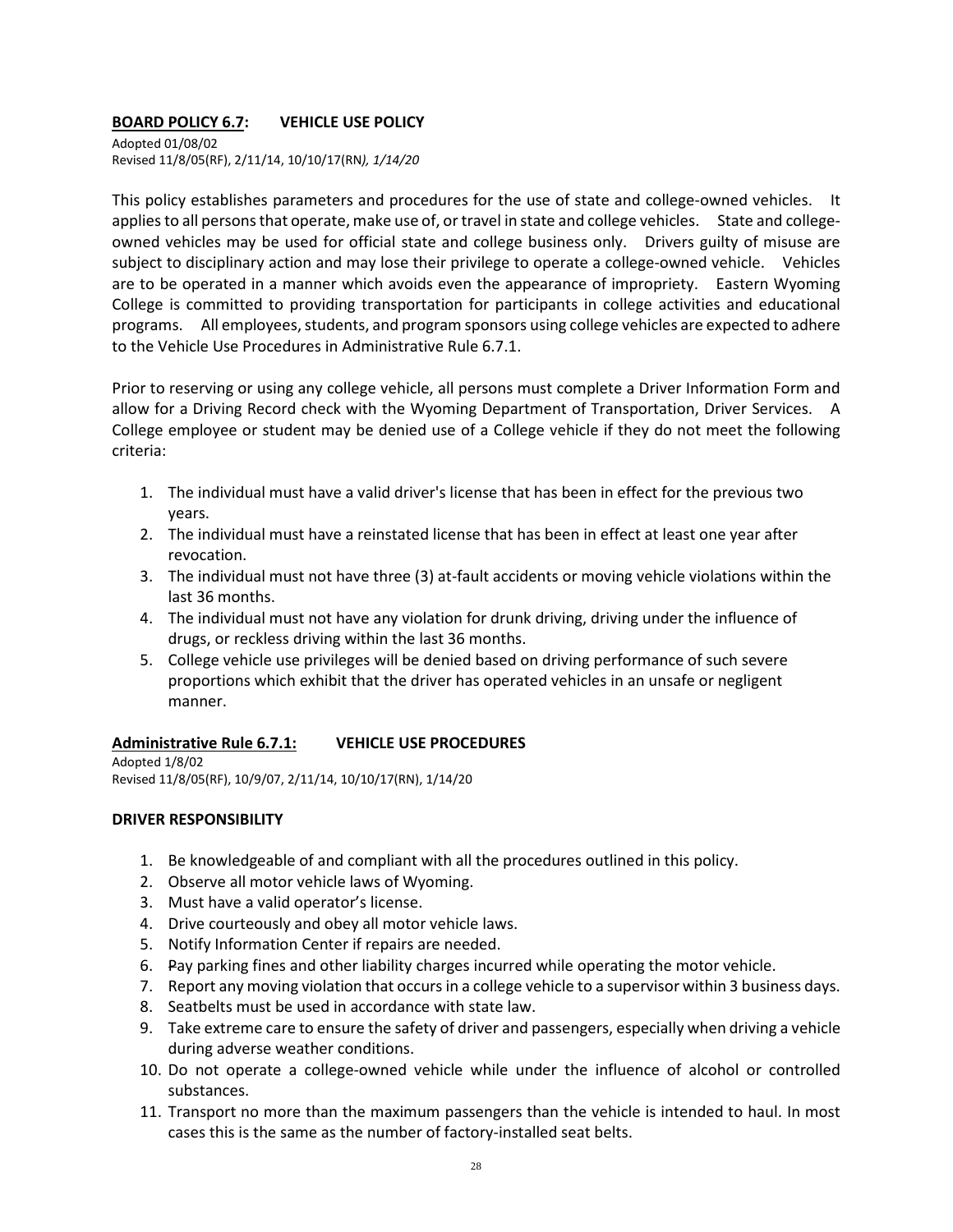## BOARD POLICY 6.7: VEHICLE USE POLICY

Adopted 01/08/02
Revised 11/8/05(RF), 2/11/14, 10/10/17(RN*), 1/14/20*

This policy establishes parameters and procedures for the use of state and college-owned vehicles. It applies to all persons that operate, make use of, or travel in state and college vehicles. State and college-owned vehicles may be used for official state and college business only. Drivers guilty of misuse are subject to disciplinary action and may lose their privilege to operate a college-owned vehicle. Vehicles are to be operated in a manner which avoids even the appearance of impropriety. Eastern Wyoming College is committed to providing transportation for participants in college activities and educational programs. All employees, students, and program sponsors using college vehicles are expected to adhere to the Vehicle Use Procedures in Administrative Rule 6.7.1.

Prior to reserving or using any college vehicle, all persons must complete a Driver Information Form and allow for a Driving Record check with the Wyoming Department of Transportation, Driver Services. A College employee or student may be denied use of a College vehicle if they do not meet the following criteria:

1. The individual must have a valid driver's license that has been in effect for the previous two years.
2. The individual must have a reinstated license that has been in effect at least one year after revocation.
3. The individual must not have three (3) at-fault accidents or moving vehicle violations within the last 36 months.
4. The individual must not have any violation for drunk driving, driving under the influence of drugs, or reckless driving within the last 36 months.
5. College vehicle use privileges will be denied based on driving performance of such severe proportions which exhibit that the driver has operated vehicles in an unsafe or negligent manner.

## Administrative Rule 6.7.1: VEHICLE USE PROCEDURES

Adopted 1/8/02
Revised 11/8/05(RF), 10/9/07, 2/11/14, 10/10/17(RN), 1/14/20

### DRIVER RESPONSIBILITY

1. Be knowledgeable of and compliant with all the procedures outlined in this policy.
2. Observe all motor vehicle laws of Wyoming.
3. Must have a valid operator's license.
4. Drive courteously and obey all motor vehicle laws.
5. Notify Information Center if repairs are needed.
6. Pay parking fines and other liability charges incurred while operating the motor vehicle.
7. Report any moving violation that occurs in a college vehicle to a supervisor within 3 business days.
8. Seatbelts must be used in accordance with state law.
9. Take extreme care to ensure the safety of driver and passengers, especially when driving a vehicle during adverse weather conditions.
10. Do not operate a college-owned vehicle while under the influence of alcohol or controlled substances.
11. Transport no more than the maximum passengers than the vehicle is intended to haul. In most cases this is the same as the number of factory-installed seat belts.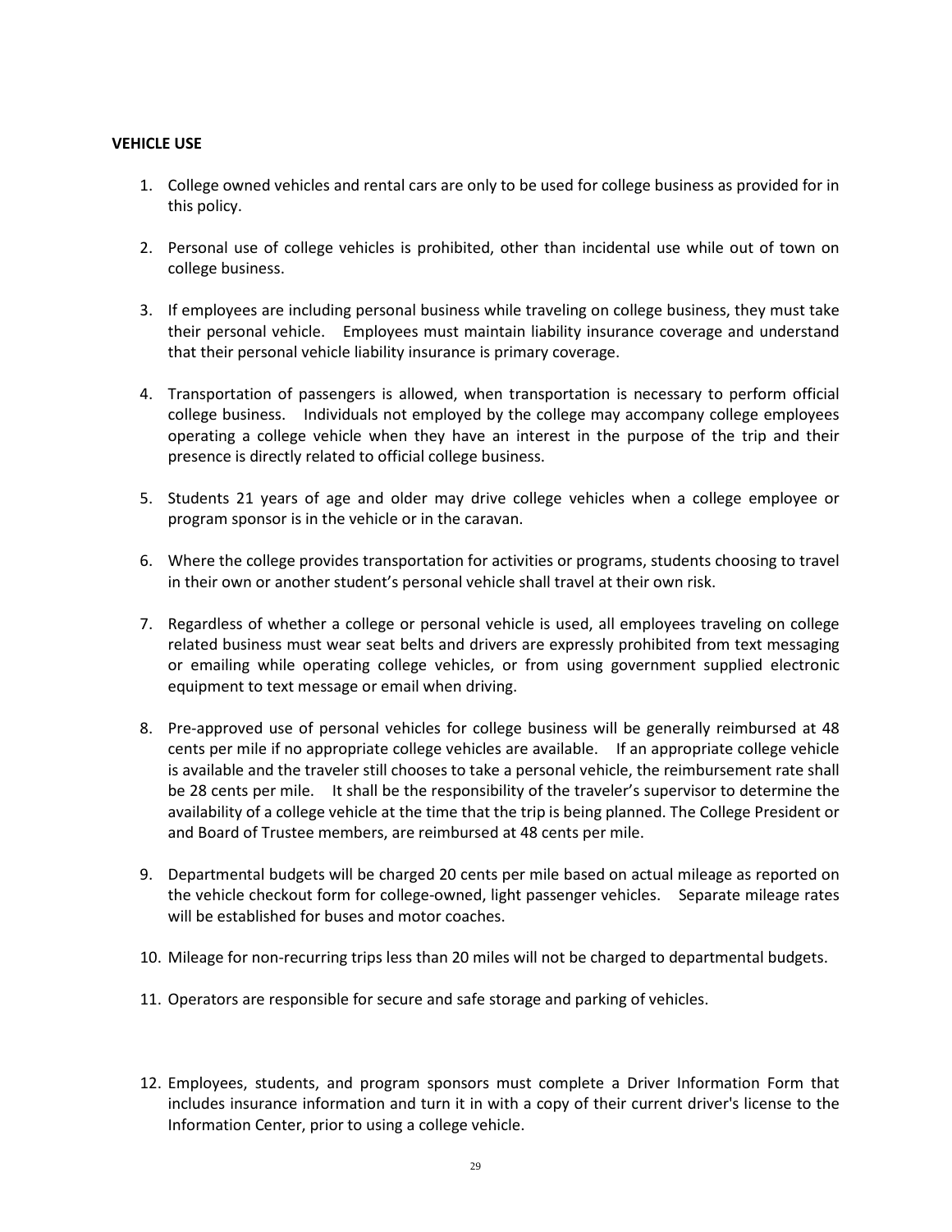**VEHICLE USE**

1. College owned vehicles and rental cars are only to be used for college business as provided for in this policy.

2. Personal use of college vehicles is prohibited, other than incidental use while out of town on college business.

3. If employees are including personal business while traveling on college business, they must take their personal vehicle. Employees must maintain liability insurance coverage and understand that their personal vehicle liability insurance is primary coverage.

4. Transportation of passengers is allowed, when transportation is necessary to perform official college business. Individuals not employed by the college may accompany college employees operating a college vehicle when they have an interest in the purpose of the trip and their presence is directly related to official college business.

5. Students 21 years of age and older may drive college vehicles when a college employee or program sponsor is in the vehicle or in the caravan.

6. Where the college provides transportation for activities or programs, students choosing to travel in their own or another student's personal vehicle shall travel at their own risk.

7. Regardless of whether a college or personal vehicle is used, all employees traveling on college related business must wear seat belts and drivers are expressly prohibited from text messaging or emailing while operating college vehicles, or from using government supplied electronic equipment to text message or email when driving.

8. Pre-approved use of personal vehicles for college business will be generally reimbursed at 48 cents per mile if no appropriate college vehicles are available. If an appropriate college vehicle is available and the traveler still chooses to take a personal vehicle, the reimbursement rate shall be 28 cents per mile. It shall be the responsibility of the traveler's supervisor to determine the availability of a college vehicle at the time that the trip is being planned. The College President or and Board of Trustee members, are reimbursed at 48 cents per mile.

9. Departmental budgets will be charged 20 cents per mile based on actual mileage as reported on the vehicle checkout form for college-owned, light passenger vehicles. Separate mileage rates will be established for buses and motor coaches.

10. Mileage for non-recurring trips less than 20 miles will not be charged to departmental budgets.

11. Operators are responsible for secure and safe storage and parking of vehicles.

12. Employees, students, and program sponsors must complete a Driver Information Form that includes insurance information and turn it in with a copy of their current driver's license to the Information Center, prior to using a college vehicle.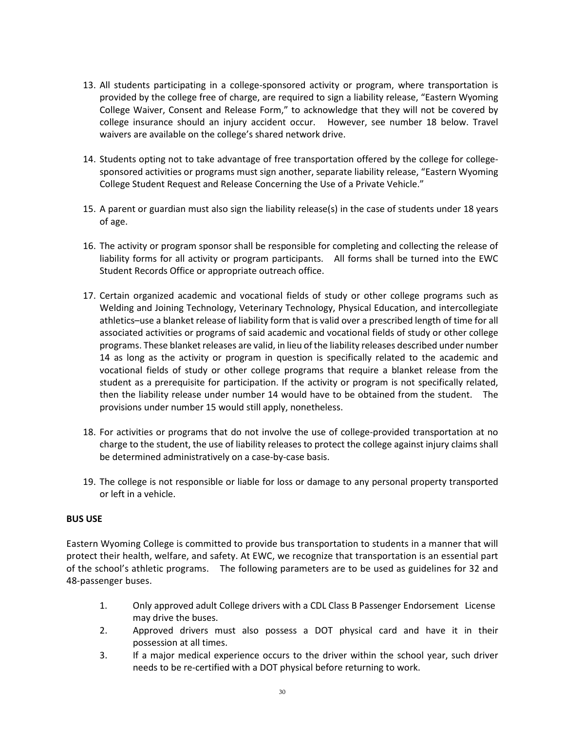13. All students participating in a college-sponsored activity or program, where transportation is provided by the college free of charge, are required to sign a liability release, "Eastern Wyoming College Waiver, Consent and Release Form," to acknowledge that they will not be covered by college insurance should an injury accident occur. However, see number 18 below. Travel waivers are available on the college's shared network drive.

14. Students opting not to take advantage of free transportation offered by the college for college-sponsored activities or programs must sign another, separate liability release, "Eastern Wyoming College Student Request and Release Concerning the Use of a Private Vehicle."

15. A parent or guardian must also sign the liability release(s) in the case of students under 18 years of age.

16. The activity or program sponsor shall be responsible for completing and collecting the release of liability forms for all activity or program participants. All forms shall be turned into the EWC Student Records Office or appropriate outreach office.

17. Certain organized academic and vocational fields of study or other college programs such as Welding and Joining Technology, Veterinary Technology, Physical Education, and intercollegiate athletics–use a blanket release of liability form that is valid over a prescribed length of time for all associated activities or programs of said academic and vocational fields of study or other college programs. These blanket releases are valid, in lieu of the liability releases described under number 14 as long as the activity or program in question is specifically related to the academic and vocational fields of study or other college programs that require a blanket release from the student as a prerequisite for participation. If the activity or program is not specifically related, then the liability release under number 14 would have to be obtained from the student. The provisions under number 15 would still apply, nonetheless.

18. For activities or programs that do not involve the use of college-provided transportation at no charge to the student, the use of liability releases to protect the college against injury claims shall be determined administratively on a case-by-case basis.

19. The college is not responsible or liable for loss or damage to any personal property transported or left in a vehicle.

**BUS USE**

Eastern Wyoming College is committed to provide bus transportation to students in a manner that will protect their health, welfare, and safety. At EWC, we recognize that transportation is an essential part of the school's athletic programs. The following parameters are to be used as guidelines for 32 and 48-passenger buses.

1. Only approved adult College drivers with a CDL Class B Passenger Endorsement License may drive the buses.
2. Approved drivers must also possess a DOT physical card and have it in their possession at all times.
3. If a major medical experience occurs to the driver within the school year, such driver needs to be re-certified with a DOT physical before returning to work.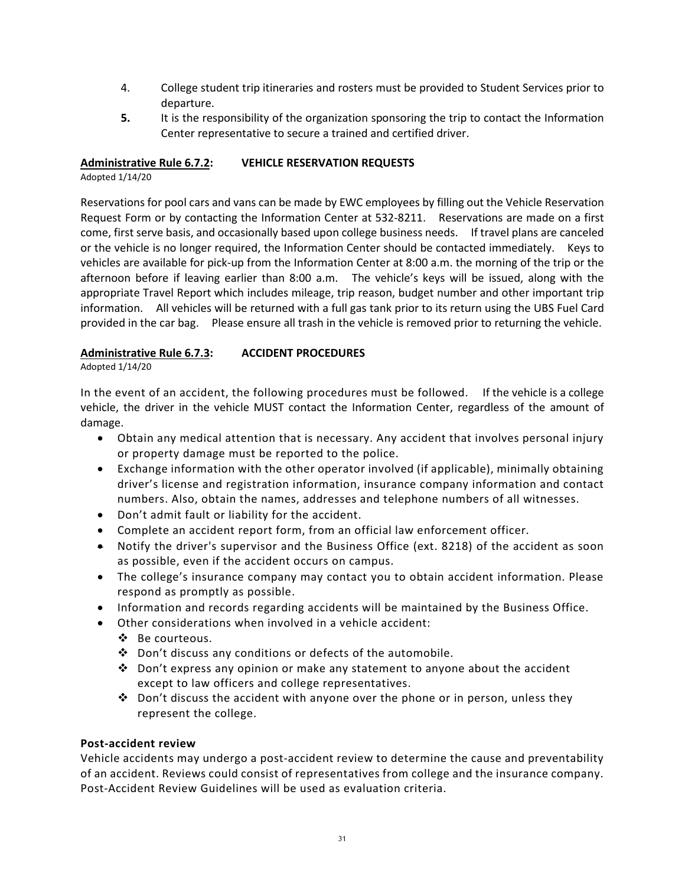4. College student trip itineraries and rosters must be provided to Student Services prior to departure.
5. It is the responsibility of the organization sponsoring the trip to contact the Information Center representative to secure a trained and certified driver.

## Administrative Rule 6.7.2: VEHICLE RESERVATION REQUESTS

Adopted 1/14/20

Reservations for pool cars and vans can be made by EWC employees by filling out the Vehicle Reservation Request Form or by contacting the Information Center at 532-8211. Reservations are made on a first come, first serve basis, and occasionally based upon college business needs. If travel plans are canceled or the vehicle is no longer required, the Information Center should be contacted immediately. Keys to vehicles are available for pick-up from the Information Center at 8:00 a.m. the morning of the trip or the afternoon before if leaving earlier than 8:00 a.m. The vehicle's keys will be issued, along with the appropriate Travel Report which includes mileage, trip reason, budget number and other important trip information. All vehicles will be returned with a full gas tank prior to its return using the UBS Fuel Card provided in the car bag. Please ensure all trash in the vehicle is removed prior to returning the vehicle.

## Administrative Rule 6.7.3: ACCIDENT PROCEDURES

Adopted 1/14/20

In the event of an accident, the following procedures must be followed. If the vehicle is a college vehicle, the driver in the vehicle MUST contact the Information Center, regardless of the amount of damage.

- Obtain any medical attention that is necessary. Any accident that involves personal injury or property damage must be reported to the police.
- Exchange information with the other operator involved (if applicable), minimally obtaining driver's license and registration information, insurance company information and contact numbers. Also, obtain the names, addresses and telephone numbers of all witnesses.
- Don't admit fault or liability for the accident.
- Complete an accident report form, from an official law enforcement officer.
- Notify the driver's supervisor and the Business Office (ext. 8218) of the accident as soon as possible, even if the accident occurs on campus.
- The college's insurance company may contact you to obtain accident information. Please respond as promptly as possible.
- Information and records regarding accidents will be maintained by the Business Office.
- Other considerations when involved in a vehicle accident:
  - Be courteous.
  - Don't discuss any conditions or defects of the automobile.
  - Don't express any opinion or make any statement to anyone about the accident except to law officers and college representatives.
  - Don't discuss the accident with anyone over the phone or in person, unless they represent the college.

**Post-accident review**

Vehicle accidents may undergo a post-accident review to determine the cause and preventability of an accident. Reviews could consist of representatives from college and the insurance company. Post-Accident Review Guidelines will be used as evaluation criteria.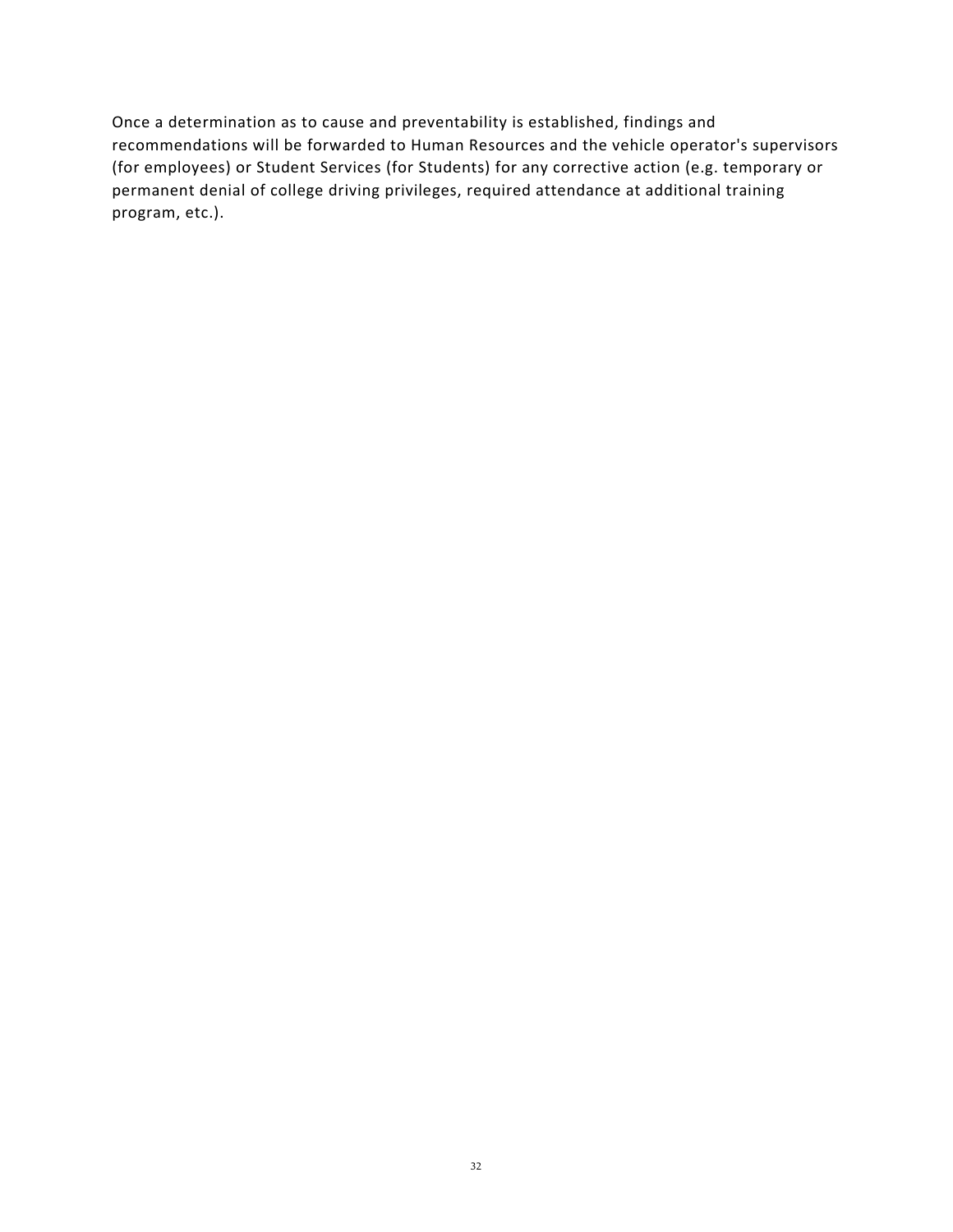Once a determination as to cause and preventability is established, findings and recommendations will be forwarded to Human Resources and the vehicle operator's supervisors (for employees) or Student Services (for Students) for any corrective action (e.g. temporary or permanent denial of college driving privileges, required attendance at additional training program, etc.).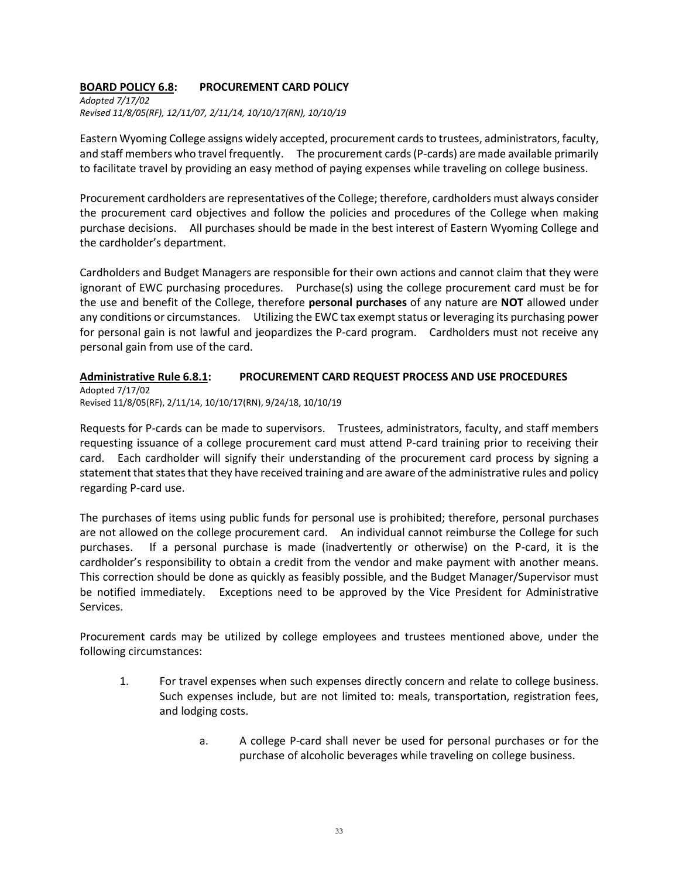## **BOARD POLICY 6.8: PROCUREMENT CARD POLICY**

*Adopted 7/17/02*
*Revised 11/8/05(RF), 12/11/07, 2/11/14, 10/10/17(RN), 10/10/19*

Eastern Wyoming College assigns widely accepted, procurement cards to trustees, administrators, faculty, and staff members who travel frequently. The procurement cards (P-cards) are made available primarily to facilitate travel by providing an easy method of paying expenses while traveling on college business.

Procurement cardholders are representatives of the College; therefore, cardholders must always consider the procurement card objectives and follow the policies and procedures of the College when making purchase decisions. All purchases should be made in the best interest of Eastern Wyoming College and the cardholder's department.

Cardholders and Budget Managers are responsible for their own actions and cannot claim that they were ignorant of EWC purchasing procedures. Purchase(s) using the college procurement card must be for the use and benefit of the College, therefore **personal purchases** of any nature are **NOT** allowed under any conditions or circumstances. Utilizing the EWC tax exempt status or leveraging its purchasing power for personal gain is not lawful and jeopardizes the P-card program. Cardholders must not receive any personal gain from use of the card.

## **Administrative Rule 6.8.1: PROCUREMENT CARD REQUEST PROCESS AND USE PROCEDURES**

Adopted 7/17/02
Revised 11/8/05(RF), 2/11/14, 10/10/17(RN), 9/24/18, 10/10/19

Requests for P-cards can be made to supervisors. Trustees, administrators, faculty, and staff members requesting issuance of a college procurement card must attend P-card training prior to receiving their card. Each cardholder will signify their understanding of the procurement card process by signing a statement that states that they have received training and are aware of the administrative rules and policy regarding P-card use.

The purchases of items using public funds for personal use is prohibited; therefore, personal purchases are not allowed on the college procurement card. An individual cannot reimburse the College for such purchases. If a personal purchase is made (inadvertently or otherwise) on the P-card, it is the cardholder's responsibility to obtain a credit from the vendor and make payment with another means. This correction should be done as quickly as feasibly possible, and the Budget Manager/Supervisor must be notified immediately. Exceptions need to be approved by the Vice President for Administrative Services.

Procurement cards may be utilized by college employees and trustees mentioned above, under the following circumstances:

1. For travel expenses when such expenses directly concern and relate to college business. Such expenses include, but are not limited to: meals, transportation, registration fees, and lodging costs.

   a. A college P-card shall never be used for personal purchases or for the purchase of alcoholic beverages while traveling on college business.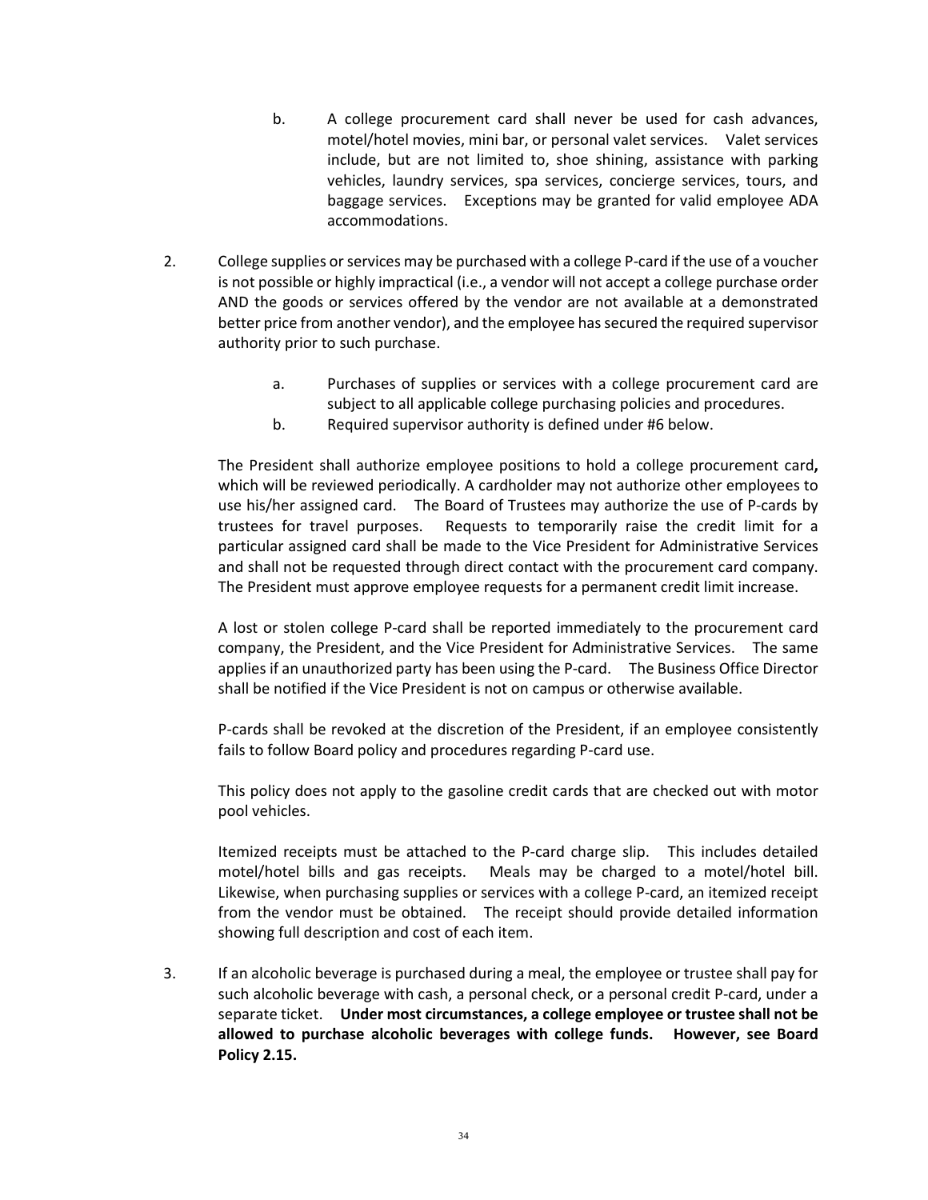b. A college procurement card shall never be used for cash advances, motel/hotel movies, mini bar, or personal valet services. Valet services include, but are not limited to, shoe shining, assistance with parking vehicles, laundry services, spa services, concierge services, tours, and baggage services. Exceptions may be granted for valid employee ADA accommodations.

2. College supplies or services may be purchased with a college P-card if the use of a voucher is not possible or highly impractical (i.e., a vendor will not accept a college purchase order AND the goods or services offered by the vendor are not available at a demonstrated better price from another vendor), and the employee has secured the required supervisor authority prior to such purchase.

   a. Purchases of supplies or services with a college procurement card are subject to all applicable college purchasing policies and procedures.
   b. Required supervisor authority is defined under #6 below.

   The President shall authorize employee positions to hold a college procurement card**,** which will be reviewed periodically. A cardholder may not authorize other employees to use his/her assigned card. The Board of Trustees may authorize the use of P-cards by trustees for travel purposes. Requests to temporarily raise the credit limit for a particular assigned card shall be made to the Vice President for Administrative Services and shall not be requested through direct contact with the procurement card company. The President must approve employee requests for a permanent credit limit increase.

   A lost or stolen college P-card shall be reported immediately to the procurement card company, the President, and the Vice President for Administrative Services. The same applies if an unauthorized party has been using the P-card. The Business Office Director shall be notified if the Vice President is not on campus or otherwise available.

   P-cards shall be revoked at the discretion of the President, if an employee consistently fails to follow Board policy and procedures regarding P-card use.

   This policy does not apply to the gasoline credit cards that are checked out with motor pool vehicles.

   Itemized receipts must be attached to the P-card charge slip. This includes detailed motel/hotel bills and gas receipts. Meals may be charged to a motel/hotel bill. Likewise, when purchasing supplies or services with a college P-card, an itemized receipt from the vendor must be obtained. The receipt should provide detailed information showing full description and cost of each item.

3. If an alcoholic beverage is purchased during a meal, the employee or trustee shall pay for such alcoholic beverage with cash, a personal check, or a personal credit P-card, under a separate ticket. **Under most circumstances, a college employee or trustee shall not be allowed to purchase alcoholic beverages with college funds. However, see Board Policy 2.15.**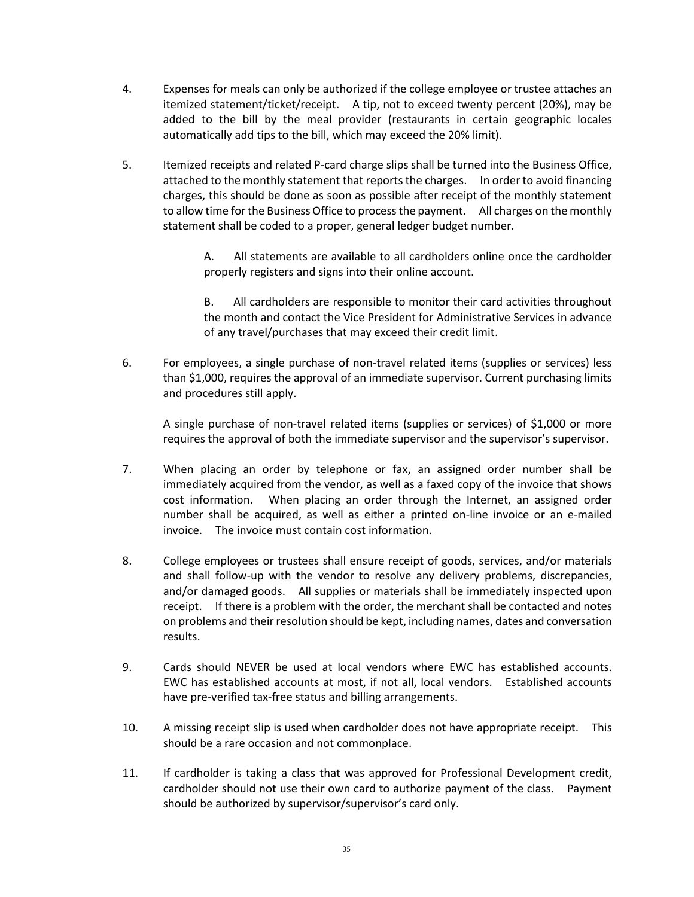4. Expenses for meals can only be authorized if the college employee or trustee attaches an itemized statement/ticket/receipt. A tip, not to exceed twenty percent (20%), may be added to the bill by the meal provider (restaurants in certain geographic locales automatically add tips to the bill, which may exceed the 20% limit).

5. Itemized receipts and related P-card charge slips shall be turned into the Business Office, attached to the monthly statement that reports the charges. In order to avoid financing charges, this should be done as soon as possible after receipt of the monthly statement to allow time for the Business Office to process the payment. All charges on the monthly statement shall be coded to a proper, general ledger budget number.

   A. All statements are available to all cardholders online once the cardholder properly registers and signs into their online account.

   B. All cardholders are responsible to monitor their card activities throughout the month and contact the Vice President for Administrative Services in advance of any travel/purchases that may exceed their credit limit.

6. For employees, a single purchase of non-travel related items (supplies or services) less than $1,000, requires the approval of an immediate supervisor. Current purchasing limits and procedures still apply.

   A single purchase of non-travel related items (supplies or services) of $1,000 or more requires the approval of both the immediate supervisor and the supervisor's supervisor.

7. When placing an order by telephone or fax, an assigned order number shall be immediately acquired from the vendor, as well as a faxed copy of the invoice that shows cost information. When placing an order through the Internet, an assigned order number shall be acquired, as well as either a printed on-line invoice or an e-mailed invoice. The invoice must contain cost information.

8. College employees or trustees shall ensure receipt of goods, services, and/or materials and shall follow-up with the vendor to resolve any delivery problems, discrepancies, and/or damaged goods. All supplies or materials shall be immediately inspected upon receipt. If there is a problem with the order, the merchant shall be contacted and notes on problems and their resolution should be kept, including names, dates and conversation results.

9. Cards should NEVER be used at local vendors where EWC has established accounts. EWC has established accounts at most, if not all, local vendors. Established accounts have pre-verified tax-free status and billing arrangements.

10. A missing receipt slip is used when cardholder does not have appropriate receipt. This should be a rare occasion and not commonplace.

11. If cardholder is taking a class that was approved for Professional Development credit, cardholder should not use their own card to authorize payment of the class. Payment should be authorized by supervisor/supervisor's card only.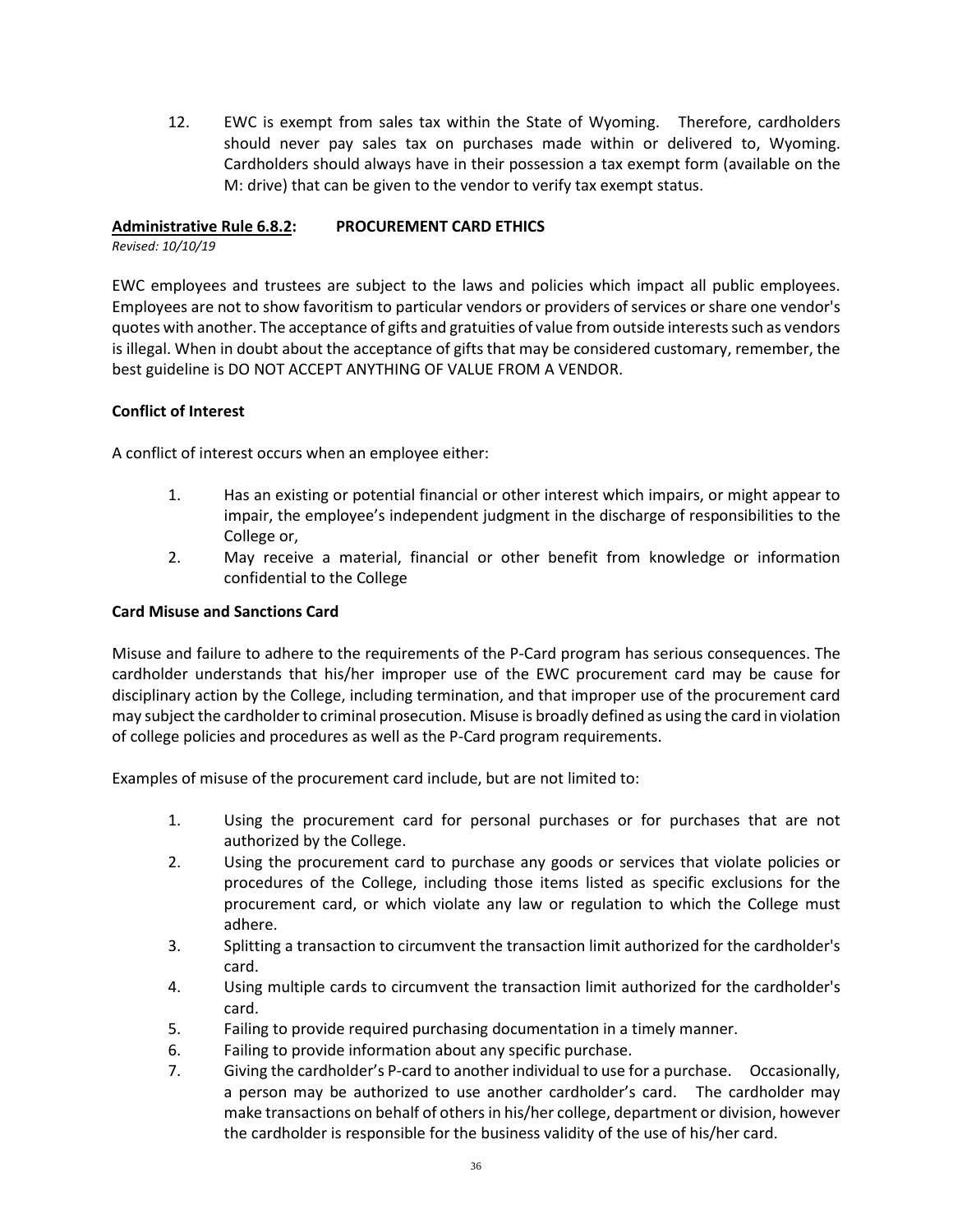12. EWC is exempt from sales tax within the State of Wyoming. Therefore, cardholders should never pay sales tax on purchases made within or delivered to, Wyoming. Cardholders should always have in their possession a tax exempt form (available on the M: drive) that can be given to the vendor to verify tax exempt status.

## Administrative Rule 6.8.2: PROCUREMENT CARD ETHICS

*Revised: 10/10/19*

EWC employees and trustees are subject to the laws and policies which impact all public employees. Employees are not to show favoritism to particular vendors or providers of services or share one vendor's quotes with another. The acceptance of gifts and gratuities of value from outside interests such as vendors is illegal. When in doubt about the acceptance of gifts that may be considered customary, remember, the best guideline is DO NOT ACCEPT ANYTHING OF VALUE FROM A VENDOR.

### Conflict of Interest

A conflict of interest occurs when an employee either:

1. Has an existing or potential financial or other interest which impairs, or might appear to impair, the employee's independent judgment in the discharge of responsibilities to the College or,
2. May receive a material, financial or other benefit from knowledge or information confidential to the College

### Card Misuse and Sanctions Card

Misuse and failure to adhere to the requirements of the P-Card program has serious consequences. The cardholder understands that his/her improper use of the EWC procurement card may be cause for disciplinary action by the College, including termination, and that improper use of the procurement card may subject the cardholder to criminal prosecution. Misuse is broadly defined as using the card in violation of college policies and procedures as well as the P-Card program requirements.

Examples of misuse of the procurement card include, but are not limited to:

1. Using the procurement card for personal purchases or for purchases that are not authorized by the College.
2. Using the procurement card to purchase any goods or services that violate policies or procedures of the College, including those items listed as specific exclusions for the procurement card, or which violate any law or regulation to which the College must adhere.
3. Splitting a transaction to circumvent the transaction limit authorized for the cardholder's card.
4. Using multiple cards to circumvent the transaction limit authorized for the cardholder's card.
5. Failing to provide required purchasing documentation in a timely manner.
6. Failing to provide information about any specific purchase.
7. Giving the cardholder's P-card to another individual to use for a purchase. Occasionally, a person may be authorized to use another cardholder's card. The cardholder may make transactions on behalf of others in his/her college, department or division, however the cardholder is responsible for the business validity of the use of his/her card.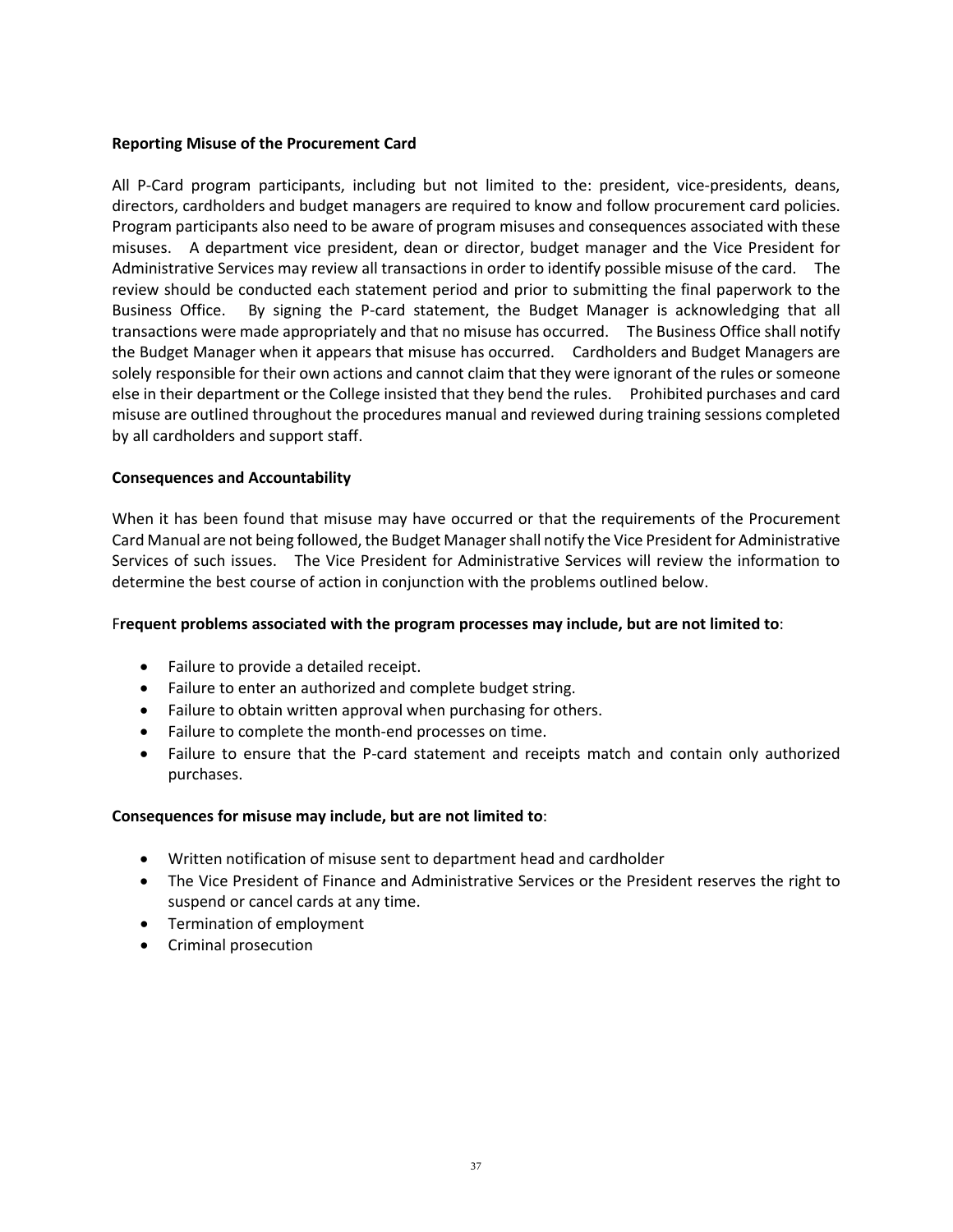**Reporting Misuse of the Procurement Card**

All P-Card program participants, including but not limited to the: president, vice-presidents, deans, directors, cardholders and budget managers are required to know and follow procurement card policies. Program participants also need to be aware of program misuses and consequences associated with these misuses. A department vice president, dean or director, budget manager and the Vice President for Administrative Services may review all transactions in order to identify possible misuse of the card. The review should be conducted each statement period and prior to submitting the final paperwork to the Business Office. By signing the P-card statement, the Budget Manager is acknowledging that all transactions were made appropriately and that no misuse has occurred. The Business Office shall notify the Budget Manager when it appears that misuse has occurred. Cardholders and Budget Managers are solely responsible for their own actions and cannot claim that they were ignorant of the rules or someone else in their department or the College insisted that they bend the rules. Prohibited purchases and card misuse are outlined throughout the procedures manual and reviewed during training sessions completed by all cardholders and support staff.

**Consequences and Accountability**

When it has been found that misuse may have occurred or that the requirements of the Procurement Card Manual are not being followed, the Budget Manager shall notify the Vice President for Administrative Services of such issues. The Vice President for Administrative Services will review the information to determine the best course of action in conjunction with the problems outlined below.

F**requent problems associated with the program processes may include, but are not limited to**:

- Failure to provide a detailed receipt.
- Failure to enter an authorized and complete budget string.
- Failure to obtain written approval when purchasing for others.
- Failure to complete the month-end processes on time.
- Failure to ensure that the P-card statement and receipts match and contain only authorized purchases.

**Consequences for misuse may include, but are not limited to**:

- Written notification of misuse sent to department head and cardholder
- The Vice President of Finance and Administrative Services or the President reserves the right to suspend or cancel cards at any time.
- Termination of employment
- Criminal prosecution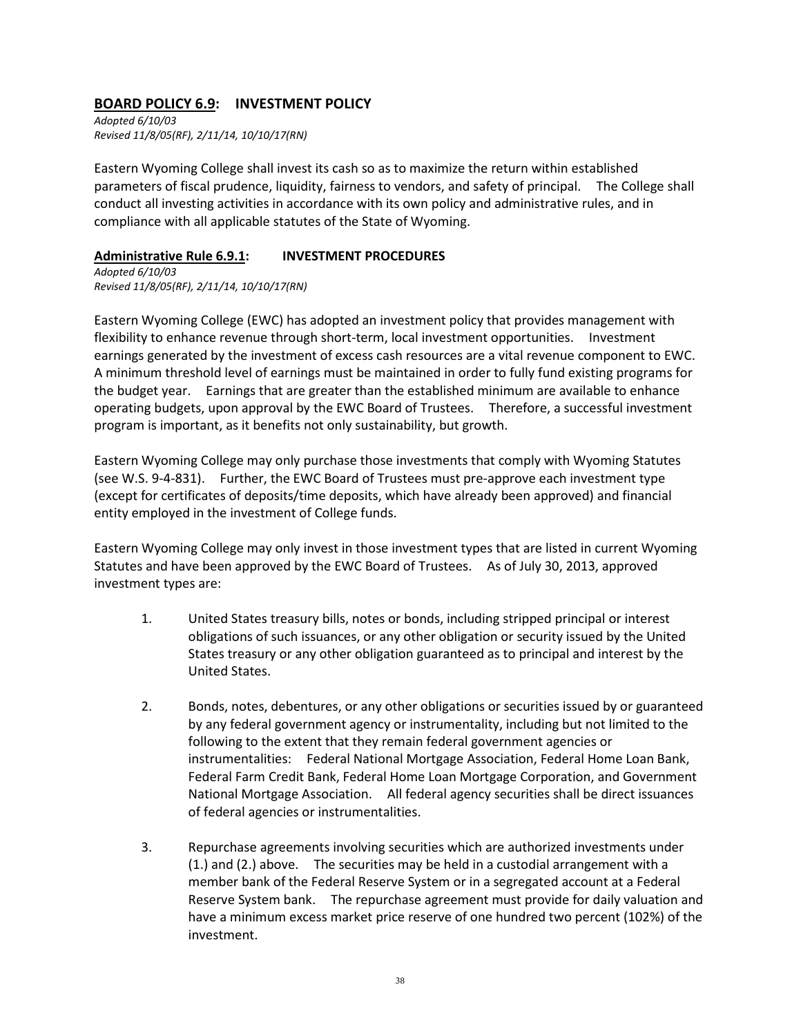## **<u>BOARD POLICY 6.9</u>: INVESTMENT POLICY**

*Adopted 6/10/03*
*Revised 11/8/05(RF), 2/11/14, 10/10/17(RN)*

Eastern Wyoming College shall invest its cash so as to maximize the return within established parameters of fiscal prudence, liquidity, fairness to vendors, and safety of principal. The College shall conduct all investing activities in accordance with its own policy and administrative rules, and in compliance with all applicable statutes of the State of Wyoming.

### **<u>Administrative Rule 6.9.1</u>: INVESTMENT PROCEDURES**

*Adopted 6/10/03*
*Revised 11/8/05(RF), 2/11/14, 10/10/17(RN)*

Eastern Wyoming College (EWC) has adopted an investment policy that provides management with flexibility to enhance revenue through short-term, local investment opportunities. Investment earnings generated by the investment of excess cash resources are a vital revenue component to EWC. A minimum threshold level of earnings must be maintained in order to fully fund existing programs for the budget year. Earnings that are greater than the established minimum are available to enhance operating budgets, upon approval by the EWC Board of Trustees. Therefore, a successful investment program is important, as it benefits not only sustainability, but growth.

Eastern Wyoming College may only purchase those investments that comply with Wyoming Statutes (see W.S. 9-4-831). Further, the EWC Board of Trustees must pre-approve each investment type (except for certificates of deposits/time deposits, which have already been approved) and financial entity employed in the investment of College funds.

Eastern Wyoming College may only invest in those investment types that are listed in current Wyoming Statutes and have been approved by the EWC Board of Trustees. As of July 30, 2013, approved investment types are:

1. United States treasury bills, notes or bonds, including stripped principal or interest obligations of such issuances, or any other obligation or security issued by the United States treasury or any other obligation guaranteed as to principal and interest by the United States.

2. Bonds, notes, debentures, or any other obligations or securities issued by or guaranteed by any federal government agency or instrumentality, including but not limited to the following to the extent that they remain federal government agencies or instrumentalities: Federal National Mortgage Association, Federal Home Loan Bank, Federal Farm Credit Bank, Federal Home Loan Mortgage Corporation, and Government National Mortgage Association. All federal agency securities shall be direct issuances of federal agencies or instrumentalities.

3. Repurchase agreements involving securities which are authorized investments under (1.) and (2.) above. The securities may be held in a custodial arrangement with a member bank of the Federal Reserve System or in a segregated account at a Federal Reserve System bank. The repurchase agreement must provide for daily valuation and have a minimum excess market price reserve of one hundred two percent (102%) of the investment.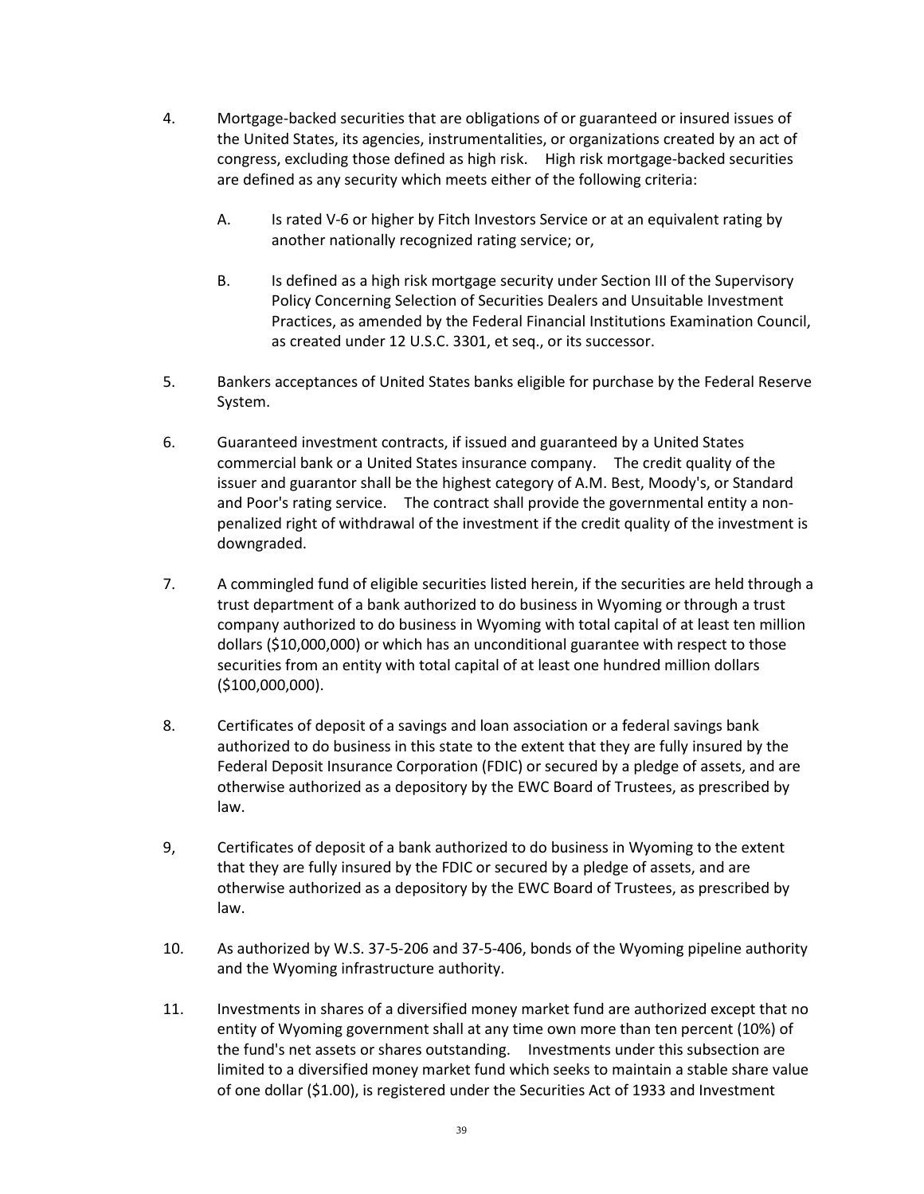4. Mortgage-backed securities that are obligations of or guaranteed or insured issues of the United States, its agencies, instrumentalities, or organizations created by an act of congress, excluding those defined as high risk. High risk mortgage-backed securities are defined as any security which meets either of the following criteria:

   A. Is rated V-6 or higher by Fitch Investors Service or at an equivalent rating by another nationally recognized rating service; or,

   B. Is defined as a high risk mortgage security under Section III of the Supervisory Policy Concerning Selection of Securities Dealers and Unsuitable Investment Practices, as amended by the Federal Financial Institutions Examination Council, as created under 12 U.S.C. 3301, et seq., or its successor.

5. Bankers acceptances of United States banks eligible for purchase by the Federal Reserve System.

6. Guaranteed investment contracts, if issued and guaranteed by a United States commercial bank or a United States insurance company. The credit quality of the issuer and guarantor shall be the highest category of A.M. Best, Moody's, or Standard and Poor's rating service. The contract shall provide the governmental entity a non-penalized right of withdrawal of the investment if the credit quality of the investment is downgraded.

7. A commingled fund of eligible securities listed herein, if the securities are held through a trust department of a bank authorized to do business in Wyoming or through a trust company authorized to do business in Wyoming with total capital of at least ten million dollars ($10,000,000) or which has an unconditional guarantee with respect to those securities from an entity with total capital of at least one hundred million dollars ($100,000,000).

8. Certificates of deposit of a savings and loan association or a federal savings bank authorized to do business in this state to the extent that they are fully insured by the Federal Deposit Insurance Corporation (FDIC) or secured by a pledge of assets, and are otherwise authorized as a depository by the EWC Board of Trustees, as prescribed by law.

9, Certificates of deposit of a bank authorized to do business in Wyoming to the extent that they are fully insured by the FDIC or secured by a pledge of assets, and are otherwise authorized as a depository by the EWC Board of Trustees, as prescribed by law.

10. As authorized by W.S. 37-5-206 and 37-5-406, bonds of the Wyoming pipeline authority and the Wyoming infrastructure authority.

11. Investments in shares of a diversified money market fund are authorized except that no entity of Wyoming government shall at any time own more than ten percent (10%) of the fund's net assets or shares outstanding. Investments under this subsection are limited to a diversified money market fund which seeks to maintain a stable share value of one dollar ($1.00), is registered under the Securities Act of 1933 and Investment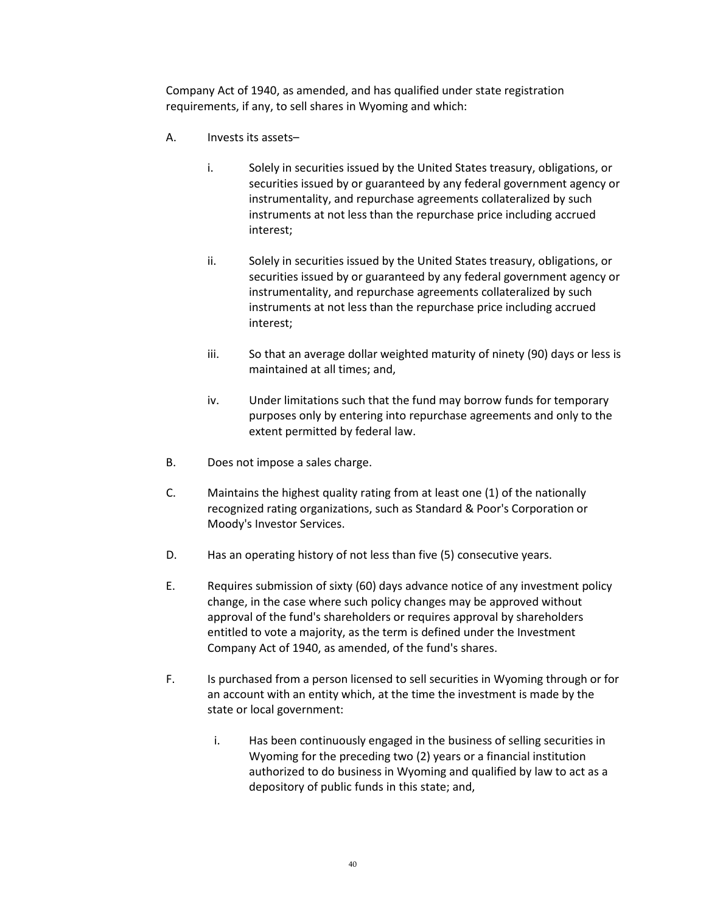Company Act of 1940, as amended, and has qualified under state registration requirements, if any, to sell shares in Wyoming and which:

A. Invests its assets–

   i. Solely in securities issued by the United States treasury, obligations, or securities issued by or guaranteed by any federal government agency or instrumentality, and repurchase agreements collateralized by such instruments at not less than the repurchase price including accrued interest;

   ii. Solely in securities issued by the United States treasury, obligations, or securities issued by or guaranteed by any federal government agency or instrumentality, and repurchase agreements collateralized by such instruments at not less than the repurchase price including accrued interest;

   iii. So that an average dollar weighted maturity of ninety (90) days or less is maintained at all times; and,

   iv. Under limitations such that the fund may borrow funds for temporary purposes only by entering into repurchase agreements and only to the extent permitted by federal law.

B. Does not impose a sales charge.

C. Maintains the highest quality rating from at least one (1) of the nationally recognized rating organizations, such as Standard & Poor's Corporation or Moody's Investor Services.

D. Has an operating history of not less than five (5) consecutive years.

E. Requires submission of sixty (60) days advance notice of any investment policy change, in the case where such policy changes may be approved without approval of the fund's shareholders or requires approval by shareholders entitled to vote a majority, as the term is defined under the Investment Company Act of 1940, as amended, of the fund's shares.

F. Is purchased from a person licensed to sell securities in Wyoming through or for an account with an entity which, at the time the investment is made by the state or local government:

   i. Has been continuously engaged in the business of selling securities in Wyoming for the preceding two (2) years or a financial institution authorized to do business in Wyoming and qualified by law to act as a depository of public funds in this state; and,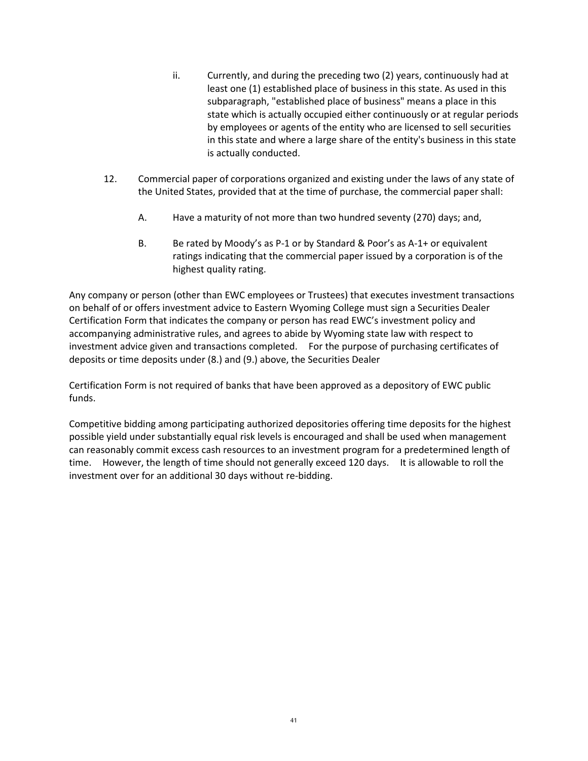ii. Currently, and during the preceding two (2) years, continuously had at least one (1) established place of business in this state. As used in this subparagraph, "established place of business" means a place in this state which is actually occupied either continuously or at regular periods by employees or agents of the entity who are licensed to sell securities in this state and where a large share of the entity's business in this state is actually conducted.

12. Commercial paper of corporations organized and existing under the laws of any state of the United States, provided that at the time of purchase, the commercial paper shall:

    A. Have a maturity of not more than two hundred seventy (270) days; and,

    B. Be rated by Moody's as P-1 or by Standard & Poor's as A-1+ or equivalent ratings indicating that the commercial paper issued by a corporation is of the highest quality rating.

Any company or person (other than EWC employees or Trustees) that executes investment transactions on behalf of or offers investment advice to Eastern Wyoming College must sign a Securities Dealer Certification Form that indicates the company or person has read EWC's investment policy and accompanying administrative rules, and agrees to abide by Wyoming state law with respect to investment advice given and transactions completed. For the purpose of purchasing certificates of deposits or time deposits under (8.) and (9.) above, the Securities Dealer

Certification Form is not required of banks that have been approved as a depository of EWC public funds.

Competitive bidding among participating authorized depositories offering time deposits for the highest possible yield under substantially equal risk levels is encouraged and shall be used when management can reasonably commit excess cash resources to an investment program for a predetermined length of time. However, the length of time should not generally exceed 120 days. It is allowable to roll the investment over for an additional 30 days without re-bidding.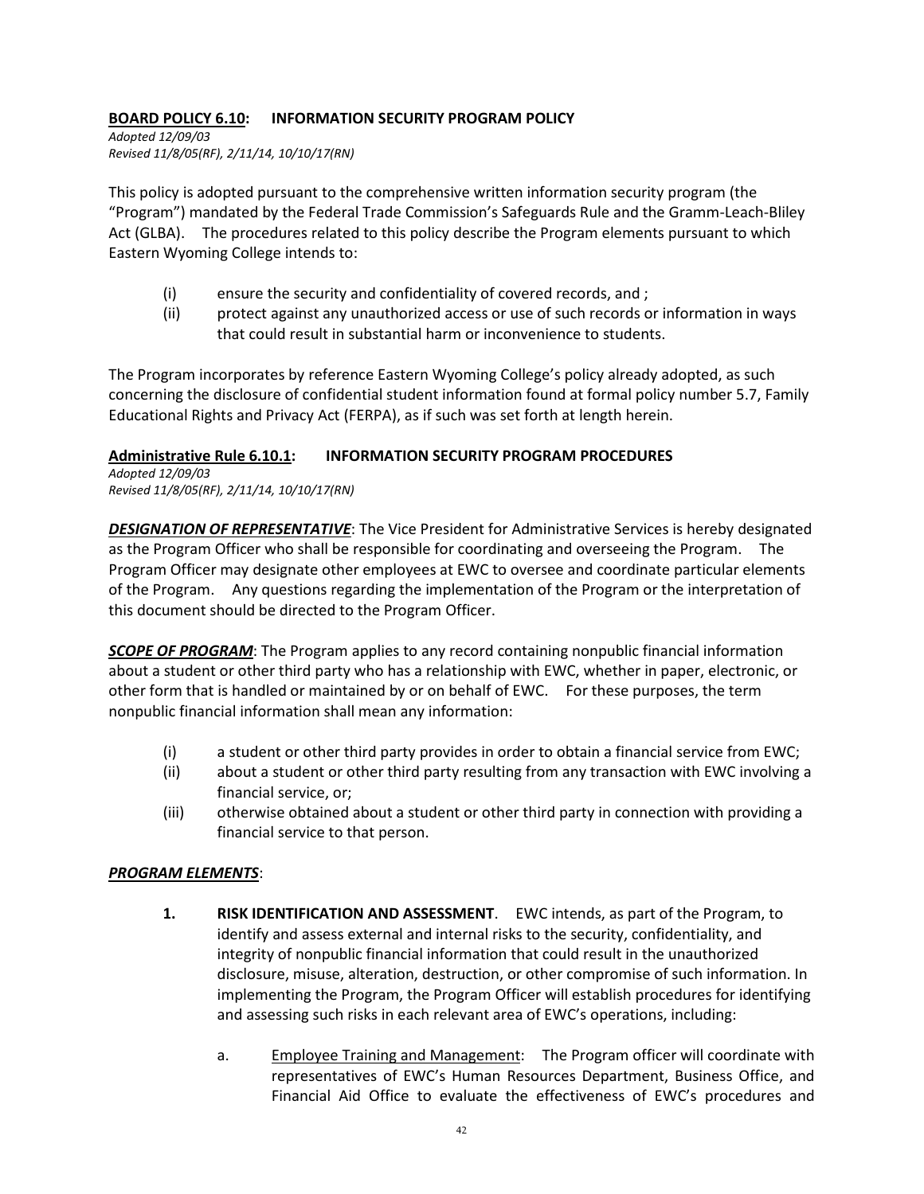## **BOARD POLICY 6.10:** INFORMATION SECURITY PROGRAM POLICY

*Adopted 12/09/03*
*Revised 11/8/05(RF), 2/11/14, 10/10/17(RN)*

This policy is adopted pursuant to the comprehensive written information security program (the "Program") mandated by the Federal Trade Commission's Safeguards Rule and the Gramm-Leach-Bliley Act (GLBA). The procedures related to this policy describe the Program elements pursuant to which Eastern Wyoming College intends to:

(i) ensure the security and confidentiality of covered records, and ;

(ii) protect against any unauthorized access or use of such records or information in ways that could result in substantial harm or inconvenience to students.

The Program incorporates by reference Eastern Wyoming College's policy already adopted, as such concerning the disclosure of confidential student information found at formal policy number 5.7, Family Educational Rights and Privacy Act (FERPA), as if such was set forth at length herein.

## **Administrative Rule 6.10.1:** INFORMATION SECURITY PROGRAM PROCEDURES

*Adopted 12/09/03*
*Revised 11/8/05(RF), 2/11/14, 10/10/17(RN)*

***DESIGNATION OF REPRESENTATIVE***: The Vice President for Administrative Services is hereby designated as the Program Officer who shall be responsible for coordinating and overseeing the Program. The Program Officer may designate other employees at EWC to oversee and coordinate particular elements of the Program. Any questions regarding the implementation of the Program or the interpretation of this document should be directed to the Program Officer.

***SCOPE OF PROGRAM***: The Program applies to any record containing nonpublic financial information about a student or other third party who has a relationship with EWC, whether in paper, electronic, or other form that is handled or maintained by or on behalf of EWC. For these purposes, the term nonpublic financial information shall mean any information:

(i) a student or other third party provides in order to obtain a financial service from EWC;

(ii) about a student or other third party resulting from any transaction with EWC involving a financial service, or;

(iii) otherwise obtained about a student or other third party in connection with providing a financial service to that person.

***PROGRAM ELEMENTS***:

**1. RISK IDENTIFICATION AND ASSESSMENT**. EWC intends, as part of the Program, to identify and assess external and internal risks to the security, confidentiality, and integrity of nonpublic financial information that could result in the unauthorized disclosure, misuse, alteration, destruction, or other compromise of such information. In implementing the Program, the Program Officer will establish procedures for identifying and assessing such risks in each relevant area of EWC's operations, including:

a. Employee Training and Management: The Program officer will coordinate with representatives of EWC's Human Resources Department, Business Office, and Financial Aid Office to evaluate the effectiveness of EWC's procedures and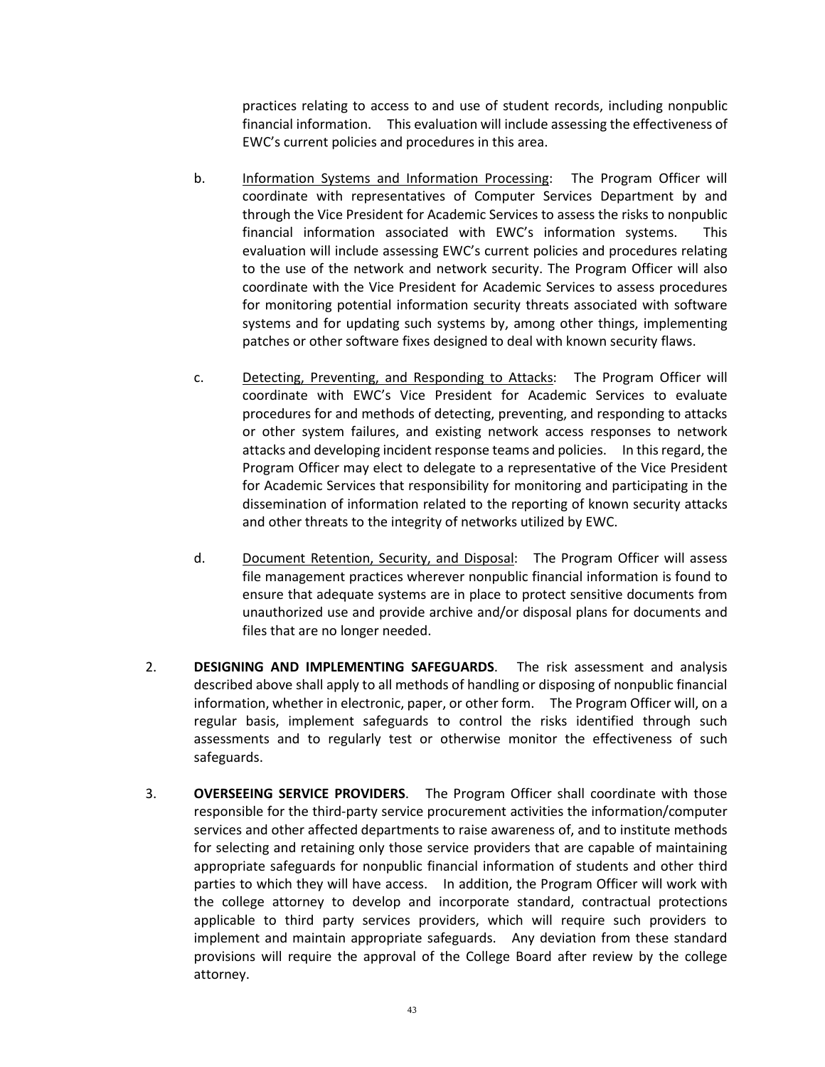practices relating to access to and use of student records, including nonpublic financial information. This evaluation will include assessing the effectiveness of EWC's current policies and procedures in this area.

b. Information Systems and Information Processing: The Program Officer will coordinate with representatives of Computer Services Department by and through the Vice President for Academic Services to assess the risks to nonpublic financial information associated with EWC's information systems. This evaluation will include assessing EWC's current policies and procedures relating to the use of the network and network security. The Program Officer will also coordinate with the Vice President for Academic Services to assess procedures for monitoring potential information security threats associated with software systems and for updating such systems by, among other things, implementing patches or other software fixes designed to deal with known security flaws.

c. Detecting, Preventing, and Responding to Attacks: The Program Officer will coordinate with EWC's Vice President for Academic Services to evaluate procedures for and methods of detecting, preventing, and responding to attacks or other system failures, and existing network access responses to network attacks and developing incident response teams and policies. In this regard, the Program Officer may elect to delegate to a representative of the Vice President for Academic Services that responsibility for monitoring and participating in the dissemination of information related to the reporting of known security attacks and other threats to the integrity of networks utilized by EWC.

d. Document Retention, Security, and Disposal: The Program Officer will assess file management practices wherever nonpublic financial information is found to ensure that adequate systems are in place to protect sensitive documents from unauthorized use and provide archive and/or disposal plans for documents and files that are no longer needed.

2. **DESIGNING AND IMPLEMENTING SAFEGUARDS**. The risk assessment and analysis described above shall apply to all methods of handling or disposing of nonpublic financial information, whether in electronic, paper, or other form. The Program Officer will, on a regular basis, implement safeguards to control the risks identified through such assessments and to regularly test or otherwise monitor the effectiveness of such safeguards.

3. **OVERSEEING SERVICE PROVIDERS**. The Program Officer shall coordinate with those responsible for the third-party service procurement activities the information/computer services and other affected departments to raise awareness of, and to institute methods for selecting and retaining only those service providers that are capable of maintaining appropriate safeguards for nonpublic financial information of students and other third parties to which they will have access. In addition, the Program Officer will work with the college attorney to develop and incorporate standard, contractual protections applicable to third party services providers, which will require such providers to implement and maintain appropriate safeguards. Any deviation from these standard provisions will require the approval of the College Board after review by the college attorney.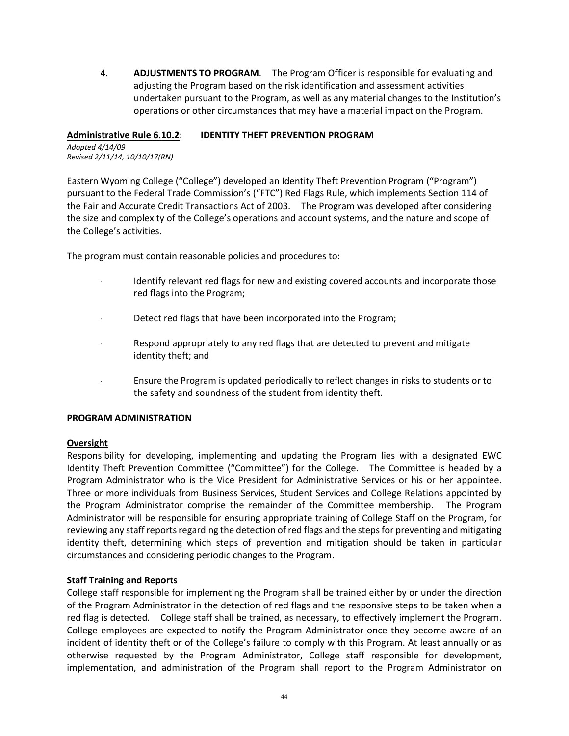4. **ADJUSTMENTS TO PROGRAM**. The Program Officer is responsible for evaluating and adjusting the Program based on the risk identification and assessment activities undertaken pursuant to the Program, as well as any material changes to the Institution's operations or other circumstances that may have a material impact on the Program.

**Administrative Rule 6.10.2**: **IDENTITY THEFT PREVENTION PROGRAM**

*Adopted 4/14/09*
*Revised 2/11/14, 10/10/17(RN)*

Eastern Wyoming College ("College") developed an Identity Theft Prevention Program ("Program") pursuant to the Federal Trade Commission's ("FTC") Red Flags Rule, which implements Section 114 of the Fair and Accurate Credit Transactions Act of 2003. The Program was developed after considering the size and complexity of the College's operations and account systems, and the nature and scope of the College's activities.

The program must contain reasonable policies and procedures to:

- Identify relevant red flags for new and existing covered accounts and incorporate those red flags into the Program;
- Detect red flags that have been incorporated into the Program;
- Respond appropriately to any red flags that are detected to prevent and mitigate identity theft; and
- Ensure the Program is updated periodically to reflect changes in risks to students or to the safety and soundness of the student from identity theft.

**PROGRAM ADMINISTRATION**

**Oversight**

Responsibility for developing, implementing and updating the Program lies with a designated EWC Identity Theft Prevention Committee ("Committee") for the College. The Committee is headed by a Program Administrator who is the Vice President for Administrative Services or his or her appointee. Three or more individuals from Business Services, Student Services and College Relations appointed by the Program Administrator comprise the remainder of the Committee membership. The Program Administrator will be responsible for ensuring appropriate training of College Staff on the Program, for reviewing any staff reports regarding the detection of red flags and the steps for preventing and mitigating identity theft, determining which steps of prevention and mitigation should be taken in particular circumstances and considering periodic changes to the Program.

**Staff Training and Reports**

College staff responsible for implementing the Program shall be trained either by or under the direction of the Program Administrator in the detection of red flags and the responsive steps to be taken when a red flag is detected. College staff shall be trained, as necessary, to effectively implement the Program. College employees are expected to notify the Program Administrator once they become aware of an incident of identity theft or of the College's failure to comply with this Program. At least annually or as otherwise requested by the Program Administrator, College staff responsible for development, implementation, and administration of the Program shall report to the Program Administrator on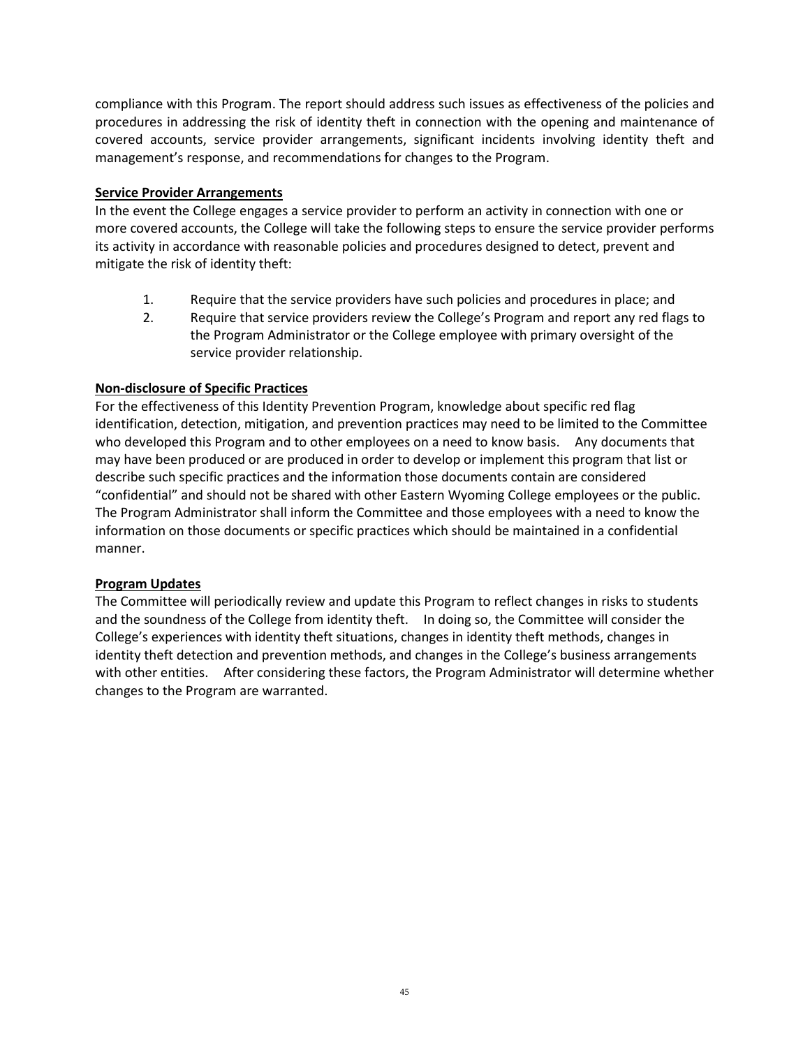compliance with this Program. The report should address such issues as effectiveness of the policies and procedures in addressing the risk of identity theft in connection with the opening and maintenance of covered accounts, service provider arrangements, significant incidents involving identity theft and management's response, and recommendations for changes to the Program.

**Service Provider Arrangements**

In the event the College engages a service provider to perform an activity in connection with one or more covered accounts, the College will take the following steps to ensure the service provider performs its activity in accordance with reasonable policies and procedures designed to detect, prevent and mitigate the risk of identity theft:

1. Require that the service providers have such policies and procedures in place; and
2. Require that service providers review the College's Program and report any red flags to the Program Administrator or the College employee with primary oversight of the service provider relationship.

**Non-disclosure of Specific Practices**

For the effectiveness of this Identity Prevention Program, knowledge about specific red flag identification, detection, mitigation, and prevention practices may need to be limited to the Committee who developed this Program and to other employees on a need to know basis. Any documents that may have been produced or are produced in order to develop or implement this program that list or describe such specific practices and the information those documents contain are considered "confidential" and should not be shared with other Eastern Wyoming College employees or the public. The Program Administrator shall inform the Committee and those employees with a need to know the information on those documents or specific practices which should be maintained in a confidential manner.

**Program Updates**

The Committee will periodically review and update this Program to reflect changes in risks to students and the soundness of the College from identity theft. In doing so, the Committee will consider the College's experiences with identity theft situations, changes in identity theft methods, changes in identity theft detection and prevention methods, and changes in the College's business arrangements with other entities. After considering these factors, the Program Administrator will determine whether changes to the Program are warranted.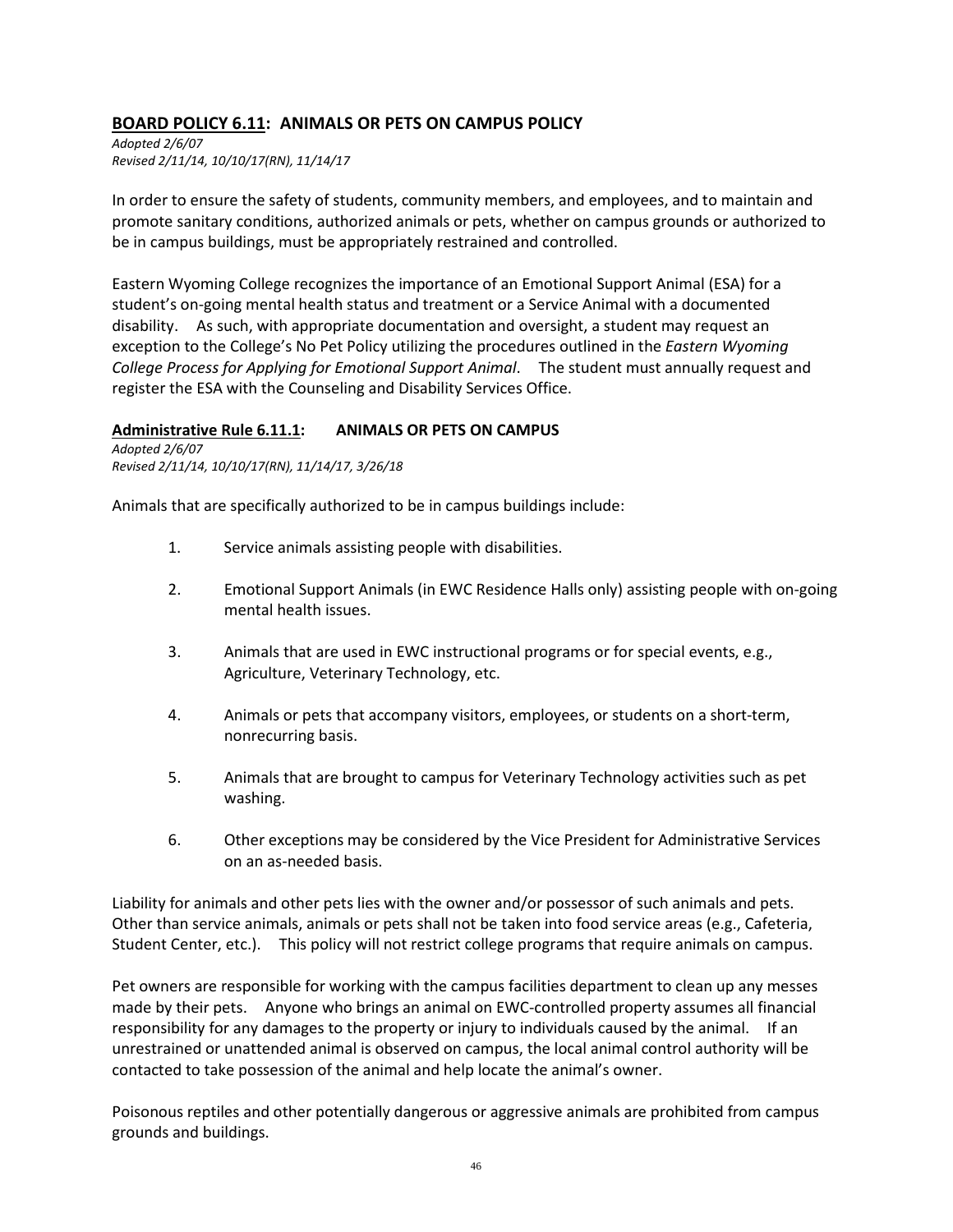## **<u>BOARD POLICY 6.11</u>: ANIMALS OR PETS ON CAMPUS POLICY**

*Adopted 2/6/07*
*Revised 2/11/14, 10/10/17(RN), 11/14/17*

In order to ensure the safety of students, community members, and employees, and to maintain and promote sanitary conditions, authorized animals or pets, whether on campus grounds or authorized to be in campus buildings, must be appropriately restrained and controlled.

Eastern Wyoming College recognizes the importance of an Emotional Support Animal (ESA) for a student's on-going mental health status and treatment or a Service Animal with a documented disability. As such, with appropriate documentation and oversight, a student may request an exception to the College's No Pet Policy utilizing the procedures outlined in the *Eastern Wyoming College Process for Applying for Emotional Support Animal*. The student must annually request and register the ESA with the Counseling and Disability Services Office.

### **<u>Administrative Rule 6.11.1</u>: ANIMALS OR PETS ON CAMPUS**

*Adopted 2/6/07*
*Revised 2/11/14, 10/10/17(RN), 11/14/17, 3/26/18*

Animals that are specifically authorized to be in campus buildings include:

1. Service animals assisting people with disabilities.
2. Emotional Support Animals (in EWC Residence Halls only) assisting people with on-going mental health issues.
3. Animals that are used in EWC instructional programs or for special events, e.g., Agriculture, Veterinary Technology, etc.
4. Animals or pets that accompany visitors, employees, or students on a short-term, nonrecurring basis.
5. Animals that are brought to campus for Veterinary Technology activities such as pet washing.
6. Other exceptions may be considered by the Vice President for Administrative Services on an as-needed basis.

Liability for animals and other pets lies with the owner and/or possessor of such animals and pets. Other than service animals, animals or pets shall not be taken into food service areas (e.g., Cafeteria, Student Center, etc.). This policy will not restrict college programs that require animals on campus.

Pet owners are responsible for working with the campus facilities department to clean up any messes made by their pets. Anyone who brings an animal on EWC-controlled property assumes all financial responsibility for any damages to the property or injury to individuals caused by the animal. If an unrestrained or unattended animal is observed on campus, the local animal control authority will be contacted to take possession of the animal and help locate the animal's owner.

Poisonous reptiles and other potentially dangerous or aggressive animals are prohibited from campus grounds and buildings.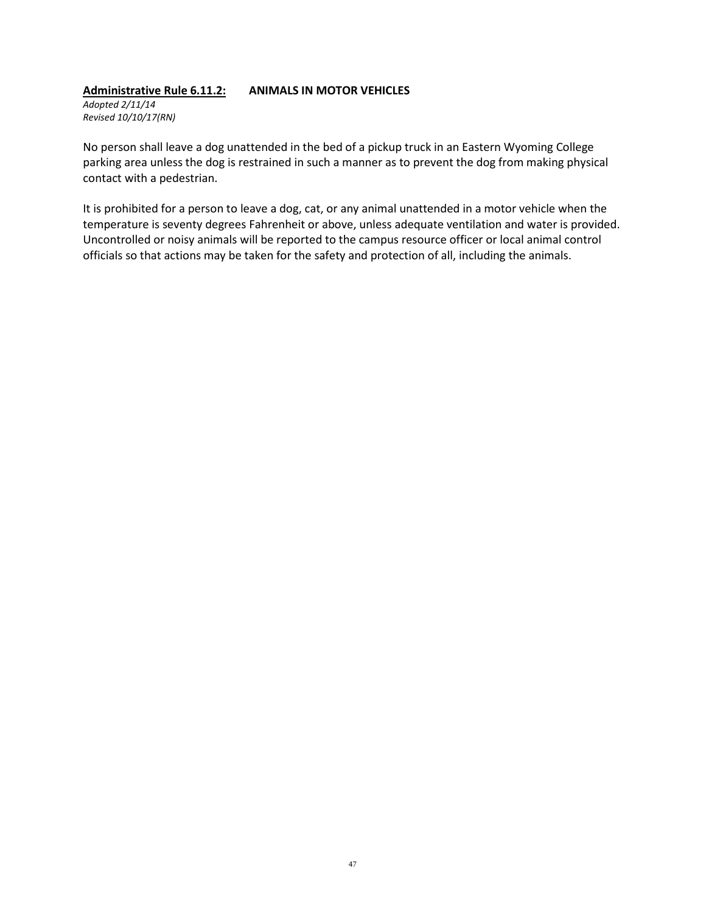## **Administrative Rule 6.11.2:** ANIMALS IN MOTOR VEHICLES

*Adopted 2/11/14*
*Revised 10/10/17(RN)*

No person shall leave a dog unattended in the bed of a pickup truck in an Eastern Wyoming College parking area unless the dog is restrained in such a manner as to prevent the dog from making physical contact with a pedestrian.

It is prohibited for a person to leave a dog, cat, or any animal unattended in a motor vehicle when the temperature is seventy degrees Fahrenheit or above, unless adequate ventilation and water is provided. Uncontrolled or noisy animals will be reported to the campus resource officer or local animal control officials so that actions may be taken for the safety and protection of all, including the animals.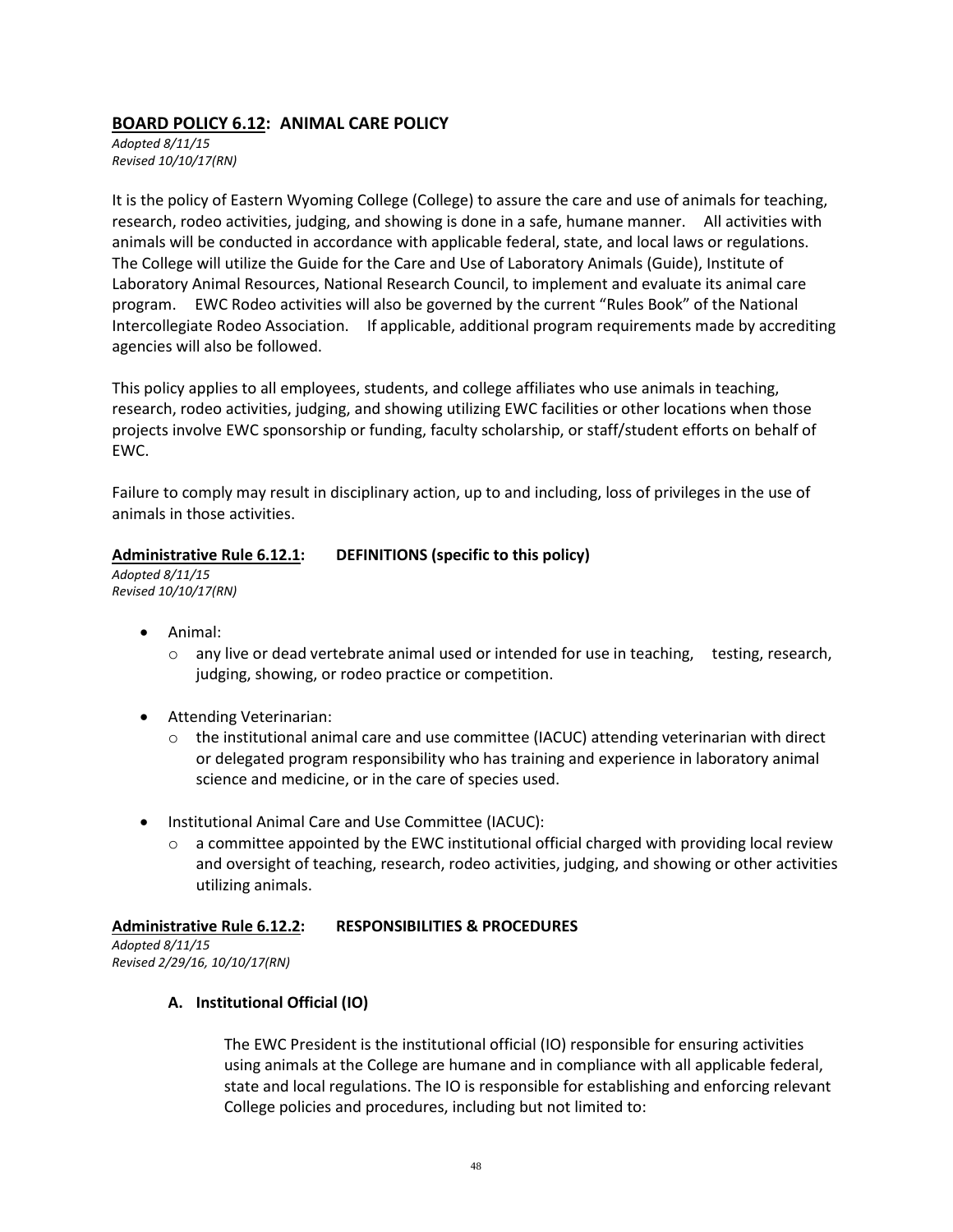## **BOARD POLICY 6.12: ANIMAL CARE POLICY**

*Adopted 8/11/15*
*Revised 10/10/17(RN)*

It is the policy of Eastern Wyoming College (College) to assure the care and use of animals for teaching, research, rodeo activities, judging, and showing is done in a safe, humane manner. All activities with animals will be conducted in accordance with applicable federal, state, and local laws or regulations. The College will utilize the Guide for the Care and Use of Laboratory Animals (Guide), Institute of Laboratory Animal Resources, National Research Council, to implement and evaluate its animal care program. EWC Rodeo activities will also be governed by the current "Rules Book" of the National Intercollegiate Rodeo Association. If applicable, additional program requirements made by accrediting agencies will also be followed.

This policy applies to all employees, students, and college affiliates who use animals in teaching, research, rodeo activities, judging, and showing utilizing EWC facilities or other locations when those projects involve EWC sponsorship or funding, faculty scholarship, or staff/student efforts on behalf of EWC.

Failure to comply may result in disciplinary action, up to and including, loss of privileges in the use of animals in those activities.

### **Administrative Rule 6.12.1: DEFINITIONS (specific to this policy)**

*Adopted 8/11/15*
*Revised 10/10/17(RN)*

- Animal:
  - any live or dead vertebrate animal used or intended for use in teaching, testing, research, judging, showing, or rodeo practice or competition.
- Attending Veterinarian:
  - the institutional animal care and use committee (IACUC) attending veterinarian with direct or delegated program responsibility who has training and experience in laboratory animal science and medicine, or in the care of species used.
- Institutional Animal Care and Use Committee (IACUC):
  - a committee appointed by the EWC institutional official charged with providing local review and oversight of teaching, research, rodeo activities, judging, and showing or other activities utilizing animals.

### **Administrative Rule 6.12.2: RESPONSIBILITIES & PROCEDURES**

*Adopted 8/11/15*
*Revised 2/29/16, 10/10/17(RN)*

**A. Institutional Official (IO)**

The EWC President is the institutional official (IO) responsible for ensuring activities using animals at the College are humane and in compliance with all applicable federal, state and local regulations. The IO is responsible for establishing and enforcing relevant College policies and procedures, including but not limited to: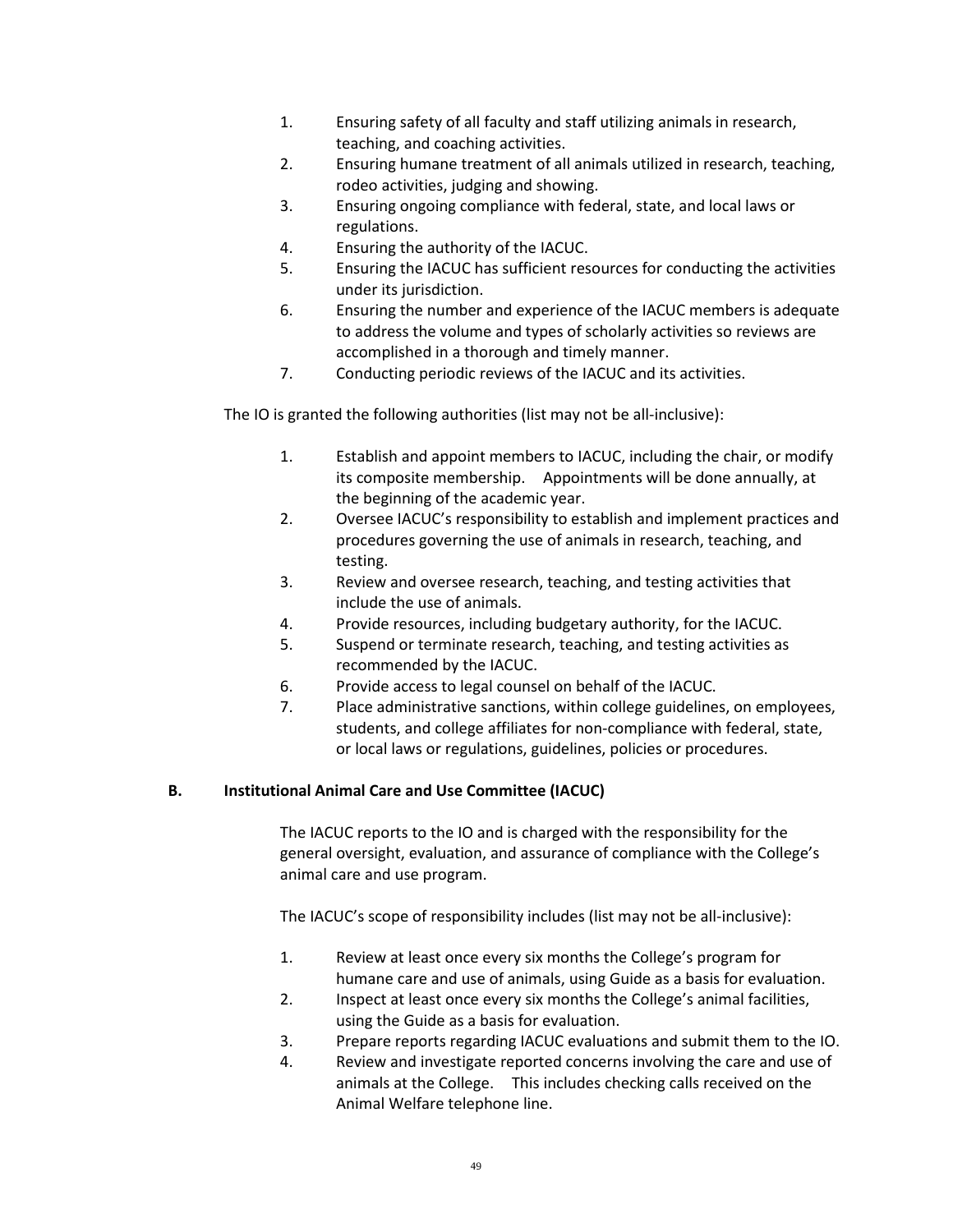1. Ensuring safety of all faculty and staff utilizing animals in research, teaching, and coaching activities.
2. Ensuring humane treatment of all animals utilized in research, teaching, rodeo activities, judging and showing.
3. Ensuring ongoing compliance with federal, state, and local laws or regulations.
4. Ensuring the authority of the IACUC.
5. Ensuring the IACUC has sufficient resources for conducting the activities under its jurisdiction.
6. Ensuring the number and experience of the IACUC members is adequate to address the volume and types of scholarly activities so reviews are accomplished in a thorough and timely manner.
7. Conducting periodic reviews of the IACUC and its activities.

The IO is granted the following authorities (list may not be all-inclusive):

1. Establish and appoint members to IACUC, including the chair, or modify its composite membership. Appointments will be done annually, at the beginning of the academic year.
2. Oversee IACUC's responsibility to establish and implement practices and procedures governing the use of animals in research, teaching, and testing.
3. Review and oversee research, teaching, and testing activities that include the use of animals.
4. Provide resources, including budgetary authority, for the IACUC.
5. Suspend or terminate research, teaching, and testing activities as recommended by the IACUC.
6. Provide access to legal counsel on behalf of the IACUC.
7. Place administrative sanctions, within college guidelines, on employees, students, and college affiliates for non-compliance with federal, state, or local laws or regulations, guidelines, policies or procedures.

### B. Institutional Animal Care and Use Committee (IACUC)

The IACUC reports to the IO and is charged with the responsibility for the general oversight, evaluation, and assurance of compliance with the College's animal care and use program.

The IACUC's scope of responsibility includes (list may not be all-inclusive):

1. Review at least once every six months the College's program for humane care and use of animals, using Guide as a basis for evaluation.
2. Inspect at least once every six months the College's animal facilities, using the Guide as a basis for evaluation.
3. Prepare reports regarding IACUC evaluations and submit them to the IO.
4. Review and investigate reported concerns involving the care and use of animals at the College. This includes checking calls received on the Animal Welfare telephone line.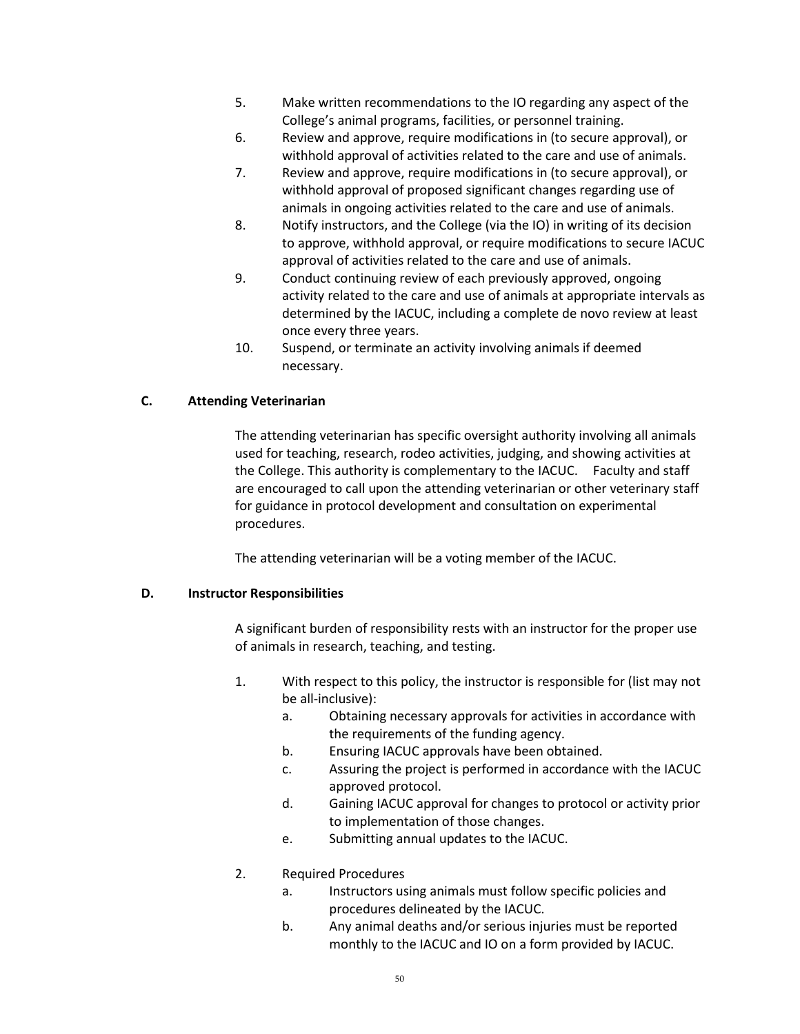5. Make written recommendations to the IO regarding any aspect of the College's animal programs, facilities, or personnel training.
6. Review and approve, require modifications in (to secure approval), or withhold approval of activities related to the care and use of animals.
7. Review and approve, require modifications in (to secure approval), or withhold approval of proposed significant changes regarding use of animals in ongoing activities related to the care and use of animals.
8. Notify instructors, and the College (via the IO) in writing of its decision to approve, withhold approval, or require modifications to secure IACUC approval of activities related to the care and use of animals.
9. Conduct continuing review of each previously approved, ongoing activity related to the care and use of animals at appropriate intervals as determined by the IACUC, including a complete de novo review at least once every three years.
10. Suspend, or terminate an activity involving animals if deemed necessary.

**C. Attending Veterinarian**

The attending veterinarian has specific oversight authority involving all animals used for teaching, research, rodeo activities, judging, and showing activities at the College. This authority is complementary to the IACUC. Faculty and staff are encouraged to call upon the attending veterinarian or other veterinary staff for guidance in protocol development and consultation on experimental procedures.

The attending veterinarian will be a voting member of the IACUC.

**D. Instructor Responsibilities**

A significant burden of responsibility rests with an instructor for the proper use of animals in research, teaching, and testing.

1. With respect to this policy, the instructor is responsible for (list may not be all-inclusive):
   a. Obtaining necessary approvals for activities in accordance with the requirements of the funding agency.
   b. Ensuring IACUC approvals have been obtained.
   c. Assuring the project is performed in accordance with the IACUC approved protocol.
   d. Gaining IACUC approval for changes to protocol or activity prior to implementation of those changes.
   e. Submitting annual updates to the IACUC.

2. Required Procedures
   a. Instructors using animals must follow specific policies and procedures delineated by the IACUC.
   b. Any animal deaths and/or serious injuries must be reported monthly to the IACUC and IO on a form provided by IACUC.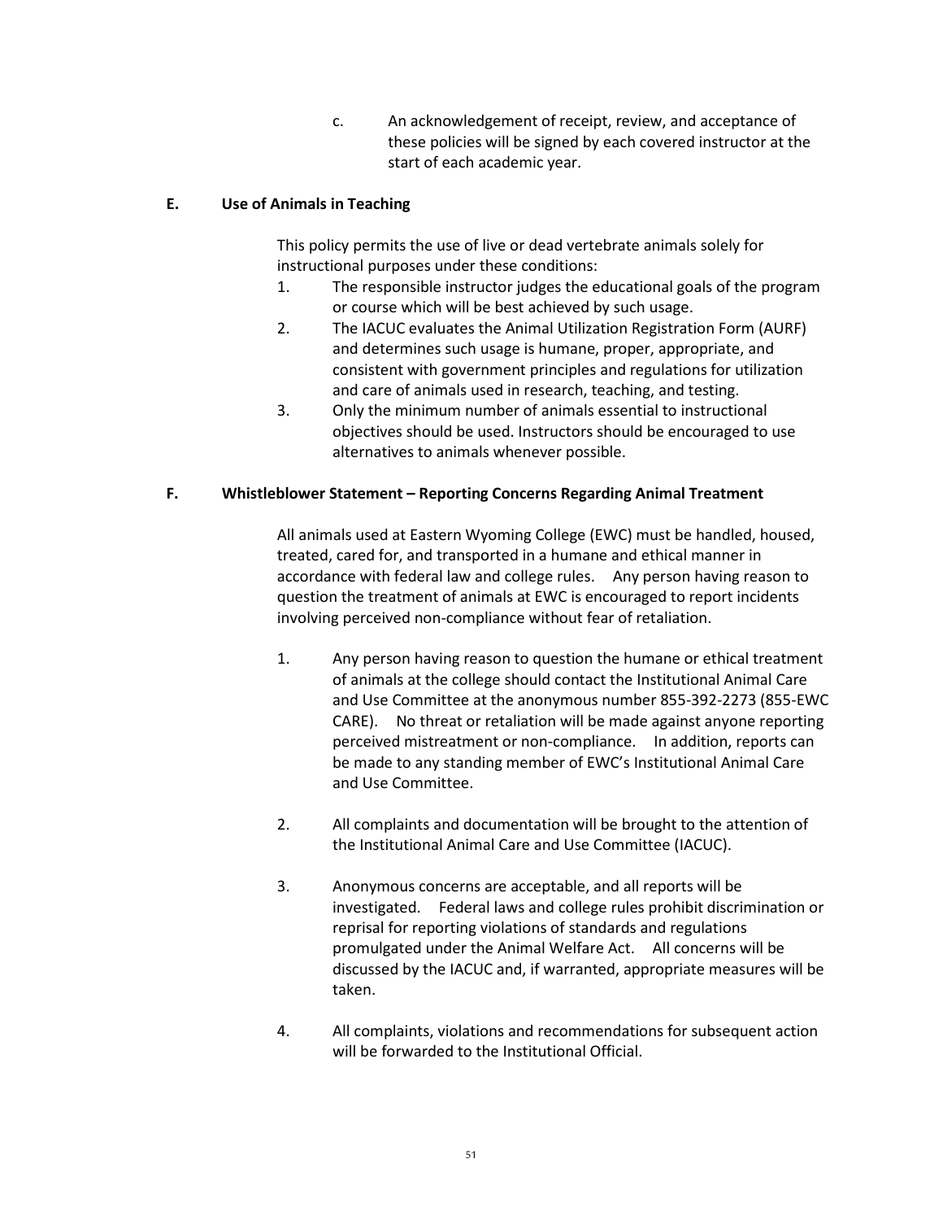c. An acknowledgement of receipt, review, and acceptance of these policies will be signed by each covered instructor at the start of each academic year.

**E. Use of Animals in Teaching**

This policy permits the use of live or dead vertebrate animals solely for instructional purposes under these conditions:

1. The responsible instructor judges the educational goals of the program or course which will be best achieved by such usage.
2. The IACUC evaluates the Animal Utilization Registration Form (AURF) and determines such usage is humane, proper, appropriate, and consistent with government principles and regulations for utilization and care of animals used in research, teaching, and testing.
3. Only the minimum number of animals essential to instructional objectives should be used. Instructors should be encouraged to use alternatives to animals whenever possible.

**F. Whistleblower Statement – Reporting Concerns Regarding Animal Treatment**

All animals used at Eastern Wyoming College (EWC) must be handled, housed, treated, cared for, and transported in a humane and ethical manner in accordance with federal law and college rules. Any person having reason to question the treatment of animals at EWC is encouraged to report incidents involving perceived non-compliance without fear of retaliation.

1. Any person having reason to question the humane or ethical treatment of animals at the college should contact the Institutional Animal Care and Use Committee at the anonymous number 855-392-2273 (855-EWC CARE). No threat or retaliation will be made against anyone reporting perceived mistreatment or non-compliance. In addition, reports can be made to any standing member of EWC's Institutional Animal Care and Use Committee.

2. All complaints and documentation will be brought to the attention of the Institutional Animal Care and Use Committee (IACUC).

3. Anonymous concerns are acceptable, and all reports will be investigated. Federal laws and college rules prohibit discrimination or reprisal for reporting violations of standards and regulations promulgated under the Animal Welfare Act. All concerns will be discussed by the IACUC and, if warranted, appropriate measures will be taken.

4. All complaints, violations and recommendations for subsequent action will be forwarded to the Institutional Official.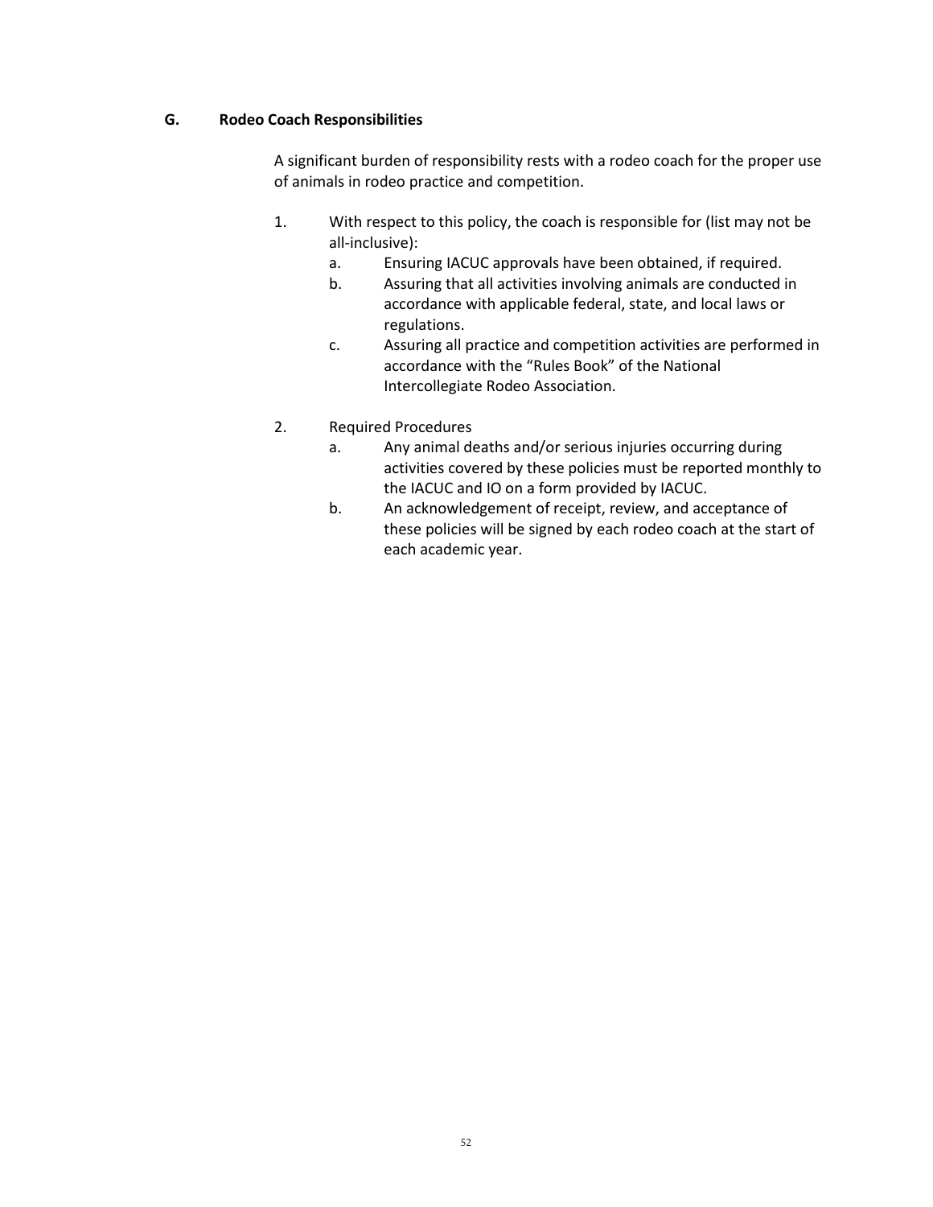### G. Rodeo Coach Responsibilities

A significant burden of responsibility rests with a rodeo coach for the proper use of animals in rodeo practice and competition.

1. With respect to this policy, the coach is responsible for (list may not be all-inclusive):
   a. Ensuring IACUC approvals have been obtained, if required.
   b. Assuring that all activities involving animals are conducted in accordance with applicable federal, state, and local laws or regulations.
   c. Assuring all practice and competition activities are performed in accordance with the "Rules Book" of the National Intercollegiate Rodeo Association.

2. Required Procedures
   a. Any animal deaths and/or serious injuries occurring during activities covered by these policies must be reported monthly to the IACUC and IO on a form provided by IACUC.
   b. An acknowledgement of receipt, review, and acceptance of these policies will be signed by each rodeo coach at the start of each academic year.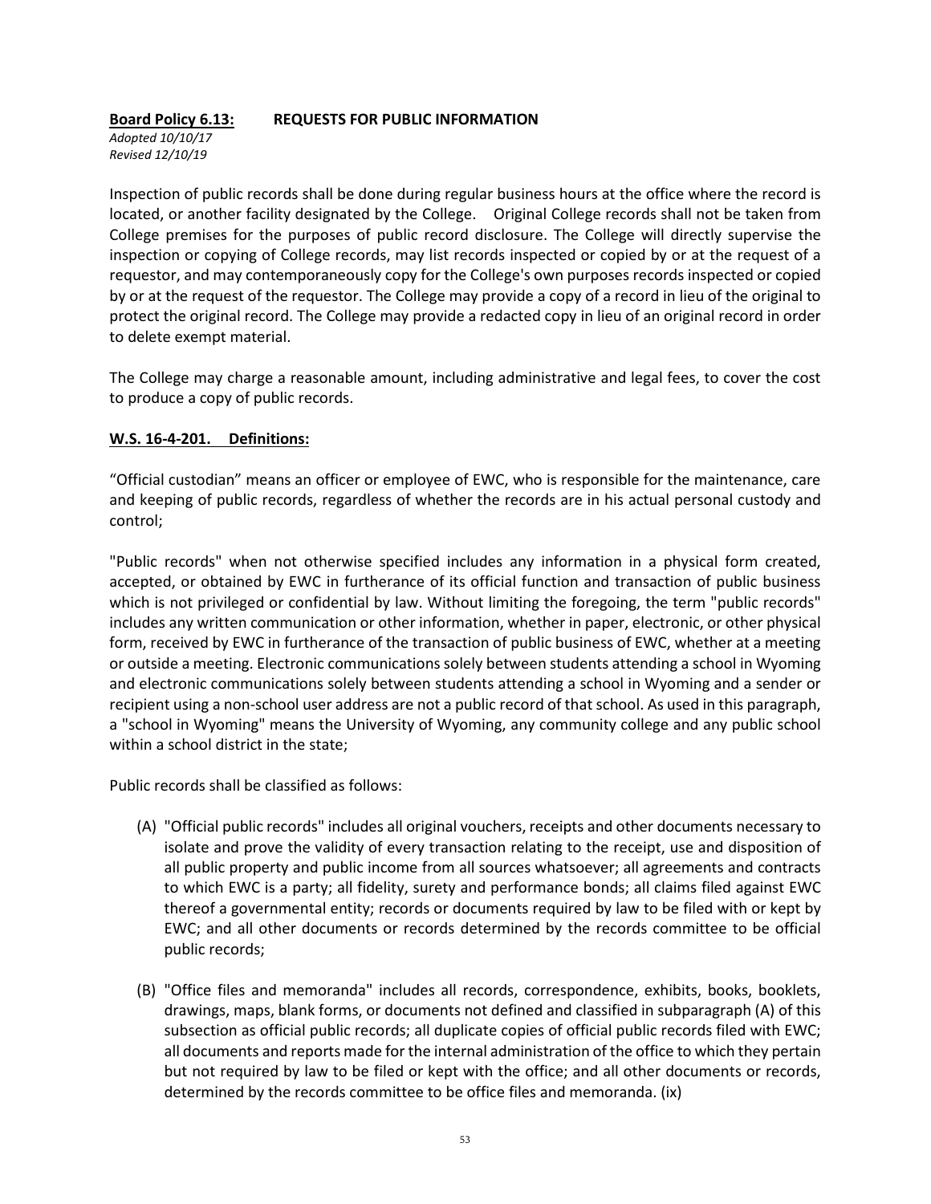**<u>Board Policy 6.13:</u>** **REQUESTS FOR PUBLIC INFORMATION**

*Adopted 10/10/17*
*Revised 12/10/19*

Inspection of public records shall be done during regular business hours at the office where the record is located, or another facility designated by the College. Original College records shall not be taken from College premises for the purposes of public record disclosure. The College will directly supervise the inspection or copying of College records, may list records inspected or copied by or at the request of a requestor, and may contemporaneously copy for the College's own purposes records inspected or copied by or at the request of the requestor. The College may provide a copy of a record in lieu of the original to protect the original record. The College may provide a redacted copy in lieu of an original record in order to delete exempt material.

The College may charge a reasonable amount, including administrative and legal fees, to cover the cost to produce a copy of public records.

**<u>W.S. 16-4-201. Definitions:</u>**

"Official custodian" means an officer or employee of EWC, who is responsible for the maintenance, care and keeping of public records, regardless of whether the records are in his actual personal custody and control;

"Public records" when not otherwise specified includes any information in a physical form created, accepted, or obtained by EWC in furtherance of its official function and transaction of public business which is not privileged or confidential by law. Without limiting the foregoing, the term "public records" includes any written communication or other information, whether in paper, electronic, or other physical form, received by EWC in furtherance of the transaction of public business of EWC, whether at a meeting or outside a meeting. Electronic communications solely between students attending a school in Wyoming and electronic communications solely between students attending a school in Wyoming and a sender or recipient using a non-school user address are not a public record of that school. As used in this paragraph, a "school in Wyoming" means the University of Wyoming, any community college and any public school within a school district in the state;

Public records shall be classified as follows:

(A) "Official public records" includes all original vouchers, receipts and other documents necessary to isolate and prove the validity of every transaction relating to the receipt, use and disposition of all public property and public income from all sources whatsoever; all agreements and contracts to which EWC is a party; all fidelity, surety and performance bonds; all claims filed against EWC thereof a governmental entity; records or documents required by law to be filed with or kept by EWC; and all other documents or records determined by the records committee to be official public records;

(B) "Office files and memoranda" includes all records, correspondence, exhibits, books, booklets, drawings, maps, blank forms, or documents not defined and classified in subparagraph (A) of this subsection as official public records; all duplicate copies of official public records filed with EWC; all documents and reports made for the internal administration of the office to which they pertain but not required by law to be filed or kept with the office; and all other documents or records, determined by the records committee to be office files and memoranda. (ix)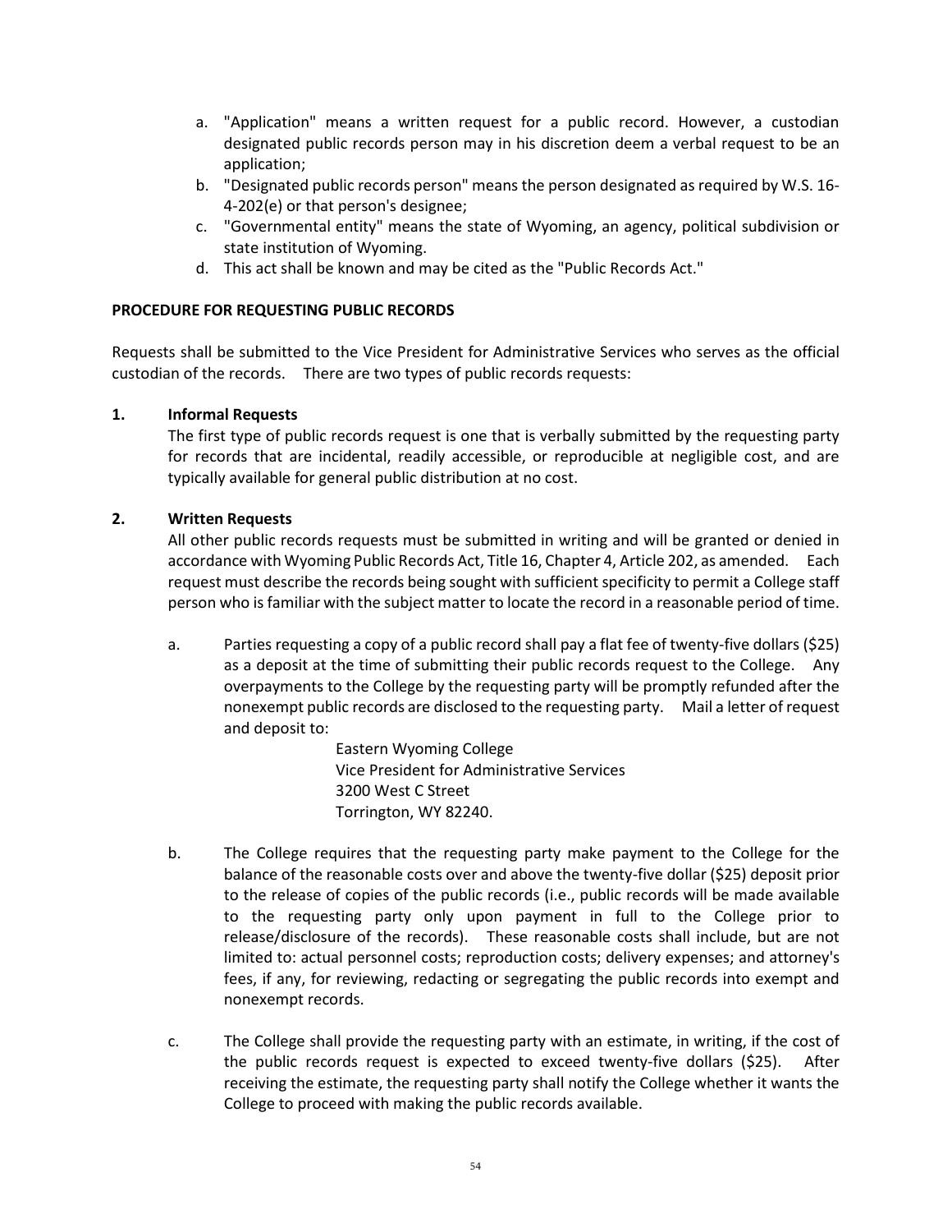a. "Application" means a written request for a public record. However, a custodian designated public records person may in his discretion deem a verbal request to be an application;
b. "Designated public records person" means the person designated as required by W.S. 16-4-202(e) or that person's designee;
c. "Governmental entity" means the state of Wyoming, an agency, political subdivision or state institution of Wyoming.
d. This act shall be known and may be cited as the "Public Records Act."

**PROCEDURE FOR REQUESTING PUBLIC RECORDS**

Requests shall be submitted to the Vice President for Administrative Services who serves as the official custodian of the records. There are two types of public records requests:

**1. Informal Requests**

The first type of public records request is one that is verbally submitted by the requesting party for records that are incidental, readily accessible, or reproducible at negligible cost, and are typically available for general public distribution at no cost.

**2. Written Requests**

All other public records requests must be submitted in writing and will be granted or denied in accordance with Wyoming Public Records Act, Title 16, Chapter 4, Article 202, as amended. Each request must describe the records being sought with sufficient specificity to permit a College staff person who is familiar with the subject matter to locate the record in a reasonable period of time.

a. Parties requesting a copy of a public record shall pay a flat fee of twenty-five dollars ($25) as a deposit at the time of submitting their public records request to the College. Any overpayments to the College by the requesting party will be promptly refunded after the nonexempt public records are disclosed to the requesting party. Mail a letter of request and deposit to:

   Eastern Wyoming College
   Vice President for Administrative Services
   3200 West C Street
   Torrington, WY 82240.

b. The College requires that the requesting party make payment to the College for the balance of the reasonable costs over and above the twenty-five dollar ($25) deposit prior to the release of copies of the public records (i.e., public records will be made available to the requesting party only upon payment in full to the College prior to release/disclosure of the records). These reasonable costs shall include, but are not limited to: actual personnel costs; reproduction costs; delivery expenses; and attorney's fees, if any, for reviewing, redacting or segregating the public records into exempt and nonexempt records.

c. The College shall provide the requesting party with an estimate, in writing, if the cost of the public records request is expected to exceed twenty-five dollars ($25). After receiving the estimate, the requesting party shall notify the College whether it wants the College to proceed with making the public records available.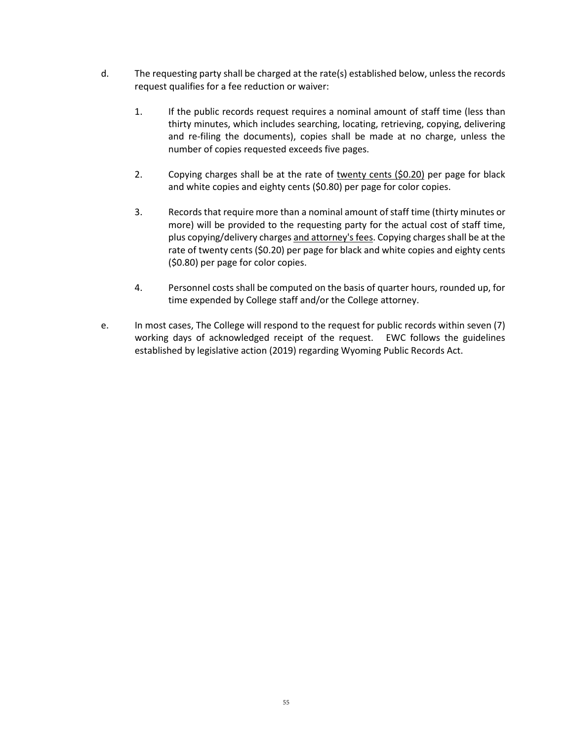d. The requesting party shall be charged at the rate(s) established below, unless the records request qualifies for a fee reduction or waiver:

   1. If the public records request requires a nominal amount of staff time (less than thirty minutes, which includes searching, locating, retrieving, copying, delivering and re-filing the documents), copies shall be made at no charge, unless the number of copies requested exceeds five pages.

   2. Copying charges shall be at the rate of <u>twenty cents ($0.20)</u> per page for black and white copies and eighty cents ($0.80) per page for color copies.

   3. Records that require more than a nominal amount of staff time (thirty minutes or more) will be provided to the requesting party for the actual cost of staff time, plus copying/delivery charges <u>and attorney's fees</u>. Copying charges shall be at the rate of twenty cents ($0.20) per page for black and white copies and eighty cents ($0.80) per page for color copies.

   4. Personnel costs shall be computed on the basis of quarter hours, rounded up, for time expended by College staff and/or the College attorney.

e. In most cases, The College will respond to the request for public records within seven (7) working days of acknowledged receipt of the request. EWC follows the guidelines established by legislative action (2019) regarding Wyoming Public Records Act.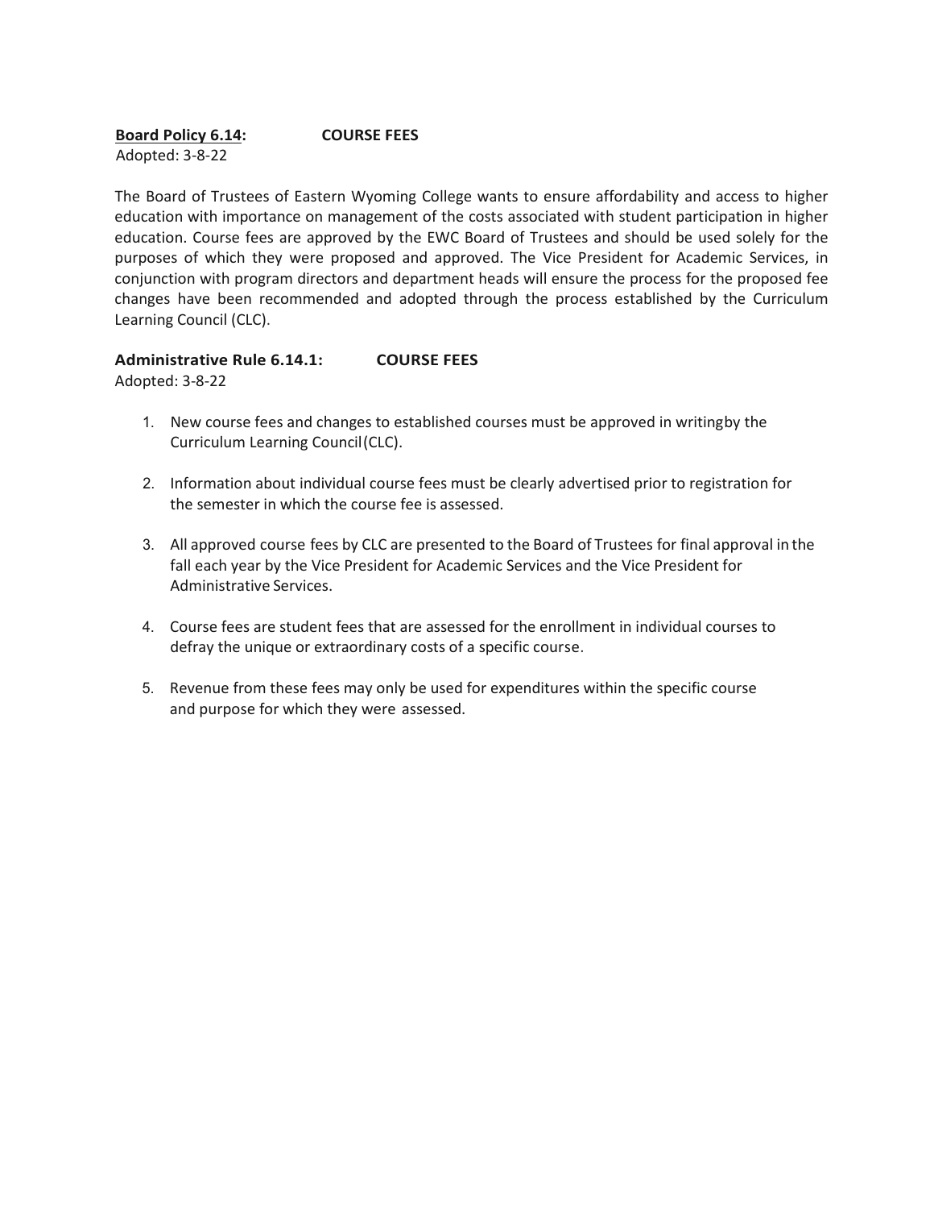**Board Policy 6.14:** **COURSE FEES**
Adopted: 3-8-22

The Board of Trustees of Eastern Wyoming College wants to ensure affordability and access to higher education with importance on management of the costs associated with student participation in higher education. Course fees are approved by the EWC Board of Trustees and should be used solely for the purposes of which they were proposed and approved. The Vice President for Academic Services, in conjunction with program directors and department heads will ensure the process for the proposed fee changes have been recommended and adopted through the process established by the Curriculum Learning Council (CLC).

**Administrative Rule 6.14.1:** **COURSE FEES**
Adopted: 3-8-22

1. New course fees and changes to established courses must be approved in writingby the Curriculum Learning Council(CLC).

2. Information about individual course fees must be clearly advertised prior to registration for the semester in which the course fee is assessed.

3. All approved course fees by CLC are presented to the Board of Trustees for final approval in the fall each year by the Vice President for Academic Services and the Vice President for Administrative Services.

4. Course fees are student fees that are assessed for the enrollment in individual courses to defray the unique or extraordinary costs of a specific course.

5. Revenue from these fees may only be used for expenditures within the specific course and purpose for which they were assessed.